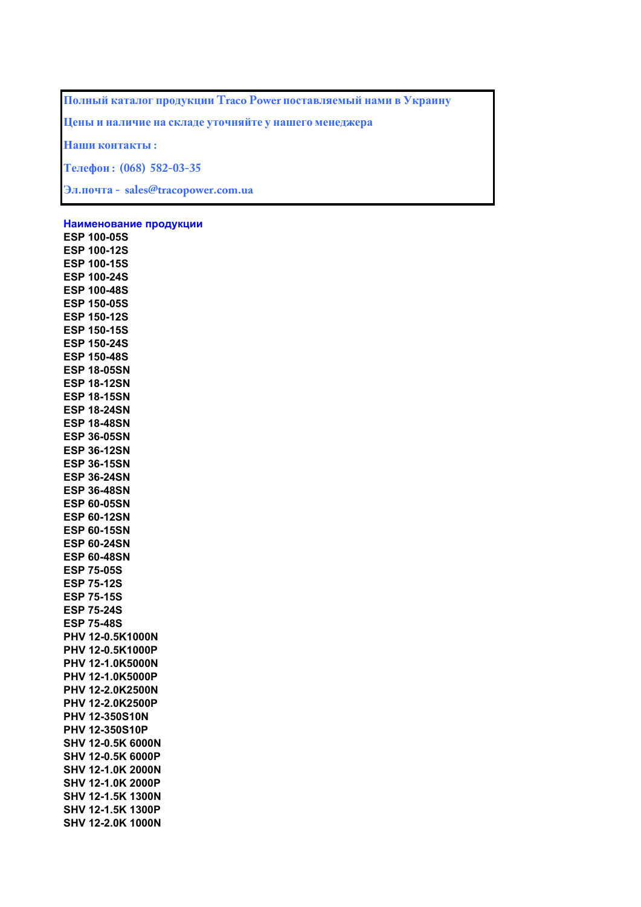Полный каталог продукции Traco Power поставляемый нами в Украину

Цены и наличие на складе уточняйте у нашего менеджера

Наши контакты :

Телефон : (068) 582-03-35

Эл.почта - sales@tracopower.com.ua

**Наименование продукции**

ESP 100-05S
ESP 100-12S
ESP 100-15S
ESP 100-24S
ESP 100-48S
ESP 150-05S
ESP 150-12S
ESP 150-15S
ESP 150-24S
ESP 150-48S
ESP 18-05SN
ESP 18-12SN
ESP 18-15SN
ESP 18-24SN
ESP 18-48SN
ESP 36-05SN
ESP 36-12SN
ESP 36-15SN
ESP 36-24SN
ESP 36-48SN
ESP 60-05SN
ESP 60-12SN
ESP 60-15SN
ESP 60-24SN
ESP 60-48SN
ESP 75-05S
ESP 75-12S
ESP 75-15S
ESP 75-24S
ESP 75-48S
PHV 12-0.5K1000N
PHV 12-0.5K1000P
PHV 12-1.0K5000N
PHV 12-1.0K5000P
PHV 12-2.0K2500N
PHV 12-2.0K2500P
PHV 12-350S10N
PHV 12-350S10P
SHV 12-0.5K 6000N
SHV 12-0.5K 6000P
SHV 12-1.0K 2000N
SHV 12-1.0K 2000P
SHV 12-1.5K 1300N
SHV 12-1.5K 1300P
SHV 12-2.0K 1000N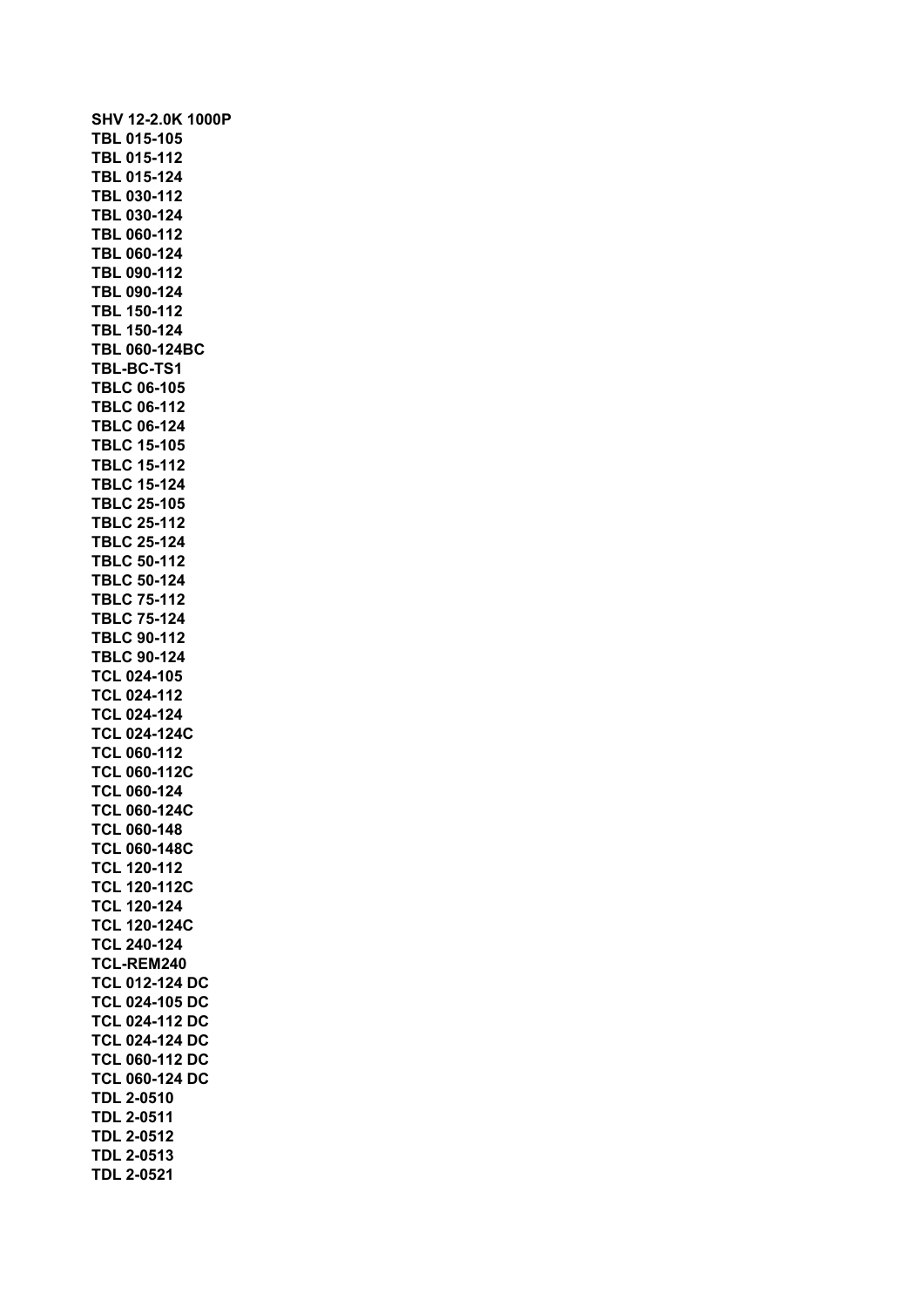**SHV 12-2.0K 1000P**
**TBL 015-105**
**TBL 015-112**
**TBL 015-124**
**TBL 030-112**
**TBL 030-124**
**TBL 060-112**
**TBL 060-124**
**TBL 090-112**
**TBL 090-124**
**TBL 150-112**
**TBL 150-124**
**TBL 060-124BC**
**TBL-BC-TS1**
**TBLC 06-105**
**TBLC 06-112**
**TBLC 06-124**
**TBLC 15-105**
**TBLC 15-112**
**TBLC 15-124**
**TBLC 25-105**
**TBLC 25-112**
**TBLC 25-124**
**TBLC 50-112**
**TBLC 50-124**
**TBLC 75-112**
**TBLC 75-124**
**TBLC 90-112**
**TBLC 90-124**
**TCL 024-105**
**TCL 024-112**
**TCL 024-124**
**TCL 024-124C**
**TCL 060-112**
**TCL 060-112C**
**TCL 060-124**
**TCL 060-124C**
**TCL 060-148**
**TCL 060-148C**
**TCL 120-112**
**TCL 120-112C**
**TCL 120-124**
**TCL 120-124C**
**TCL 240-124**
**TCL-REM240**
**TCL 012-124 DC**
**TCL 024-105 DC**
**TCL 024-112 DC**
**TCL 024-124 DC**
**TCL 060-112 DC**
**TCL 060-124 DC**
**TDL 2-0510**
**TDL 2-0511**
**TDL 2-0512**
**TDL 2-0513**
**TDL 2-0521**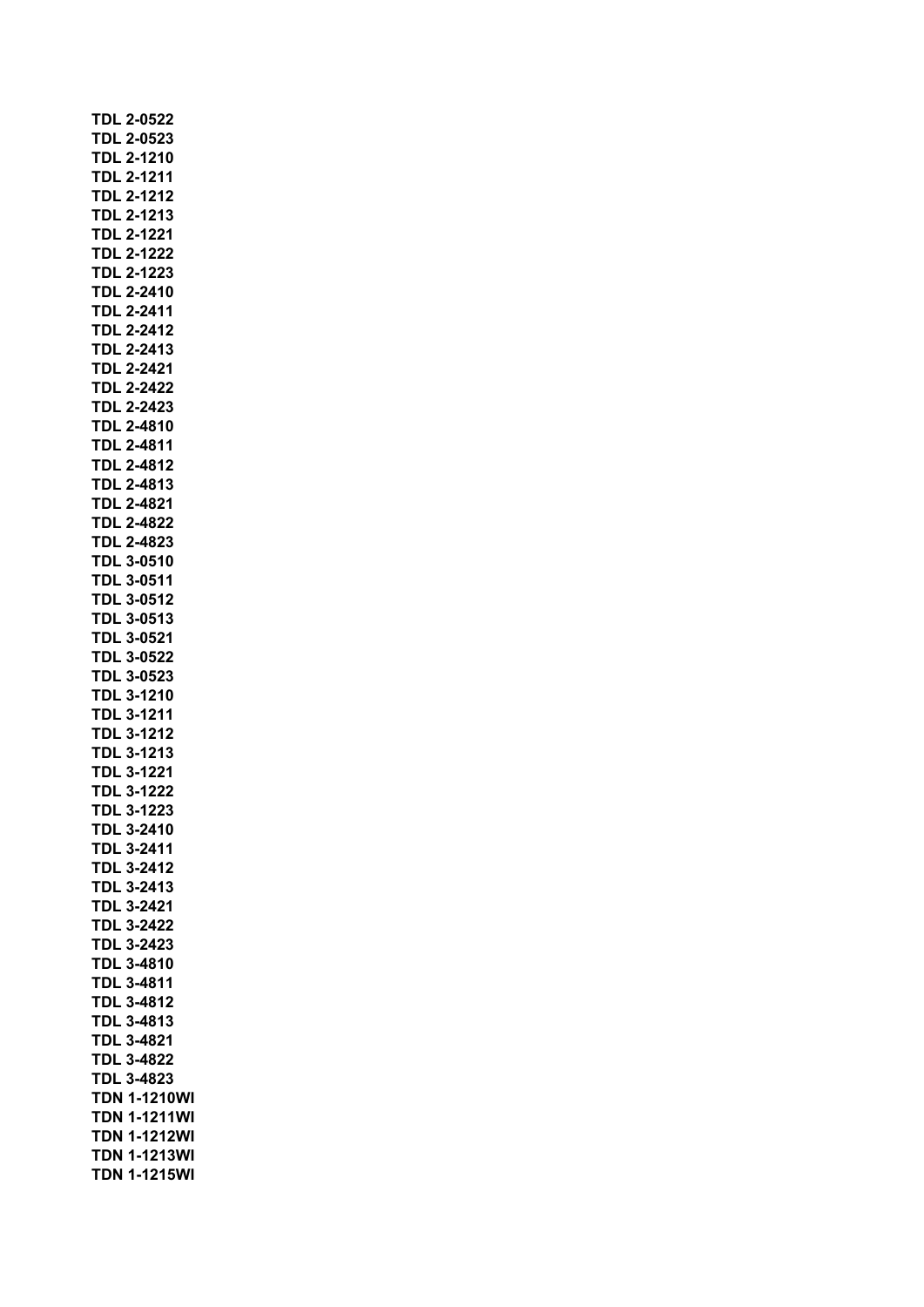**TDL 2-0522**
**TDL 2-0523**
**TDL 2-1210**
**TDL 2-1211**
**TDL 2-1212**
**TDL 2-1213**
**TDL 2-1221**
**TDL 2-1222**
**TDL 2-1223**
**TDL 2-2410**
**TDL 2-2411**
**TDL 2-2412**
**TDL 2-2413**
**TDL 2-2421**
**TDL 2-2422**
**TDL 2-2423**
**TDL 2-4810**
**TDL 2-4811**
**TDL 2-4812**
**TDL 2-4813**
**TDL 2-4821**
**TDL 2-4822**
**TDL 2-4823**
**TDL 3-0510**
**TDL 3-0511**
**TDL 3-0512**
**TDL 3-0513**
**TDL 3-0521**
**TDL 3-0522**
**TDL 3-0523**
**TDL 3-1210**
**TDL 3-1211**
**TDL 3-1212**
**TDL 3-1213**
**TDL 3-1221**
**TDL 3-1222**
**TDL 3-1223**
**TDL 3-2410**
**TDL 3-2411**
**TDL 3-2412**
**TDL 3-2413**
**TDL 3-2421**
**TDL 3-2422**
**TDL 3-2423**
**TDL 3-4810**
**TDL 3-4811**
**TDL 3-4812**
**TDL 3-4813**
**TDL 3-4821**
**TDL 3-4822**
**TDL 3-4823**
**TDN 1-1210WI**
**TDN 1-1211WI**
**TDN 1-1212WI**
**TDN 1-1213WI**
**TDN 1-1215WI**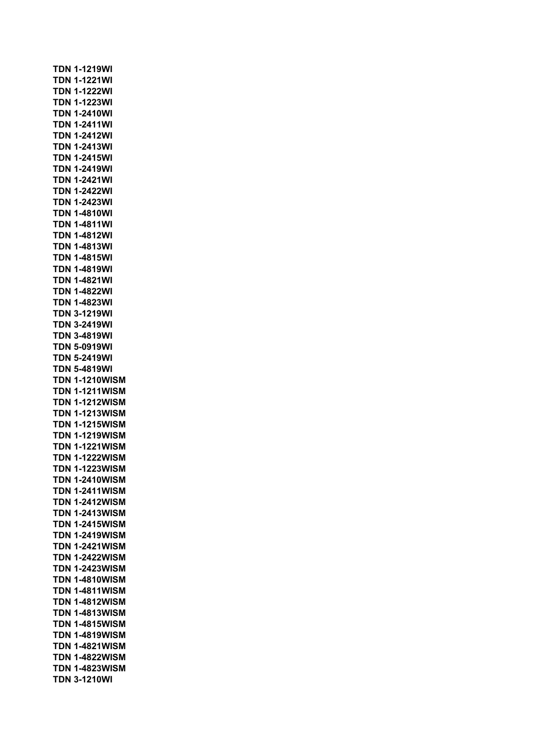**TDN 1-1219WI**
**TDN 1-1221WI**
**TDN 1-1222WI**
**TDN 1-1223WI**
**TDN 1-2410WI**
**TDN 1-2411WI**
**TDN 1-2412WI**
**TDN 1-2413WI**
**TDN 1-2415WI**
**TDN 1-2419WI**
**TDN 1-2421WI**
**TDN 1-2422WI**
**TDN 1-2423WI**
**TDN 1-4810WI**
**TDN 1-4811WI**
**TDN 1-4812WI**
**TDN 1-4813WI**
**TDN 1-4815WI**
**TDN 1-4819WI**
**TDN 1-4821WI**
**TDN 1-4822WI**
**TDN 1-4823WI**
**TDN 3-1219WI**
**TDN 3-2419WI**
**TDN 3-4819WI**
**TDN 5-0919WI**
**TDN 5-2419WI**
**TDN 5-4819WI**
**TDN 1-1210WISM**
**TDN 1-1211WISM**
**TDN 1-1212WISM**
**TDN 1-1213WISM**
**TDN 1-1215WISM**
**TDN 1-1219WISM**
**TDN 1-1221WISM**
**TDN 1-1222WISM**
**TDN 1-1223WISM**
**TDN 1-2410WISM**
**TDN 1-2411WISM**
**TDN 1-2412WISM**
**TDN 1-2413WISM**
**TDN 1-2415WISM**
**TDN 1-2419WISM**
**TDN 1-2421WISM**
**TDN 1-2422WISM**
**TDN 1-2423WISM**
**TDN 1-4810WISM**
**TDN 1-4811WISM**
**TDN 1-4812WISM**
**TDN 1-4813WISM**
**TDN 1-4815WISM**
**TDN 1-4819WISM**
**TDN 1-4821WISM**
**TDN 1-4822WISM**
**TDN 1-4823WISM**
**TDN 3-1210WI**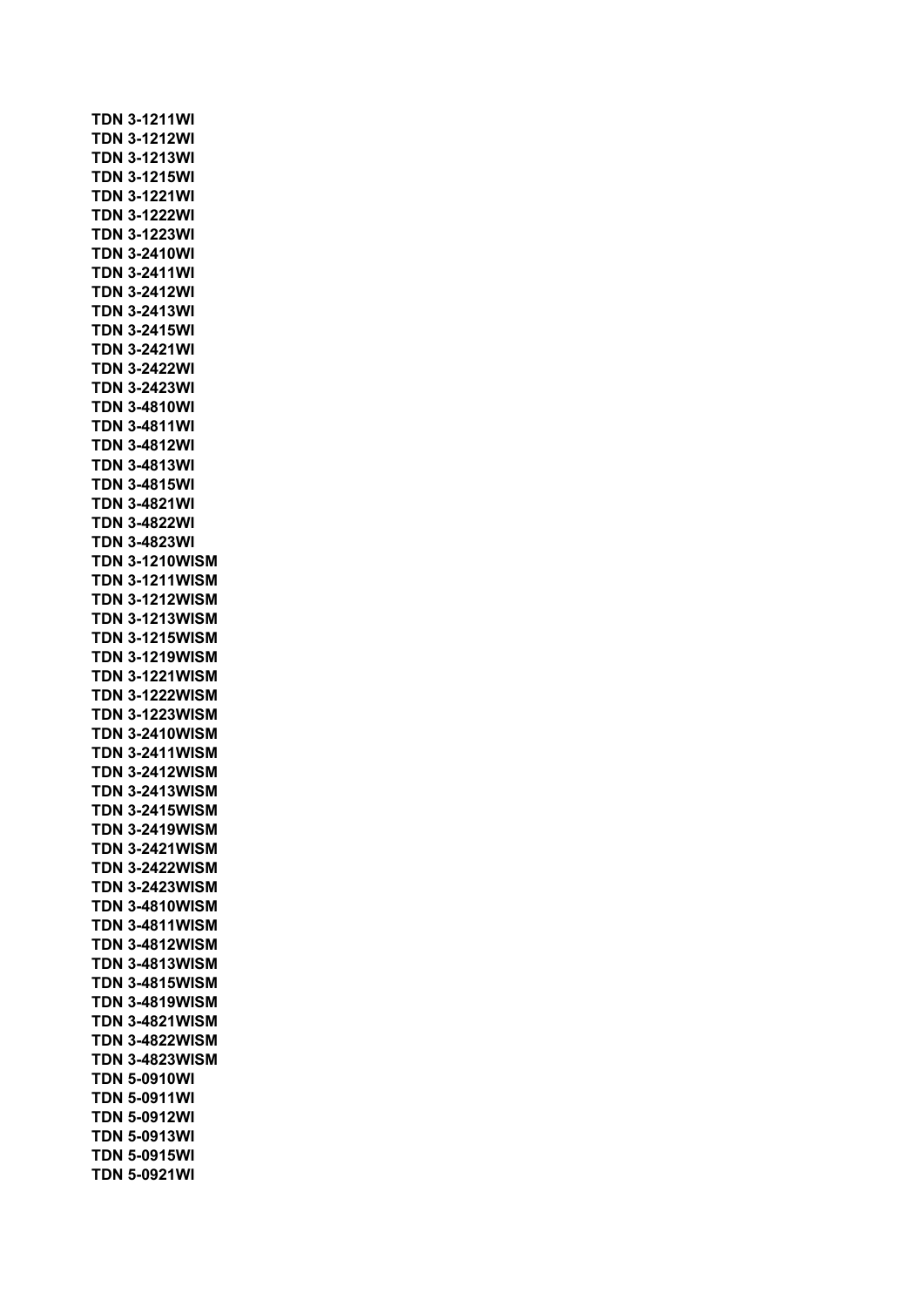**TDN 3-1211WI**
**TDN 3-1212WI**
**TDN 3-1213WI**
**TDN 3-1215WI**
**TDN 3-1221WI**
**TDN 3-1222WI**
**TDN 3-1223WI**
**TDN 3-2410WI**
**TDN 3-2411WI**
**TDN 3-2412WI**
**TDN 3-2413WI**
**TDN 3-2415WI**
**TDN 3-2421WI**
**TDN 3-2422WI**
**TDN 3-2423WI**
**TDN 3-4810WI**
**TDN 3-4811WI**
**TDN 3-4812WI**
**TDN 3-4813WI**
**TDN 3-4815WI**
**TDN 3-4821WI**
**TDN 3-4822WI**
**TDN 3-4823WI**
**TDN 3-1210WISM**
**TDN 3-1211WISM**
**TDN 3-1212WISM**
**TDN 3-1213WISM**
**TDN 3-1215WISM**
**TDN 3-1219WISM**
**TDN 3-1221WISM**
**TDN 3-1222WISM**
**TDN 3-1223WISM**
**TDN 3-2410WISM**
**TDN 3-2411WISM**
**TDN 3-2412WISM**
**TDN 3-2413WISM**
**TDN 3-2415WISM**
**TDN 3-2419WISM**
**TDN 3-2421WISM**
**TDN 3-2422WISM**
**TDN 3-2423WISM**
**TDN 3-4810WISM**
**TDN 3-4811WISM**
**TDN 3-4812WISM**
**TDN 3-4813WISM**
**TDN 3-4815WISM**
**TDN 3-4819WISM**
**TDN 3-4821WISM**
**TDN 3-4822WISM**
**TDN 3-4823WISM**
**TDN 5-0910WI**
**TDN 5-0911WI**
**TDN 5-0912WI**
**TDN 5-0913WI**
**TDN 5-0915WI**
**TDN 5-0921WI**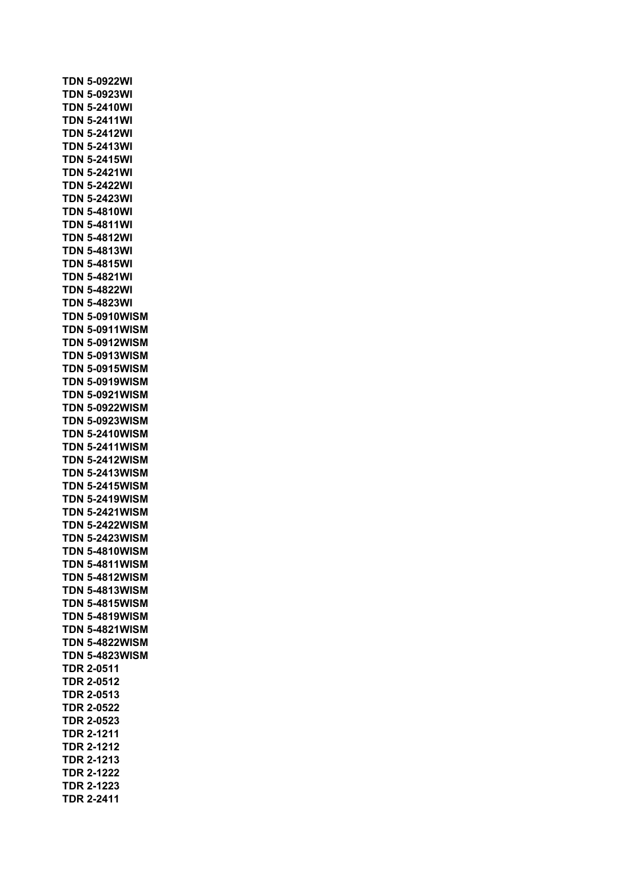**TDN 5-0922WI**
**TDN 5-0923WI**
**TDN 5-2410WI**
**TDN 5-2411WI**
**TDN 5-2412WI**
**TDN 5-2413WI**
**TDN 5-2415WI**
**TDN 5-2421WI**
**TDN 5-2422WI**
**TDN 5-2423WI**
**TDN 5-4810WI**
**TDN 5-4811WI**
**TDN 5-4812WI**
**TDN 5-4813WI**
**TDN 5-4815WI**
**TDN 5-4821WI**
**TDN 5-4822WI**
**TDN 5-4823WI**
**TDN 5-0910WISM**
**TDN 5-0911WISM**
**TDN 5-0912WISM**
**TDN 5-0913WISM**
**TDN 5-0915WISM**
**TDN 5-0919WISM**
**TDN 5-0921WISM**
**TDN 5-0922WISM**
**TDN 5-0923WISM**
**TDN 5-2410WISM**
**TDN 5-2411WISM**
**TDN 5-2412WISM**
**TDN 5-2413WISM**
**TDN 5-2415WISM**
**TDN 5-2419WISM**
**TDN 5-2421WISM**
**TDN 5-2422WISM**
**TDN 5-2423WISM**
**TDN 5-4810WISM**
**TDN 5-4811WISM**
**TDN 5-4812WISM**
**TDN 5-4813WISM**
**TDN 5-4815WISM**
**TDN 5-4819WISM**
**TDN 5-4821WISM**
**TDN 5-4822WISM**
**TDN 5-4823WISM**
**TDR 2-0511**
**TDR 2-0512**
**TDR 2-0513**
**TDR 2-0522**
**TDR 2-0523**
**TDR 2-1211**
**TDR 2-1212**
**TDR 2-1213**
**TDR 2-1222**
**TDR 2-1223**
**TDR 2-2411**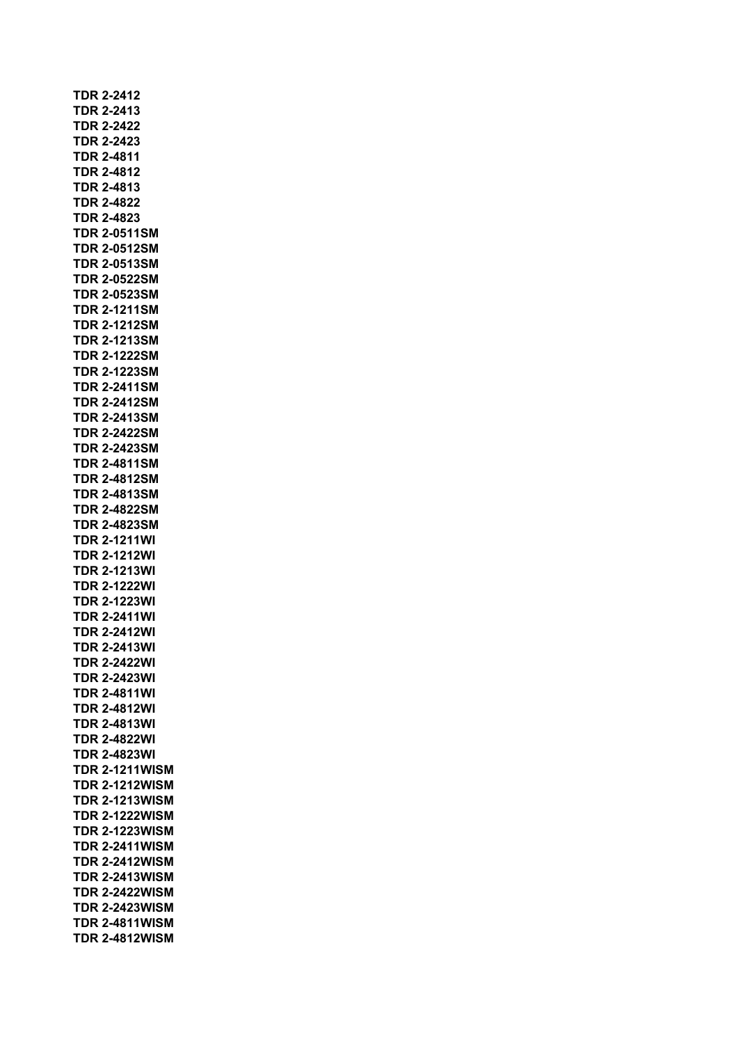**TDR 2-2412**
**TDR 2-2413**
**TDR 2-2422**
**TDR 2-2423**
**TDR 2-4811**
**TDR 2-4812**
**TDR 2-4813**
**TDR 2-4822**
**TDR 2-4823**
**TDR 2-0511SM**
**TDR 2-0512SM**
**TDR 2-0513SM**
**TDR 2-0522SM**
**TDR 2-0523SM**
**TDR 2-1211SM**
**TDR 2-1212SM**
**TDR 2-1213SM**
**TDR 2-1222SM**
**TDR 2-1223SM**
**TDR 2-2411SM**
**TDR 2-2412SM**
**TDR 2-2413SM**
**TDR 2-2422SM**
**TDR 2-2423SM**
**TDR 2-4811SM**
**TDR 2-4812SM**
**TDR 2-4813SM**
**TDR 2-4822SM**
**TDR 2-4823SM**
**TDR 2-1211WI**
**TDR 2-1212WI**
**TDR 2-1213WI**
**TDR 2-1222WI**
**TDR 2-1223WI**
**TDR 2-2411WI**
**TDR 2-2412WI**
**TDR 2-2413WI**
**TDR 2-2422WI**
**TDR 2-2423WI**
**TDR 2-4811WI**
**TDR 2-4812WI**
**TDR 2-4813WI**
**TDR 2-4822WI**
**TDR 2-4823WI**
**TDR 2-1211WISM**
**TDR 2-1212WISM**
**TDR 2-1213WISM**
**TDR 2-1222WISM**
**TDR 2-1223WISM**
**TDR 2-2411WISM**
**TDR 2-2412WISM**
**TDR 2-2413WISM**
**TDR 2-2422WISM**
**TDR 2-2423WISM**
**TDR 2-4811WISM**
**TDR 2-4812WISM**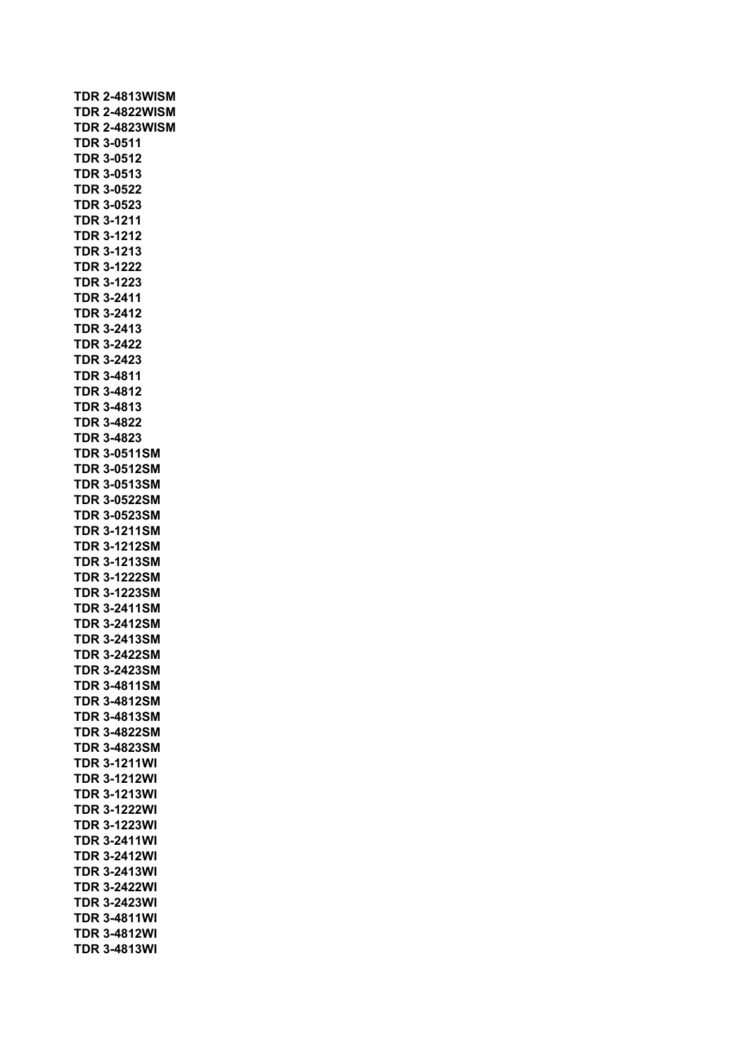**TDR 2-4813WISM**
**TDR 2-4822WISM**
**TDR 2-4823WISM**
**TDR 3-0511**
**TDR 3-0512**
**TDR 3-0513**
**TDR 3-0522**
**TDR 3-0523**
**TDR 3-1211**
**TDR 3-1212**
**TDR 3-1213**
**TDR 3-1222**
**TDR 3-1223**
**TDR 3-2411**
**TDR 3-2412**
**TDR 3-2413**
**TDR 3-2422**
**TDR 3-2423**
**TDR 3-4811**
**TDR 3-4812**
**TDR 3-4813**
**TDR 3-4822**
**TDR 3-4823**
**TDR 3-0511SM**
**TDR 3-0512SM**
**TDR 3-0513SM**
**TDR 3-0522SM**
**TDR 3-0523SM**
**TDR 3-1211SM**
**TDR 3-1212SM**
**TDR 3-1213SM**
**TDR 3-1222SM**
**TDR 3-1223SM**
**TDR 3-2411SM**
**TDR 3-2412SM**
**TDR 3-2413SM**
**TDR 3-2422SM**
**TDR 3-2423SM**
**TDR 3-4811SM**
**TDR 3-4812SM**
**TDR 3-4813SM**
**TDR 3-4822SM**
**TDR 3-4823SM**
**TDR 3-1211WI**
**TDR 3-1212WI**
**TDR 3-1213WI**
**TDR 3-1222WI**
**TDR 3-1223WI**
**TDR 3-2411WI**
**TDR 3-2412WI**
**TDR 3-2413WI**
**TDR 3-2422WI**
**TDR 3-2423WI**
**TDR 3-4811WI**
**TDR 3-4812WI**
**TDR 3-4813WI**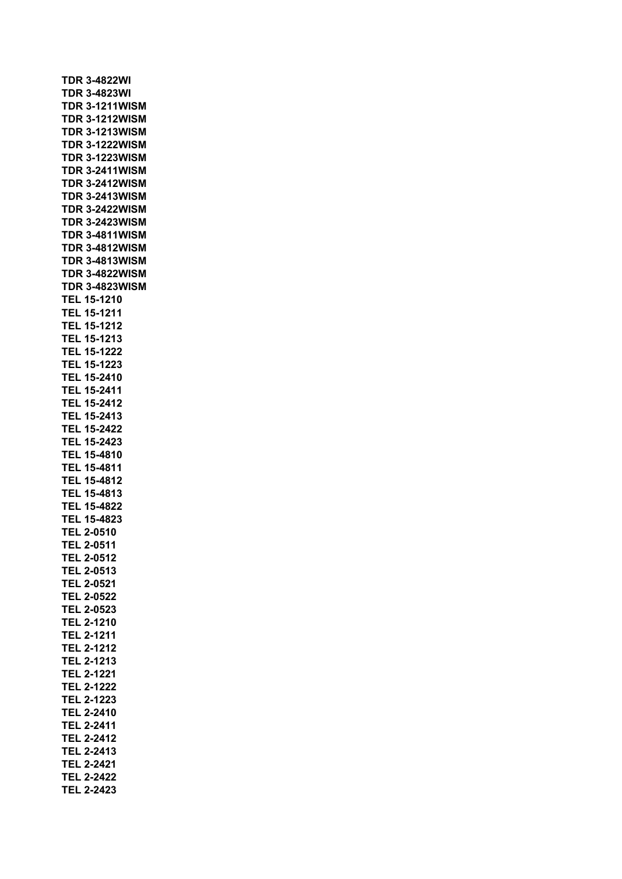**TDR 3-4822WI**
**TDR 3-4823WI**
**TDR 3-1211WISM**
**TDR 3-1212WISM**
**TDR 3-1213WISM**
**TDR 3-1222WISM**
**TDR 3-1223WISM**
**TDR 3-2411WISM**
**TDR 3-2412WISM**
**TDR 3-2413WISM**
**TDR 3-2422WISM**
**TDR 3-2423WISM**
**TDR 3-4811WISM**
**TDR 3-4812WISM**
**TDR 3-4813WISM**
**TDR 3-4822WISM**
**TDR 3-4823WISM**
**TEL 15-1210**
**TEL 15-1211**
**TEL 15-1212**
**TEL 15-1213**
**TEL 15-1222**
**TEL 15-1223**
**TEL 15-2410**
**TEL 15-2411**
**TEL 15-2412**
**TEL 15-2413**
**TEL 15-2422**
**TEL 15-2423**
**TEL 15-4810**
**TEL 15-4811**
**TEL 15-4812**
**TEL 15-4813**
**TEL 15-4822**
**TEL 15-4823**
**TEL 2-0510**
**TEL 2-0511**
**TEL 2-0512**
**TEL 2-0513**
**TEL 2-0521**
**TEL 2-0522**
**TEL 2-0523**
**TEL 2-1210**
**TEL 2-1211**
**TEL 2-1212**
**TEL 2-1213**
**TEL 2-1221**
**TEL 2-1222**
**TEL 2-1223**
**TEL 2-2410**
**TEL 2-2411**
**TEL 2-2412**
**TEL 2-2413**
**TEL 2-2421**
**TEL 2-2422**
**TEL 2-2423**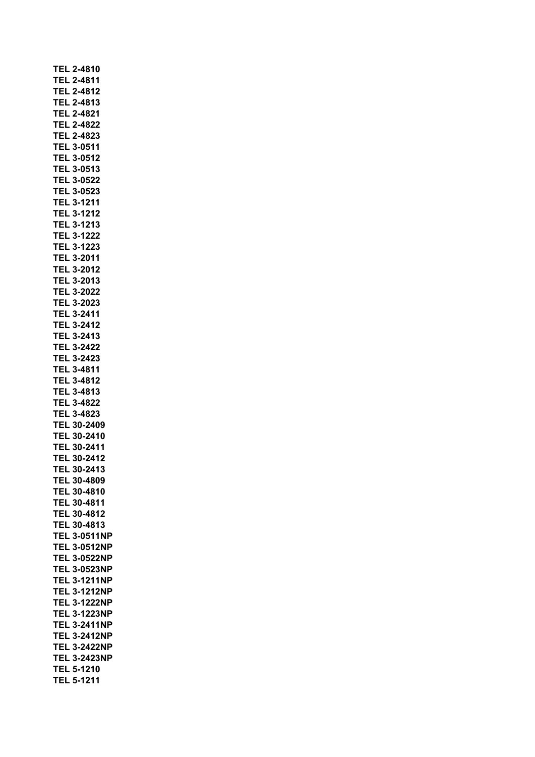**TEL 2-4810**
**TEL 2-4811**
**TEL 2-4812**
**TEL 2-4813**
**TEL 2-4821**
**TEL 2-4822**
**TEL 2-4823**
**TEL 3-0511**
**TEL 3-0512**
**TEL 3-0513**
**TEL 3-0522**
**TEL 3-0523**
**TEL 3-1211**
**TEL 3-1212**
**TEL 3-1213**
**TEL 3-1222**
**TEL 3-1223**
**TEL 3-2011**
**TEL 3-2012**
**TEL 3-2013**
**TEL 3-2022**
**TEL 3-2023**
**TEL 3-2411**
**TEL 3-2412**
**TEL 3-2413**
**TEL 3-2422**
**TEL 3-2423**
**TEL 3-4811**
**TEL 3-4812**
**TEL 3-4813**
**TEL 3-4822**
**TEL 3-4823**
**TEL 30-2409**
**TEL 30-2410**
**TEL 30-2411**
**TEL 30-2412**
**TEL 30-2413**
**TEL 30-4809**
**TEL 30-4810**
**TEL 30-4811**
**TEL 30-4812**
**TEL 30-4813**
**TEL 3-0511NP**
**TEL 3-0512NP**
**TEL 3-0522NP**
**TEL 3-0523NP**
**TEL 3-1211NP**
**TEL 3-1212NP**
**TEL 3-1222NP**
**TEL 3-1223NP**
**TEL 3-2411NP**
**TEL 3-2412NP**
**TEL 3-2422NP**
**TEL 3-2423NP**
**TEL 5-1210**
**TEL 5-1211**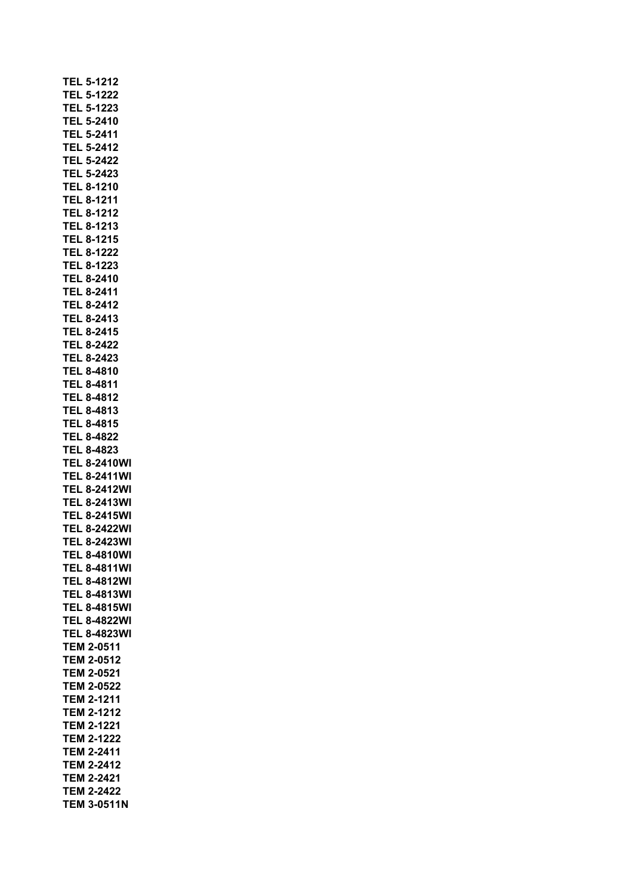**TEL 5-1212**
**TEL 5-1222**
**TEL 5-1223**
**TEL 5-2410**
**TEL 5-2411**
**TEL 5-2412**
**TEL 5-2422**
**TEL 5-2423**
**TEL 8-1210**
**TEL 8-1211**
**TEL 8-1212**
**TEL 8-1213**
**TEL 8-1215**
**TEL 8-1222**
**TEL 8-1223**
**TEL 8-2410**
**TEL 8-2411**
**TEL 8-2412**
**TEL 8-2413**
**TEL 8-2415**
**TEL 8-2422**
**TEL 8-2423**
**TEL 8-4810**
**TEL 8-4811**
**TEL 8-4812**
**TEL 8-4813**
**TEL 8-4815**
**TEL 8-4822**
**TEL 8-4823**
**TEL 8-2410WI**
**TEL 8-2411WI**
**TEL 8-2412WI**
**TEL 8-2413WI**
**TEL 8-2415WI**
**TEL 8-2422WI**
**TEL 8-2423WI**
**TEL 8-4810WI**
**TEL 8-4811WI**
**TEL 8-4812WI**
**TEL 8-4813WI**
**TEL 8-4815WI**
**TEL 8-4822WI**
**TEL 8-4823WI**
**TEM 2-0511**
**TEM 2-0512**
**TEM 2-0521**
**TEM 2-0522**
**TEM 2-1211**
**TEM 2-1212**
**TEM 2-1221**
**TEM 2-1222**
**TEM 2-2411**
**TEM 2-2412**
**TEM 2-2421**
**TEM 2-2422**
**TEM 3-0511N**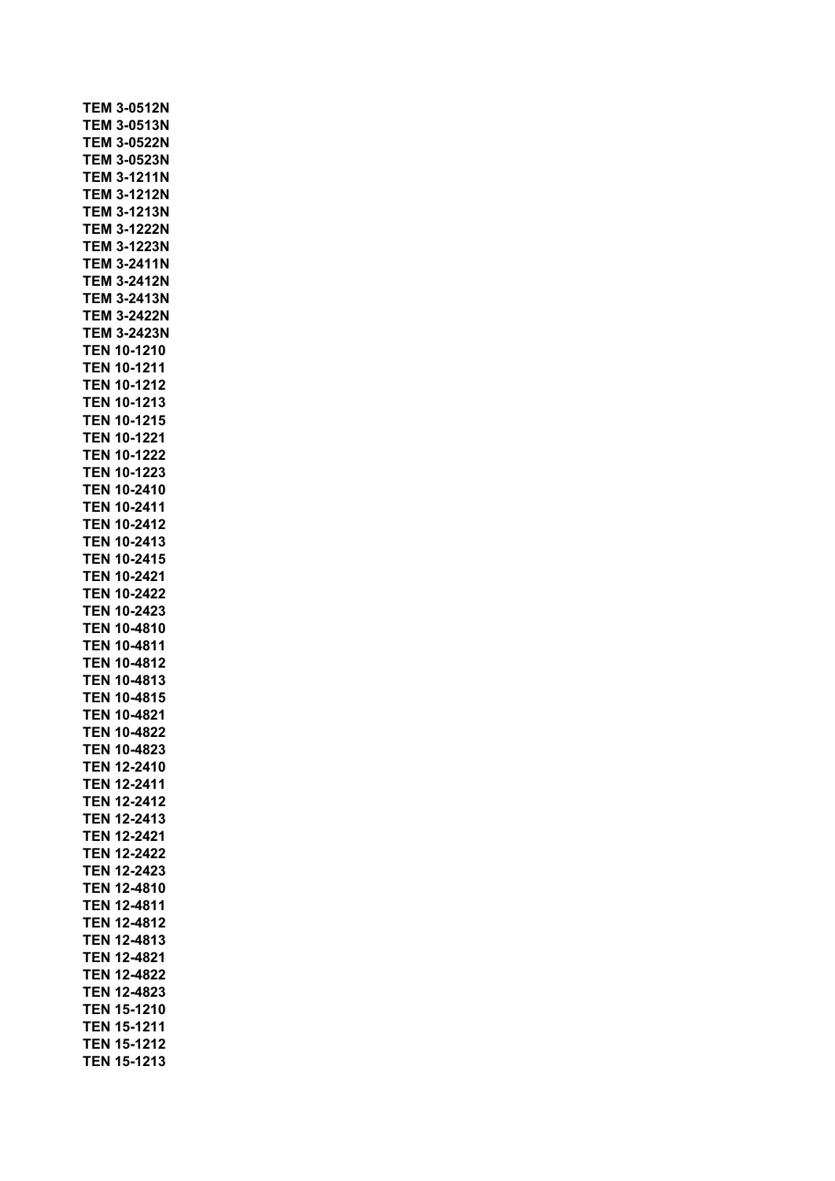**TEM 3-0512N**
**TEM 3-0513N**
**TEM 3-0522N**
**TEM 3-0523N**
**TEM 3-1211N**
**TEM 3-1212N**
**TEM 3-1213N**
**TEM 3-1222N**
**TEM 3-1223N**
**TEM 3-2411N**
**TEM 3-2412N**
**TEM 3-2413N**
**TEM 3-2422N**
**TEM 3-2423N**
**TEN 10-1210**
**TEN 10-1211**
**TEN 10-1212**
**TEN 10-1213**
**TEN 10-1215**
**TEN 10-1221**
**TEN 10-1222**
**TEN 10-1223**
**TEN 10-2410**
**TEN 10-2411**
**TEN 10-2412**
**TEN 10-2413**
**TEN 10-2415**
**TEN 10-2421**
**TEN 10-2422**
**TEN 10-2423**
**TEN 10-4810**
**TEN 10-4811**
**TEN 10-4812**
**TEN 10-4813**
**TEN 10-4815**
**TEN 10-4821**
**TEN 10-4822**
**TEN 10-4823**
**TEN 12-2410**
**TEN 12-2411**
**TEN 12-2412**
**TEN 12-2413**
**TEN 12-2421**
**TEN 12-2422**
**TEN 12-2423**
**TEN 12-4810**
**TEN 12-4811**
**TEN 12-4812**
**TEN 12-4813**
**TEN 12-4821**
**TEN 12-4822**
**TEN 12-4823**
**TEN 15-1210**
**TEN 15-1211**
**TEN 15-1212**
**TEN 15-1213**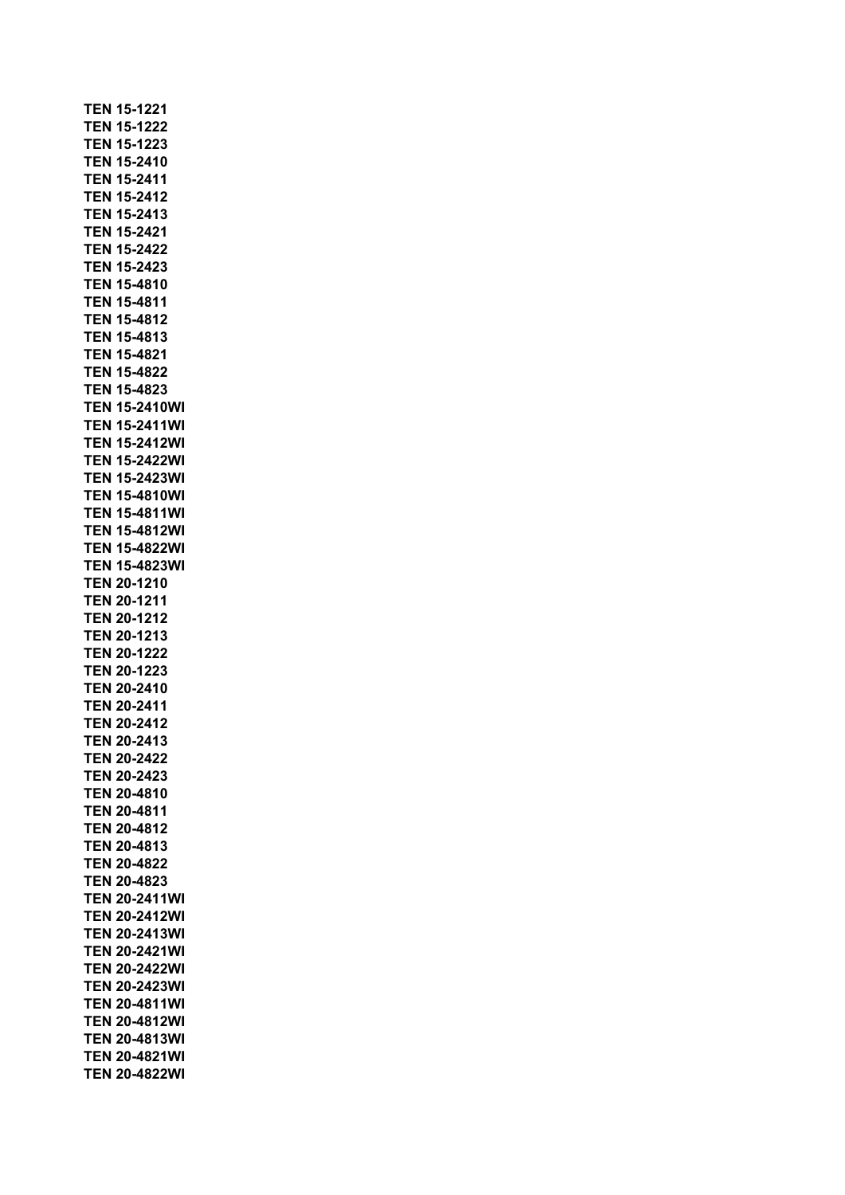**TEN 15-1221**
**TEN 15-1222**
**TEN 15-1223**
**TEN 15-2410**
**TEN 15-2411**
**TEN 15-2412**
**TEN 15-2413**
**TEN 15-2421**
**TEN 15-2422**
**TEN 15-2423**
**TEN 15-4810**
**TEN 15-4811**
**TEN 15-4812**
**TEN 15-4813**
**TEN 15-4821**
**TEN 15-4822**
**TEN 15-4823**
**TEN 15-2410WI**
**TEN 15-2411WI**
**TEN 15-2412WI**
**TEN 15-2422WI**
**TEN 15-2423WI**
**TEN 15-4810WI**
**TEN 15-4811WI**
**TEN 15-4812WI**
**TEN 15-4822WI**
**TEN 15-4823WI**
**TEN 20-1210**
**TEN 20-1211**
**TEN 20-1212**
**TEN 20-1213**
**TEN 20-1222**
**TEN 20-1223**
**TEN 20-2410**
**TEN 20-2411**
**TEN 20-2412**
**TEN 20-2413**
**TEN 20-2422**
**TEN 20-2423**
**TEN 20-4810**
**TEN 20-4811**
**TEN 20-4812**
**TEN 20-4813**
**TEN 20-4822**
**TEN 20-4823**
**TEN 20-2411WI**
**TEN 20-2412WI**
**TEN 20-2413WI**
**TEN 20-2421WI**
**TEN 20-2422WI**
**TEN 20-2423WI**
**TEN 20-4811WI**
**TEN 20-4812WI**
**TEN 20-4813WI**
**TEN 20-4821WI**
**TEN 20-4822WI**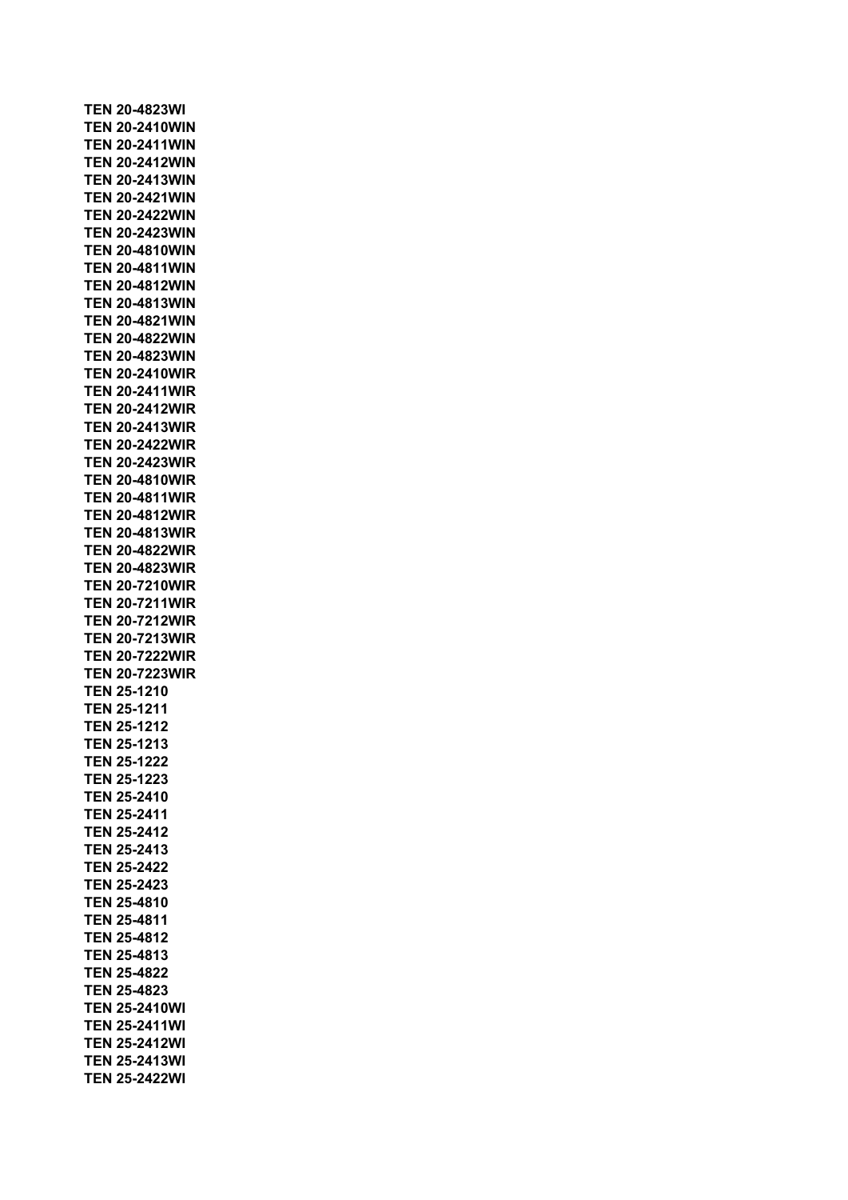**TEN 20-4823WI**
**TEN 20-2410WIN**
**TEN 20-2411WIN**
**TEN 20-2412WIN**
**TEN 20-2413WIN**
**TEN 20-2421WIN**
**TEN 20-2422WIN**
**TEN 20-2423WIN**
**TEN 20-4810WIN**
**TEN 20-4811WIN**
**TEN 20-4812WIN**
**TEN 20-4813WIN**
**TEN 20-4821WIN**
**TEN 20-4822WIN**
**TEN 20-4823WIN**
**TEN 20-2410WIR**
**TEN 20-2411WIR**
**TEN 20-2412WIR**
**TEN 20-2413WIR**
**TEN 20-2422WIR**
**TEN 20-2423WIR**
**TEN 20-4810WIR**
**TEN 20-4811WIR**
**TEN 20-4812WIR**
**TEN 20-4813WIR**
**TEN 20-4822WIR**
**TEN 20-4823WIR**
**TEN 20-7210WIR**
**TEN 20-7211WIR**
**TEN 20-7212WIR**
**TEN 20-7213WIR**
**TEN 20-7222WIR**
**TEN 20-7223WIR**
**TEN 25-1210**
**TEN 25-1211**
**TEN 25-1212**
**TEN 25-1213**
**TEN 25-1222**
**TEN 25-1223**
**TEN 25-2410**
**TEN 25-2411**
**TEN 25-2412**
**TEN 25-2413**
**TEN 25-2422**
**TEN 25-2423**
**TEN 25-4810**
**TEN 25-4811**
**TEN 25-4812**
**TEN 25-4813**
**TEN 25-4822**
**TEN 25-4823**
**TEN 25-2410WI**
**TEN 25-2411WI**
**TEN 25-2412WI**
**TEN 25-2413WI**
**TEN 25-2422WI**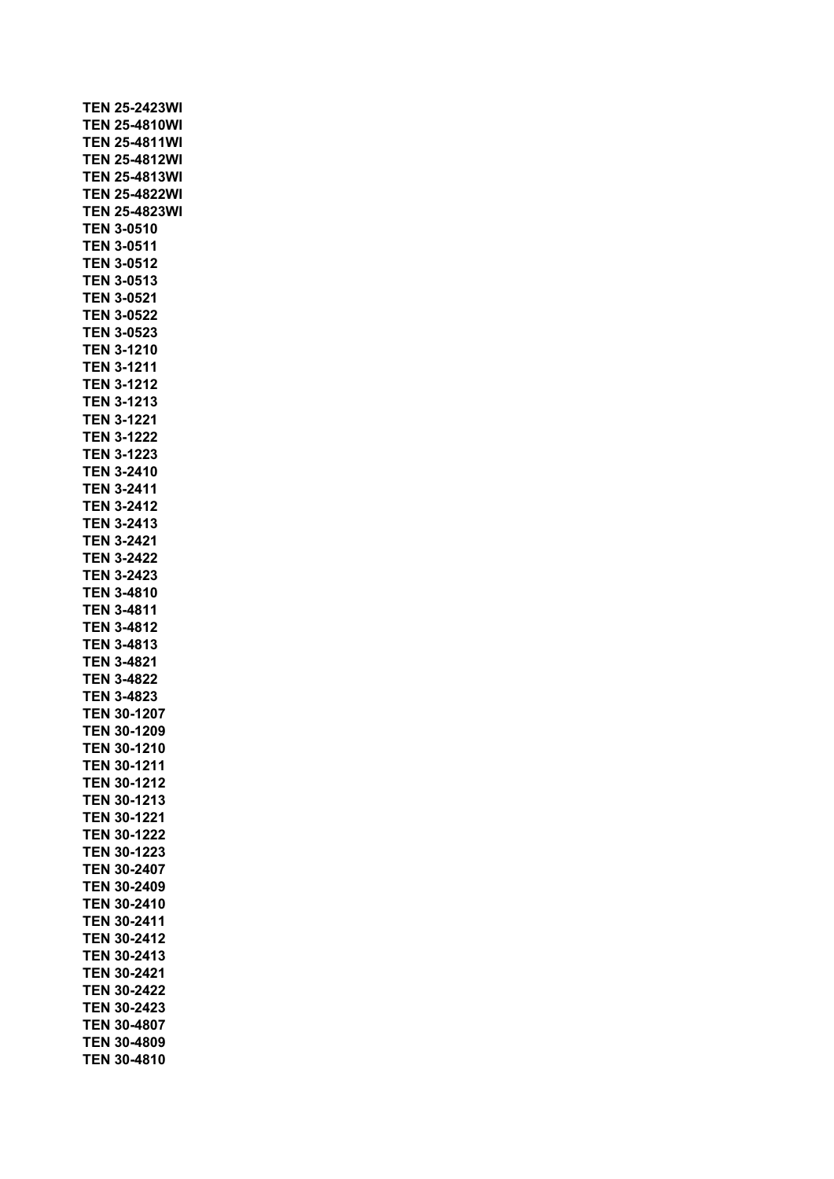**TEN 25-2423WI**
**TEN 25-4810WI**
**TEN 25-4811WI**
**TEN 25-4812WI**
**TEN 25-4813WI**
**TEN 25-4822WI**
**TEN 25-4823WI**
**TEN 3-0510**
**TEN 3-0511**
**TEN 3-0512**
**TEN 3-0513**
**TEN 3-0521**
**TEN 3-0522**
**TEN 3-0523**
**TEN 3-1210**
**TEN 3-1211**
**TEN 3-1212**
**TEN 3-1213**
**TEN 3-1221**
**TEN 3-1222**
**TEN 3-1223**
**TEN 3-2410**
**TEN 3-2411**
**TEN 3-2412**
**TEN 3-2413**
**TEN 3-2421**
**TEN 3-2422**
**TEN 3-2423**
**TEN 3-4810**
**TEN 3-4811**
**TEN 3-4812**
**TEN 3-4813**
**TEN 3-4821**
**TEN 3-4822**
**TEN 3-4823**
**TEN 30-1207**
**TEN 30-1209**
**TEN 30-1210**
**TEN 30-1211**
**TEN 30-1212**
**TEN 30-1213**
**TEN 30-1221**
**TEN 30-1222**
**TEN 30-1223**
**TEN 30-2407**
**TEN 30-2409**
**TEN 30-2410**
**TEN 30-2411**
**TEN 30-2412**
**TEN 30-2413**
**TEN 30-2421**
**TEN 30-2422**
**TEN 30-2423**
**TEN 30-4807**
**TEN 30-4809**
**TEN 30-4810**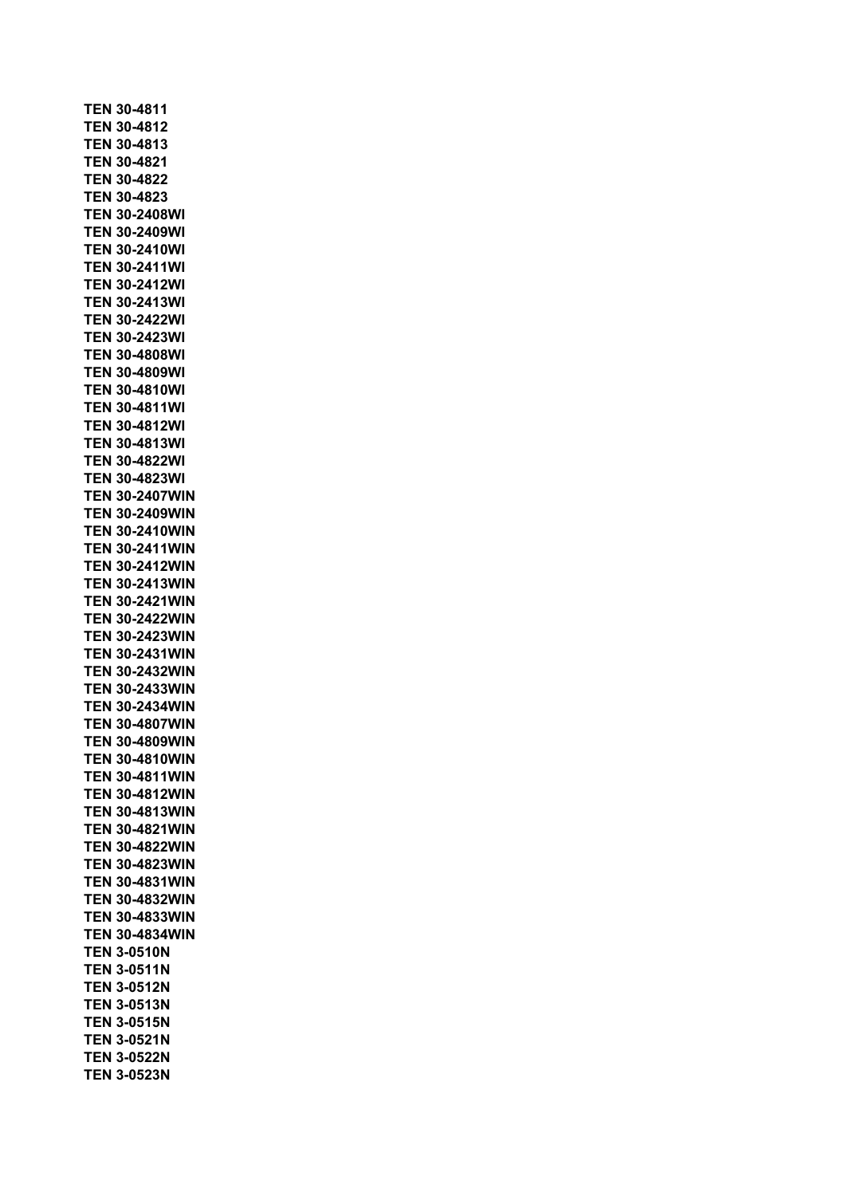**TEN 30-4811**
**TEN 30-4812**
**TEN 30-4813**
**TEN 30-4821**
**TEN 30-4822**
**TEN 30-4823**
**TEN 30-2408WI**
**TEN 30-2409WI**
**TEN 30-2410WI**
**TEN 30-2411WI**
**TEN 30-2412WI**
**TEN 30-2413WI**
**TEN 30-2422WI**
**TEN 30-2423WI**
**TEN 30-4808WI**
**TEN 30-4809WI**
**TEN 30-4810WI**
**TEN 30-4811WI**
**TEN 30-4812WI**
**TEN 30-4813WI**
**TEN 30-4822WI**
**TEN 30-4823WI**
**TEN 30-2407WIN**
**TEN 30-2409WIN**
**TEN 30-2410WIN**
**TEN 30-2411WIN**
**TEN 30-2412WIN**
**TEN 30-2413WIN**
**TEN 30-2421WIN**
**TEN 30-2422WIN**
**TEN 30-2423WIN**
**TEN 30-2431WIN**
**TEN 30-2432WIN**
**TEN 30-2433WIN**
**TEN 30-2434WIN**
**TEN 30-4807WIN**
**TEN 30-4809WIN**
**TEN 30-4810WIN**
**TEN 30-4811WIN**
**TEN 30-4812WIN**
**TEN 30-4813WIN**
**TEN 30-4821WIN**
**TEN 30-4822WIN**
**TEN 30-4823WIN**
**TEN 30-4831WIN**
**TEN 30-4832WIN**
**TEN 30-4833WIN**
**TEN 30-4834WIN**
**TEN 3-0510N**
**TEN 3-0511N**
**TEN 3-0512N**
**TEN 3-0513N**
**TEN 3-0515N**
**TEN 3-0521N**
**TEN 3-0522N**
**TEN 3-0523N**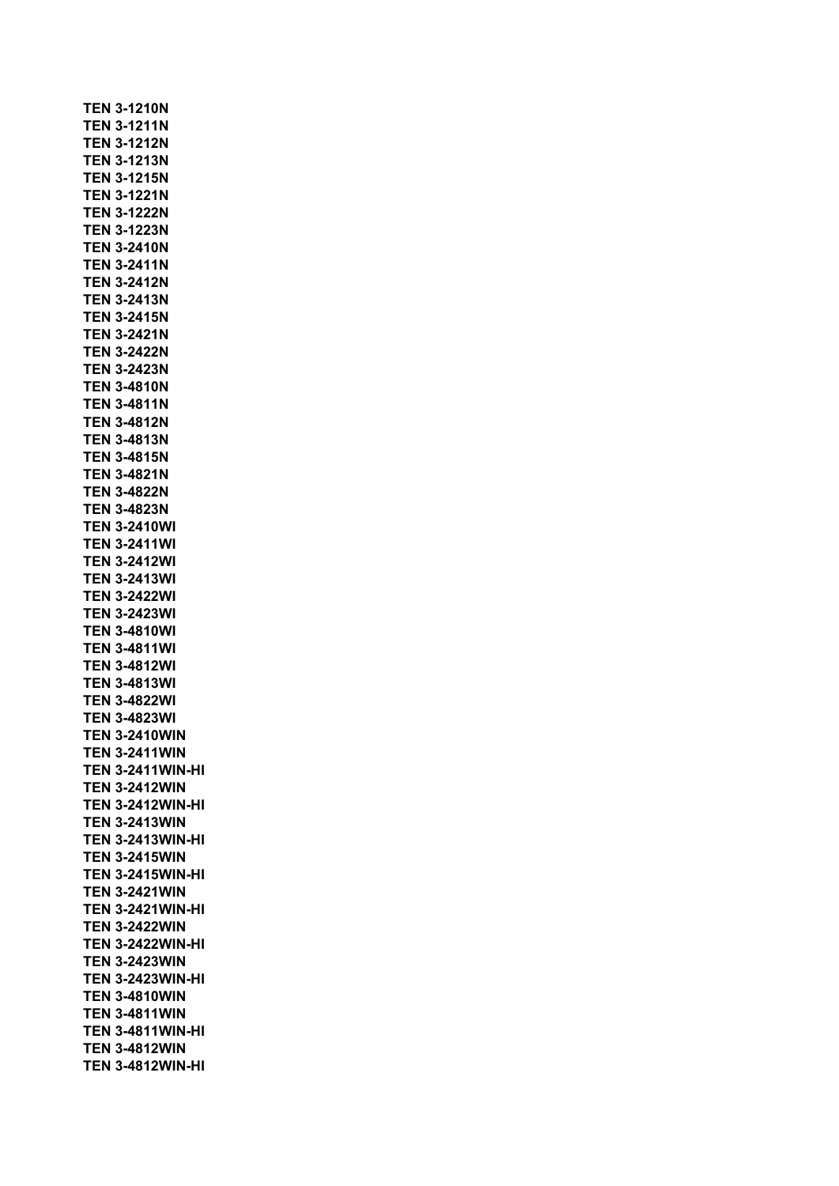**TEN 3-1210N**
**TEN 3-1211N**
**TEN 3-1212N**
**TEN 3-1213N**
**TEN 3-1215N**
**TEN 3-1221N**
**TEN 3-1222N**
**TEN 3-1223N**
**TEN 3-2410N**
**TEN 3-2411N**
**TEN 3-2412N**
**TEN 3-2413N**
**TEN 3-2415N**
**TEN 3-2421N**
**TEN 3-2422N**
**TEN 3-2423N**
**TEN 3-4810N**
**TEN 3-4811N**
**TEN 3-4812N**
**TEN 3-4813N**
**TEN 3-4815N**
**TEN 3-4821N**
**TEN 3-4822N**
**TEN 3-4823N**
**TEN 3-2410WI**
**TEN 3-2411WI**
**TEN 3-2412WI**
**TEN 3-2413WI**
**TEN 3-2422WI**
**TEN 3-2423WI**
**TEN 3-4810WI**
**TEN 3-4811WI**
**TEN 3-4812WI**
**TEN 3-4813WI**
**TEN 3-4822WI**
**TEN 3-4823WI**
**TEN 3-2410WIN**
**TEN 3-2411WIN**
**TEN 3-2411WIN-HI**
**TEN 3-2412WIN**
**TEN 3-2412WIN-HI**
**TEN 3-2413WIN**
**TEN 3-2413WIN-HI**
**TEN 3-2415WIN**
**TEN 3-2415WIN-HI**
**TEN 3-2421WIN**
**TEN 3-2421WIN-HI**
**TEN 3-2422WIN**
**TEN 3-2422WIN-HI**
**TEN 3-2423WIN**
**TEN 3-2423WIN-HI**
**TEN 3-4810WIN**
**TEN 3-4811WIN**
**TEN 3-4811WIN-HI**
**TEN 3-4812WIN**
**TEN 3-4812WIN-HI**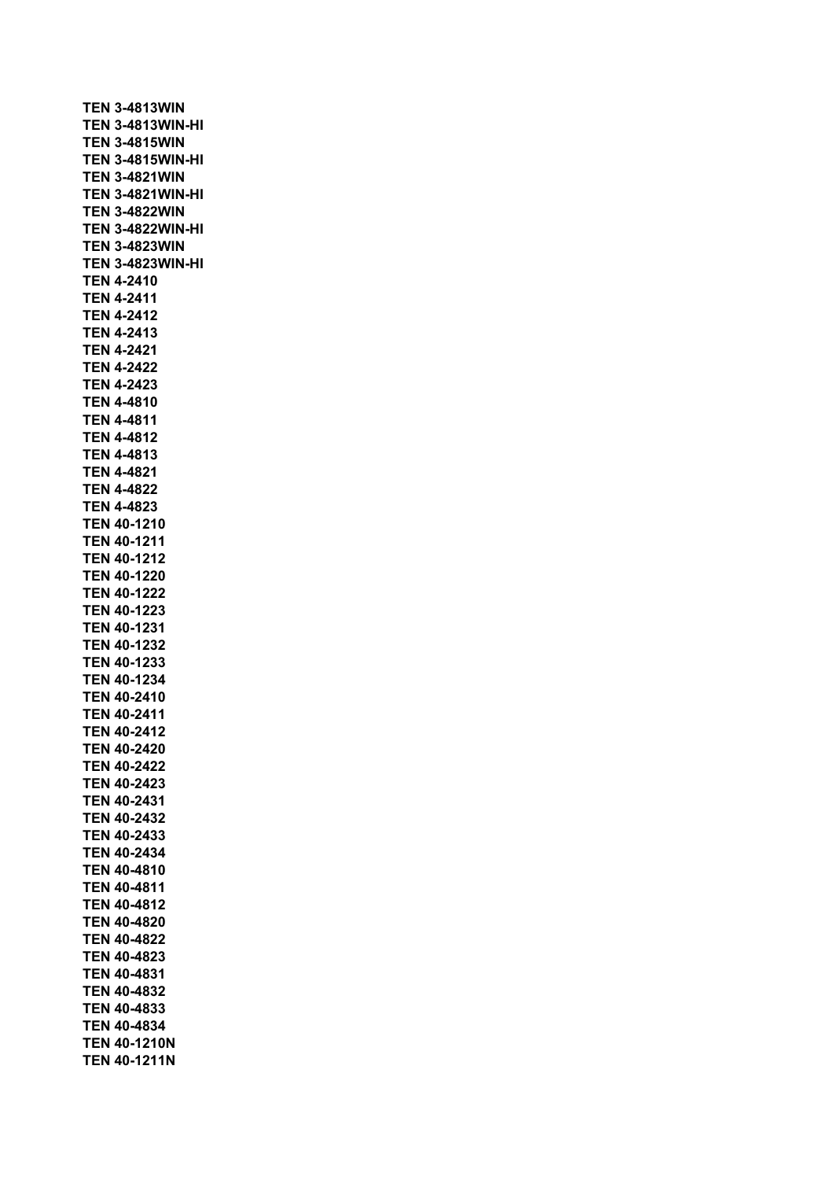**TEN 3-4813WIN**
**TEN 3-4813WIN-HI**
**TEN 3-4815WIN**
**TEN 3-4815WIN-HI**
**TEN 3-4821WIN**
**TEN 3-4821WIN-HI**
**TEN 3-4822WIN**
**TEN 3-4822WIN-HI**
**TEN 3-4823WIN**
**TEN 3-4823WIN-HI**
**TEN 4-2410**
**TEN 4-2411**
**TEN 4-2412**
**TEN 4-2413**
**TEN 4-2421**
**TEN 4-2422**
**TEN 4-2423**
**TEN 4-4810**
**TEN 4-4811**
**TEN 4-4812**
**TEN 4-4813**
**TEN 4-4821**
**TEN 4-4822**
**TEN 4-4823**
**TEN 40-1210**
**TEN 40-1211**
**TEN 40-1212**
**TEN 40-1220**
**TEN 40-1222**
**TEN 40-1223**
**TEN 40-1231**
**TEN 40-1232**
**TEN 40-1233**
**TEN 40-1234**
**TEN 40-2410**
**TEN 40-2411**
**TEN 40-2412**
**TEN 40-2420**
**TEN 40-2422**
**TEN 40-2423**
**TEN 40-2431**
**TEN 40-2432**
**TEN 40-2433**
**TEN 40-2434**
**TEN 40-4810**
**TEN 40-4811**
**TEN 40-4812**
**TEN 40-4820**
**TEN 40-4822**
**TEN 40-4823**
**TEN 40-4831**
**TEN 40-4832**
**TEN 40-4833**
**TEN 40-4834**
**TEN 40-1210N**
**TEN 40-1211N**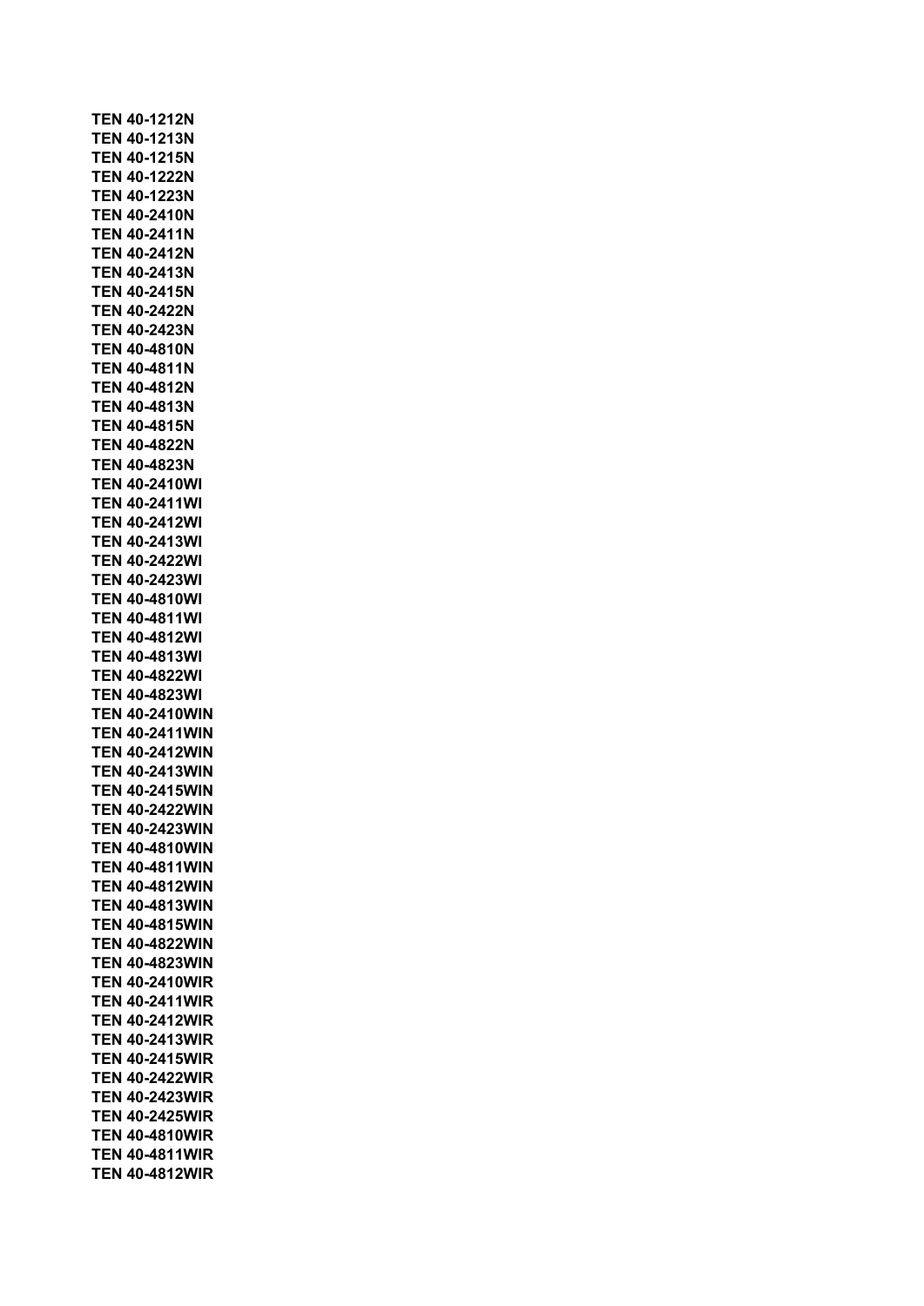**TEN 40-1212N**
**TEN 40-1213N**
**TEN 40-1215N**
**TEN 40-1222N**
**TEN 40-1223N**
**TEN 40-2410N**
**TEN 40-2411N**
**TEN 40-2412N**
**TEN 40-2413N**
**TEN 40-2415N**
**TEN 40-2422N**
**TEN 40-2423N**
**TEN 40-4810N**
**TEN 40-4811N**
**TEN 40-4812N**
**TEN 40-4813N**
**TEN 40-4815N**
**TEN 40-4822N**
**TEN 40-4823N**
**TEN 40-2410WI**
**TEN 40-2411WI**
**TEN 40-2412WI**
**TEN 40-2413WI**
**TEN 40-2422WI**
**TEN 40-2423WI**
**TEN 40-4810WI**
**TEN 40-4811WI**
**TEN 40-4812WI**
**TEN 40-4813WI**
**TEN 40-4822WI**
**TEN 40-4823WI**
**TEN 40-2410WIN**
**TEN 40-2411WIN**
**TEN 40-2412WIN**
**TEN 40-2413WIN**
**TEN 40-2415WIN**
**TEN 40-2422WIN**
**TEN 40-2423WIN**
**TEN 40-4810WIN**
**TEN 40-4811WIN**
**TEN 40-4812WIN**
**TEN 40-4813WIN**
**TEN 40-4815WIN**
**TEN 40-4822WIN**
**TEN 40-4823WIN**
**TEN 40-2410WIR**
**TEN 40-2411WIR**
**TEN 40-2412WIR**
**TEN 40-2413WIR**
**TEN 40-2415WIR**
**TEN 40-2422WIR**
**TEN 40-2423WIR**
**TEN 40-2425WIR**
**TEN 40-4810WIR**
**TEN 40-4811WIR**
**TEN 40-4812WIR**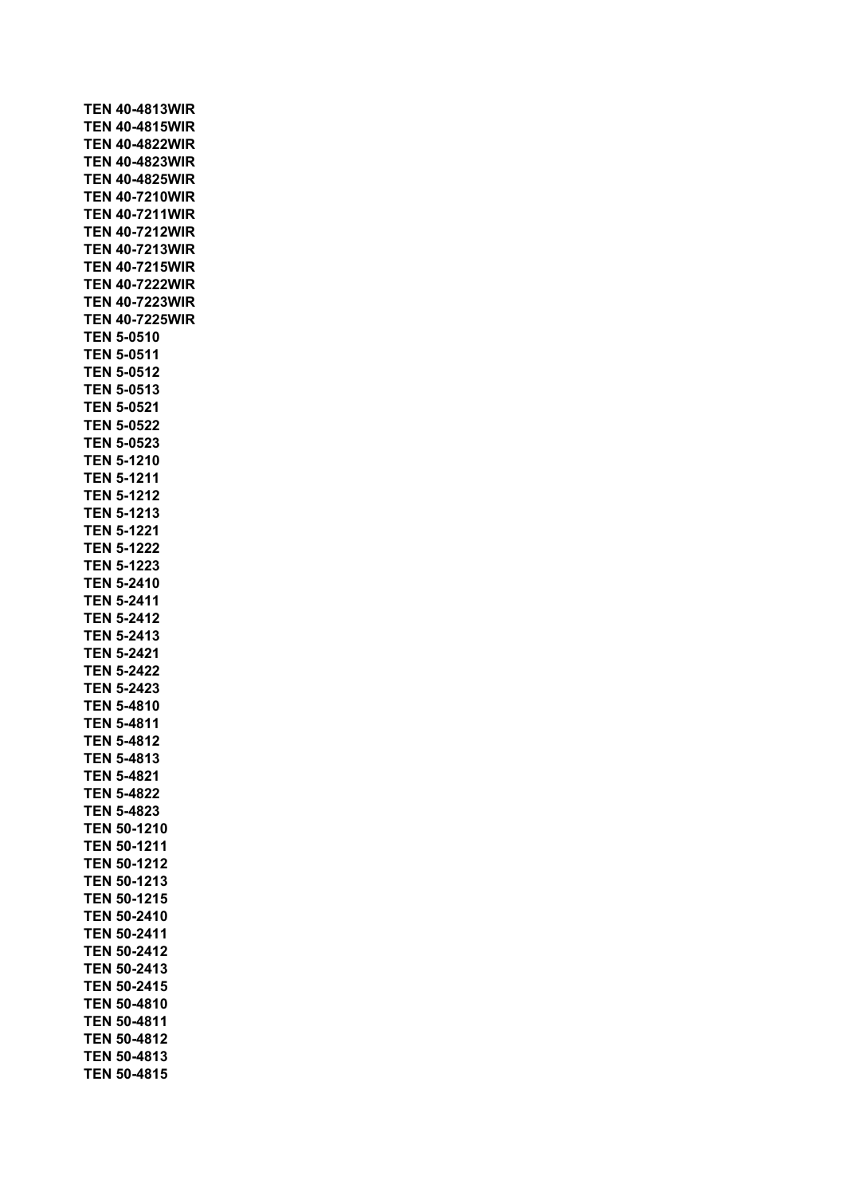**TEN 40-4813WIR**
**TEN 40-4815WIR**
**TEN 40-4822WIR**
**TEN 40-4823WIR**
**TEN 40-4825WIR**
**TEN 40-7210WIR**
**TEN 40-7211WIR**
**TEN 40-7212WIR**
**TEN 40-7213WIR**
**TEN 40-7215WIR**
**TEN 40-7222WIR**
**TEN 40-7223WIR**
**TEN 40-7225WIR**
**TEN 5-0510**
**TEN 5-0511**
**TEN 5-0512**
**TEN 5-0513**
**TEN 5-0521**
**TEN 5-0522**
**TEN 5-0523**
**TEN 5-1210**
**TEN 5-1211**
**TEN 5-1212**
**TEN 5-1213**
**TEN 5-1221**
**TEN 5-1222**
**TEN 5-1223**
**TEN 5-2410**
**TEN 5-2411**
**TEN 5-2412**
**TEN 5-2413**
**TEN 5-2421**
**TEN 5-2422**
**TEN 5-2423**
**TEN 5-4810**
**TEN 5-4811**
**TEN 5-4812**
**TEN 5-4813**
**TEN 5-4821**
**TEN 5-4822**
**TEN 5-4823**
**TEN 50-1210**
**TEN 50-1211**
**TEN 50-1212**
**TEN 50-1213**
**TEN 50-1215**
**TEN 50-2410**
**TEN 50-2411**
**TEN 50-2412**
**TEN 50-2413**
**TEN 50-2415**
**TEN 50-4810**
**TEN 50-4811**
**TEN 50-4812**
**TEN 50-4813**
**TEN 50-4815**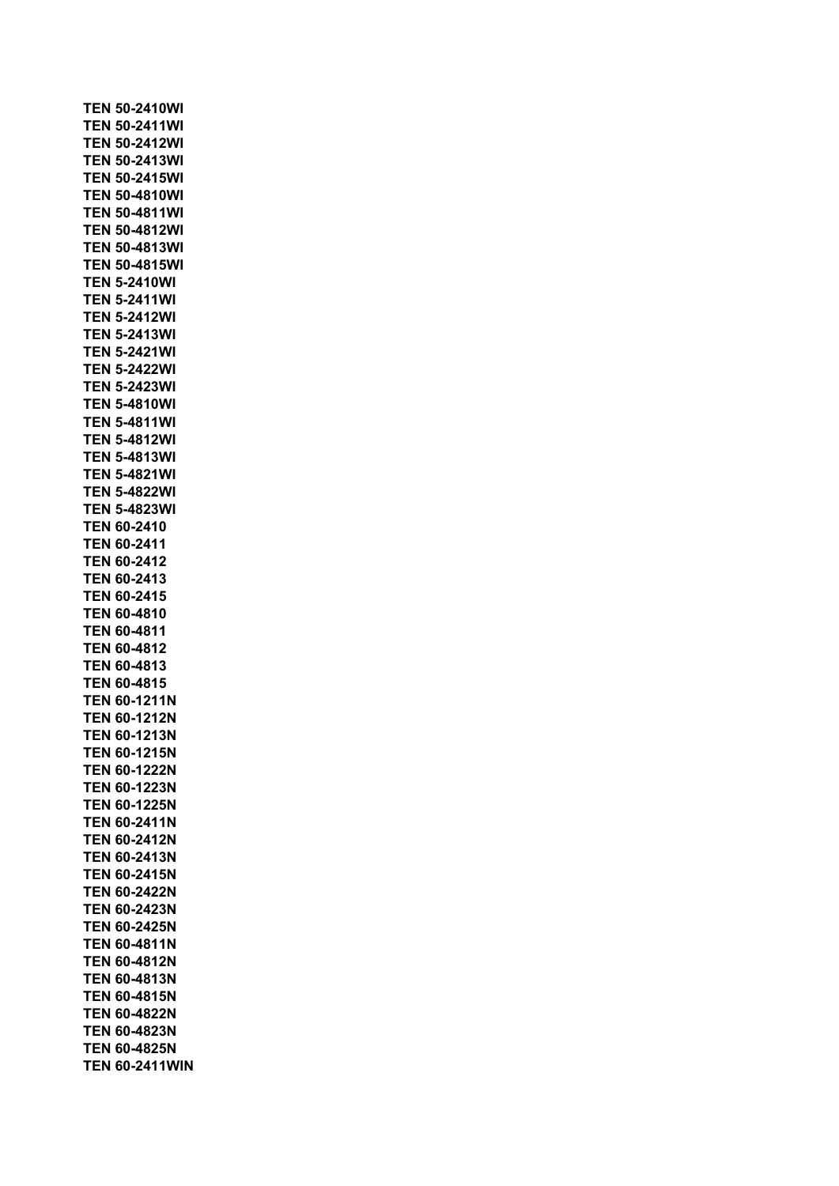**TEN 50-2410WI**
**TEN 50-2411WI**
**TEN 50-2412WI**
**TEN 50-2413WI**
**TEN 50-2415WI**
**TEN 50-4810WI**
**TEN 50-4811WI**
**TEN 50-4812WI**
**TEN 50-4813WI**
**TEN 50-4815WI**
**TEN 5-2410WI**
**TEN 5-2411WI**
**TEN 5-2412WI**
**TEN 5-2413WI**
**TEN 5-2421WI**
**TEN 5-2422WI**
**TEN 5-2423WI**
**TEN 5-4810WI**
**TEN 5-4811WI**
**TEN 5-4812WI**
**TEN 5-4813WI**
**TEN 5-4821WI**
**TEN 5-4822WI**
**TEN 5-4823WI**
**TEN 60-2410**
**TEN 60-2411**
**TEN 60-2412**
**TEN 60-2413**
**TEN 60-2415**
**TEN 60-4810**
**TEN 60-4811**
**TEN 60-4812**
**TEN 60-4813**
**TEN 60-4815**
**TEN 60-1211N**
**TEN 60-1212N**
**TEN 60-1213N**
**TEN 60-1215N**
**TEN 60-1222N**
**TEN 60-1223N**
**TEN 60-1225N**
**TEN 60-2411N**
**TEN 60-2412N**
**TEN 60-2413N**
**TEN 60-2415N**
**TEN 60-2422N**
**TEN 60-2423N**
**TEN 60-2425N**
**TEN 60-4811N**
**TEN 60-4812N**
**TEN 60-4813N**
**TEN 60-4815N**
**TEN 60-4822N**
**TEN 60-4823N**
**TEN 60-4825N**
**TEN 60-2411WIN**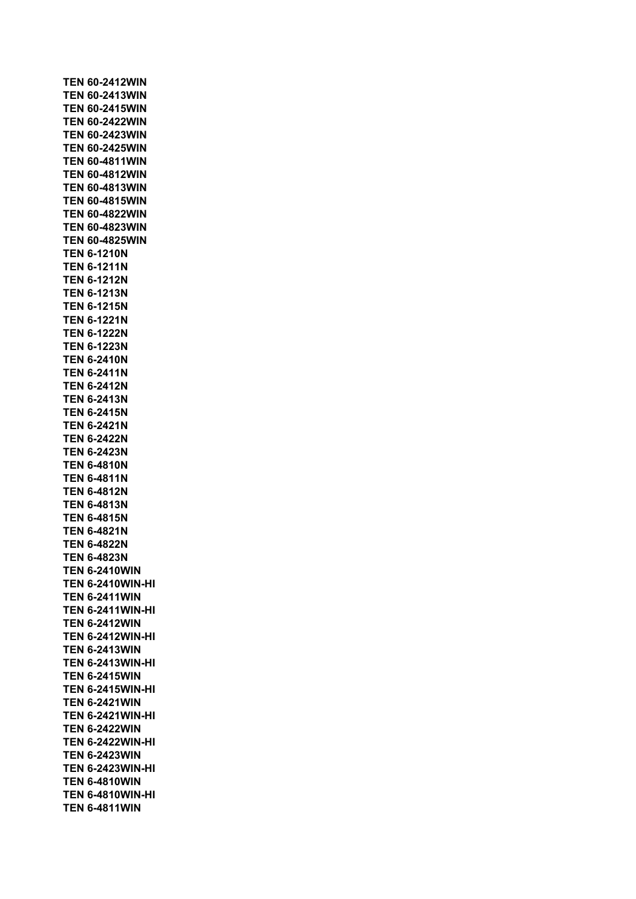**TEN 60-2412WIN**
**TEN 60-2413WIN**
**TEN 60-2415WIN**
**TEN 60-2422WIN**
**TEN 60-2423WIN**
**TEN 60-2425WIN**
**TEN 60-4811WIN**
**TEN 60-4812WIN**
**TEN 60-4813WIN**
**TEN 60-4815WIN**
**TEN 60-4822WIN**
**TEN 60-4823WIN**
**TEN 60-4825WIN**
**TEN 6-1210N**
**TEN 6-1211N**
**TEN 6-1212N**
**TEN 6-1213N**
**TEN 6-1215N**
**TEN 6-1221N**
**TEN 6-1222N**
**TEN 6-1223N**
**TEN 6-2410N**
**TEN 6-2411N**
**TEN 6-2412N**
**TEN 6-2413N**
**TEN 6-2415N**
**TEN 6-2421N**
**TEN 6-2422N**
**TEN 6-2423N**
**TEN 6-4810N**
**TEN 6-4811N**
**TEN 6-4812N**
**TEN 6-4813N**
**TEN 6-4815N**
**TEN 6-4821N**
**TEN 6-4822N**
**TEN 6-4823N**
**TEN 6-2410WIN**
**TEN 6-2410WIN-HI**
**TEN 6-2411WIN**
**TEN 6-2411WIN-HI**
**TEN 6-2412WIN**
**TEN 6-2412WIN-HI**
**TEN 6-2413WIN**
**TEN 6-2413WIN-HI**
**TEN 6-2415WIN**
**TEN 6-2415WIN-HI**
**TEN 6-2421WIN**
**TEN 6-2421WIN-HI**
**TEN 6-2422WIN**
**TEN 6-2422WIN-HI**
**TEN 6-2423WIN**
**TEN 6-2423WIN-HI**
**TEN 6-4810WIN**
**TEN 6-4810WIN-HI**
**TEN 6-4811WIN**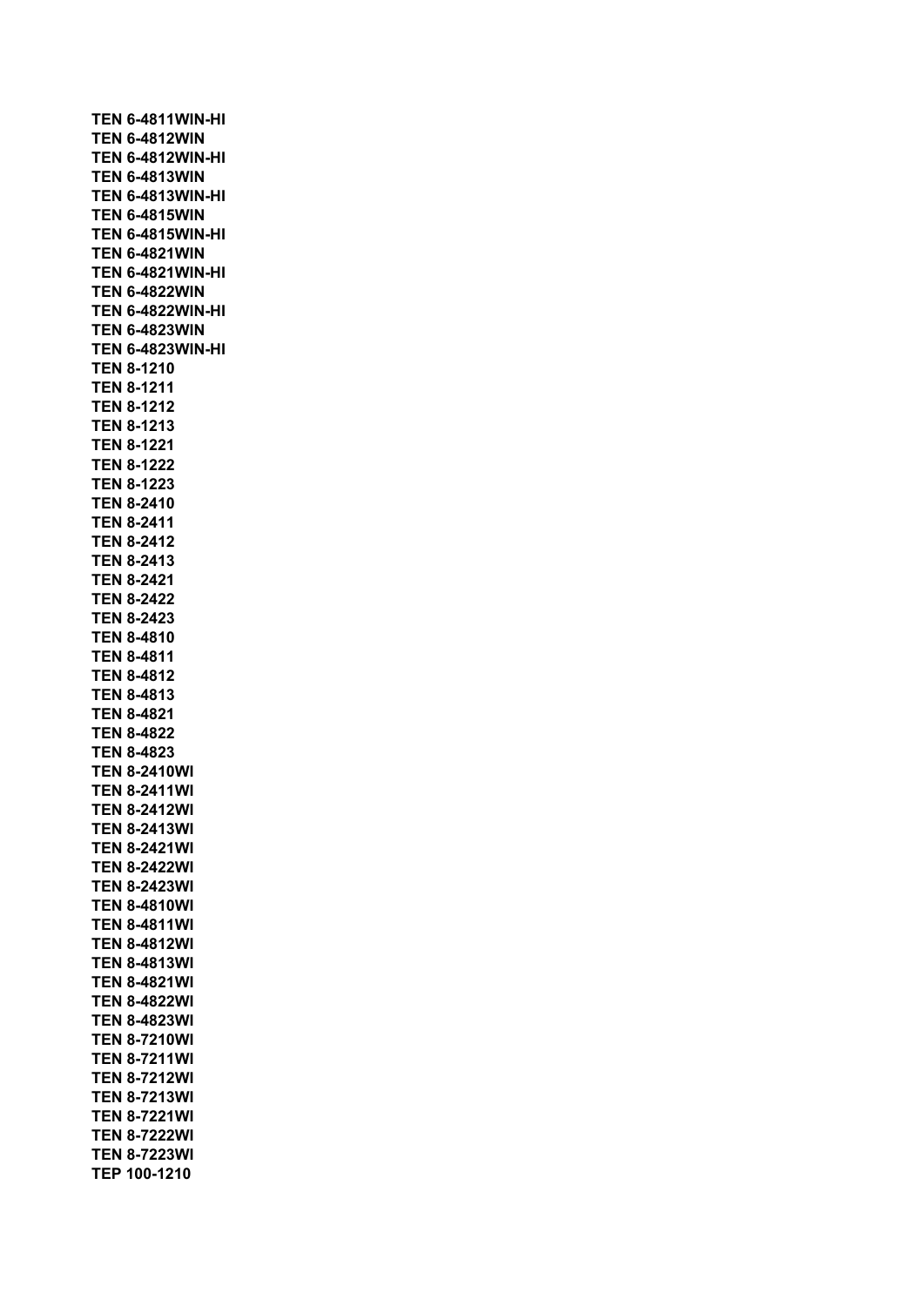**TEN 6-4811WIN-HI**
**TEN 6-4812WIN**
**TEN 6-4812WIN-HI**
**TEN 6-4813WIN**
**TEN 6-4813WIN-HI**
**TEN 6-4815WIN**
**TEN 6-4815WIN-HI**
**TEN 6-4821WIN**
**TEN 6-4821WIN-HI**
**TEN 6-4822WIN**
**TEN 6-4822WIN-HI**
**TEN 6-4823WIN**
**TEN 6-4823WIN-HI**
**TEN 8-1210**
**TEN 8-1211**
**TEN 8-1212**
**TEN 8-1213**
**TEN 8-1221**
**TEN 8-1222**
**TEN 8-1223**
**TEN 8-2410**
**TEN 8-2411**
**TEN 8-2412**
**TEN 8-2413**
**TEN 8-2421**
**TEN 8-2422**
**TEN 8-2423**
**TEN 8-4810**
**TEN 8-4811**
**TEN 8-4812**
**TEN 8-4813**
**TEN 8-4821**
**TEN 8-4822**
**TEN 8-4823**
**TEN 8-2410WI**
**TEN 8-2411WI**
**TEN 8-2412WI**
**TEN 8-2413WI**
**TEN 8-2421WI**
**TEN 8-2422WI**
**TEN 8-2423WI**
**TEN 8-4810WI**
**TEN 8-4811WI**
**TEN 8-4812WI**
**TEN 8-4813WI**
**TEN 8-4821WI**
**TEN 8-4822WI**
**TEN 8-4823WI**
**TEN 8-7210WI**
**TEN 8-7211WI**
**TEN 8-7212WI**
**TEN 8-7213WI**
**TEN 8-7221WI**
**TEN 8-7222WI**
**TEN 8-7223WI**
**TEP 100-1210**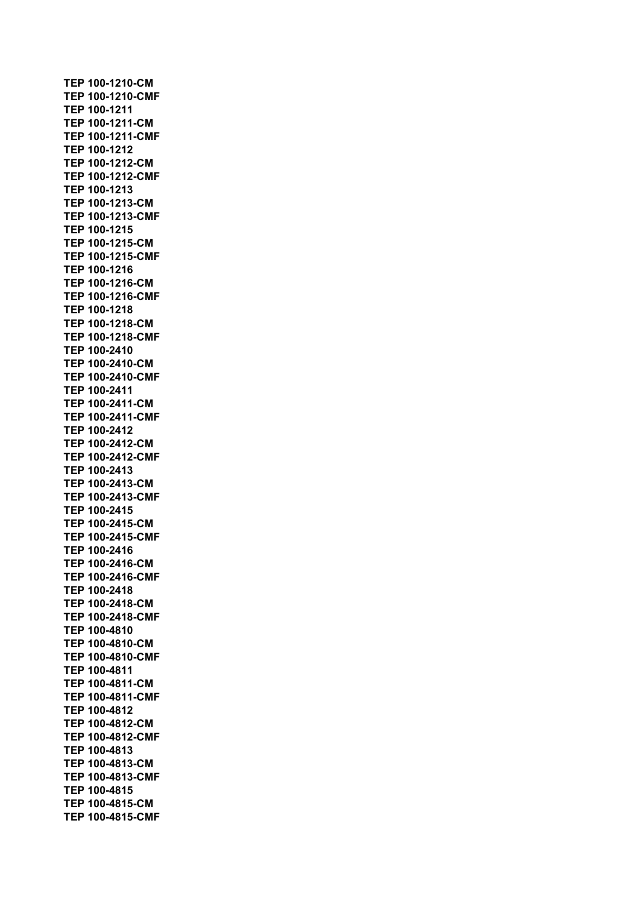**TEP 100-1210-CM**
**TEP 100-1210-CMF**
**TEP 100-1211**
**TEP 100-1211-CM**
**TEP 100-1211-CMF**
**TEP 100-1212**
**TEP 100-1212-CM**
**TEP 100-1212-CMF**
**TEP 100-1213**
**TEP 100-1213-CM**
**TEP 100-1213-CMF**
**TEP 100-1215**
**TEP 100-1215-CM**
**TEP 100-1215-CMF**
**TEP 100-1216**
**TEP 100-1216-CM**
**TEP 100-1216-CMF**
**TEP 100-1218**
**TEP 100-1218-CM**
**TEP 100-1218-CMF**
**TEP 100-2410**
**TEP 100-2410-CM**
**TEP 100-2410-CMF**
**TEP 100-2411**
**TEP 100-2411-CM**
**TEP 100-2411-CMF**
**TEP 100-2412**
**TEP 100-2412-CM**
**TEP 100-2412-CMF**
**TEP 100-2413**
**TEP 100-2413-CM**
**TEP 100-2413-CMF**
**TEP 100-2415**
**TEP 100-2415-CM**
**TEP 100-2415-CMF**
**TEP 100-2416**
**TEP 100-2416-CM**
**TEP 100-2416-CMF**
**TEP 100-2418**
**TEP 100-2418-CM**
**TEP 100-2418-CMF**
**TEP 100-4810**
**TEP 100-4810-CM**
**TEP 100-4810-CMF**
**TEP 100-4811**
**TEP 100-4811-CM**
**TEP 100-4811-CMF**
**TEP 100-4812**
**TEP 100-4812-CM**
**TEP 100-4812-CMF**
**TEP 100-4813**
**TEP 100-4813-CM**
**TEP 100-4813-CMF**
**TEP 100-4815**
**TEP 100-4815-CM**
**TEP 100-4815-CMF**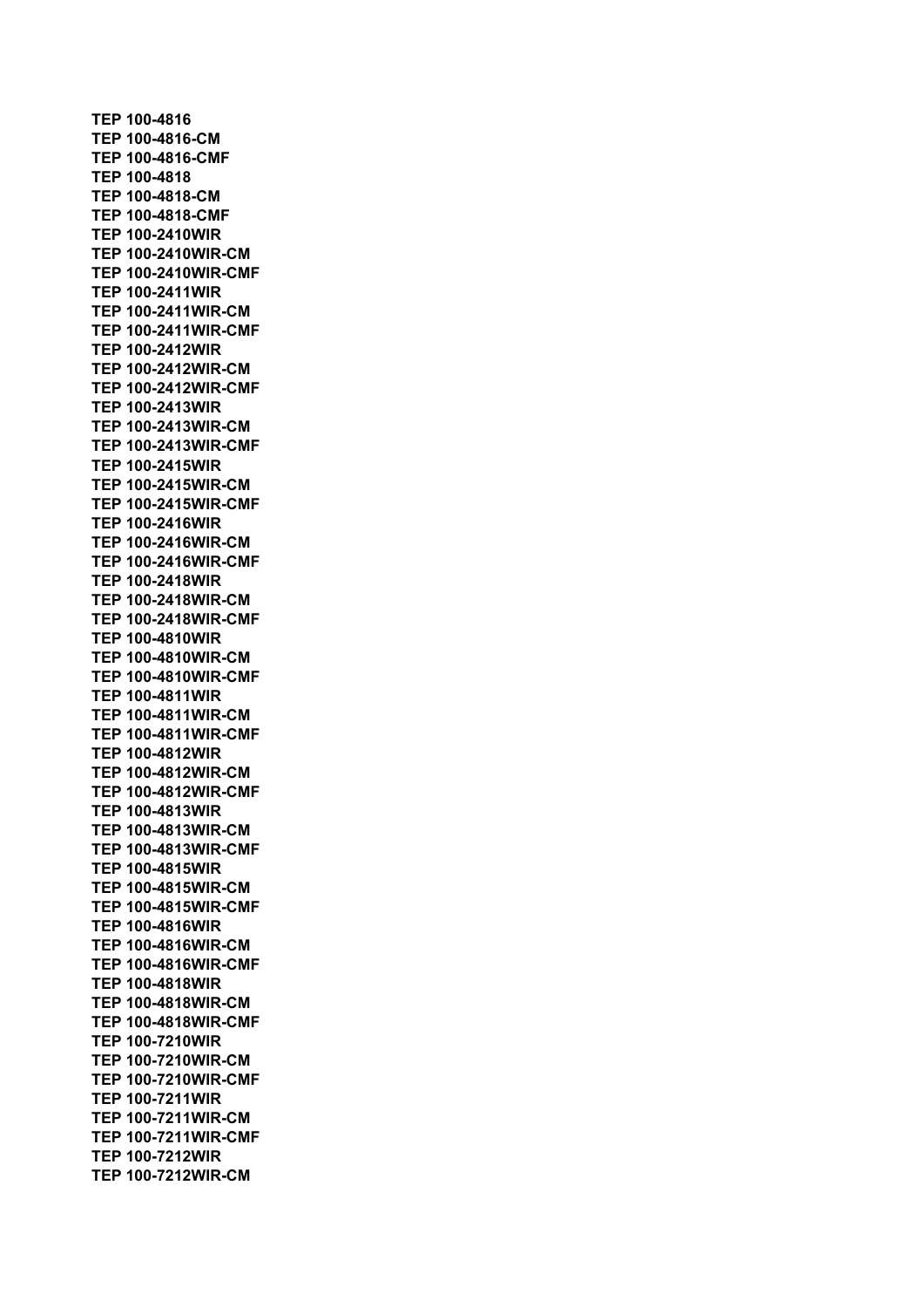**TEP 100-4816**
**TEP 100-4816-CM**
**TEP 100-4816-CMF**
**TEP 100-4818**
**TEP 100-4818-CM**
**TEP 100-4818-CMF**
**TEP 100-2410WIR**
**TEP 100-2410WIR-CM**
**TEP 100-2410WIR-CMF**
**TEP 100-2411WIR**
**TEP 100-2411WIR-CM**
**TEP 100-2411WIR-CMF**
**TEP 100-2412WIR**
**TEP 100-2412WIR-CM**
**TEP 100-2412WIR-CMF**
**TEP 100-2413WIR**
**TEP 100-2413WIR-CM**
**TEP 100-2413WIR-CMF**
**TEP 100-2415WIR**
**TEP 100-2415WIR-CM**
**TEP 100-2415WIR-CMF**
**TEP 100-2416WIR**
**TEP 100-2416WIR-CM**
**TEP 100-2416WIR-CMF**
**TEP 100-2418WIR**
**TEP 100-2418WIR-CM**
**TEP 100-2418WIR-CMF**
**TEP 100-4810WIR**
**TEP 100-4810WIR-CM**
**TEP 100-4810WIR-CMF**
**TEP 100-4811WIR**
**TEP 100-4811WIR-CM**
**TEP 100-4811WIR-CMF**
**TEP 100-4812WIR**
**TEP 100-4812WIR-CM**
**TEP 100-4812WIR-CMF**
**TEP 100-4813WIR**
**TEP 100-4813WIR-CM**
**TEP 100-4813WIR-CMF**
**TEP 100-4815WIR**
**TEP 100-4815WIR-CM**
**TEP 100-4815WIR-CMF**
**TEP 100-4816WIR**
**TEP 100-4816WIR-CM**
**TEP 100-4816WIR-CMF**
**TEP 100-4818WIR**
**TEP 100-4818WIR-CM**
**TEP 100-4818WIR-CMF**
**TEP 100-7210WIR**
**TEP 100-7210WIR-CM**
**TEP 100-7210WIR-CMF**
**TEP 100-7211WIR**
**TEP 100-7211WIR-CM**
**TEP 100-7211WIR-CMF**
**TEP 100-7212WIR**
**TEP 100-7212WIR-CM**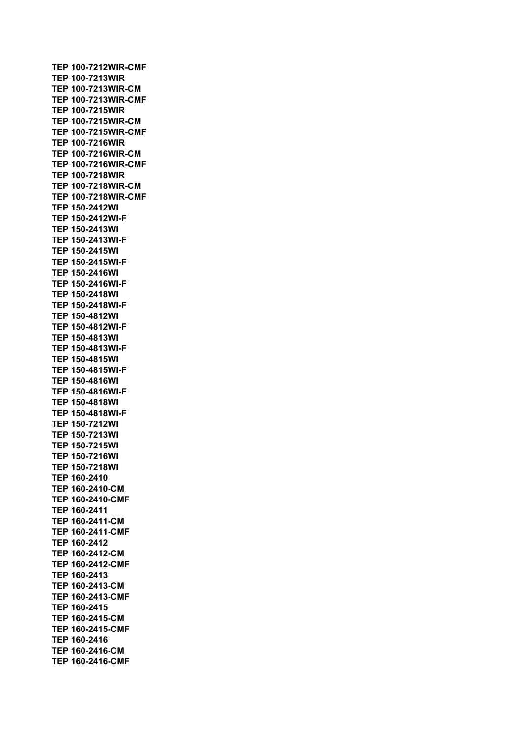**TEP 100-7212WIR-CMF**
**TEP 100-7213WIR**
**TEP 100-7213WIR-CM**
**TEP 100-7213WIR-CMF**
**TEP 100-7215WIR**
**TEP 100-7215WIR-CM**
**TEP 100-7215WIR-CMF**
**TEP 100-7216WIR**
**TEP 100-7216WIR-CM**
**TEP 100-7216WIR-CMF**
**TEP 100-7218WIR**
**TEP 100-7218WIR-CM**
**TEP 100-7218WIR-CMF**
**TEP 150-2412WI**
**TEP 150-2412WI-F**
**TEP 150-2413WI**
**TEP 150-2413WI-F**
**TEP 150-2415WI**
**TEP 150-2415WI-F**
**TEP 150-2416WI**
**TEP 150-2416WI-F**
**TEP 150-2418WI**
**TEP 150-2418WI-F**
**TEP 150-4812WI**
**TEP 150-4812WI-F**
**TEP 150-4813WI**
**TEP 150-4813WI-F**
**TEP 150-4815WI**
**TEP 150-4815WI-F**
**TEP 150-4816WI**
**TEP 150-4816WI-F**
**TEP 150-4818WI**
**TEP 150-4818WI-F**
**TEP 150-7212WI**
**TEP 150-7213WI**
**TEP 150-7215WI**
**TEP 150-7216WI**
**TEP 150-7218WI**
**TEP 160-2410**
**TEP 160-2410-CM**
**TEP 160-2410-CMF**
**TEP 160-2411**
**TEP 160-2411-CM**
**TEP 160-2411-CMF**
**TEP 160-2412**
**TEP 160-2412-CM**
**TEP 160-2412-CMF**
**TEP 160-2413**
**TEP 160-2413-CM**
**TEP 160-2413-CMF**
**TEP 160-2415**
**TEP 160-2415-CM**
**TEP 160-2415-CMF**
**TEP 160-2416**
**TEP 160-2416-CM**
**TEP 160-2416-CMF**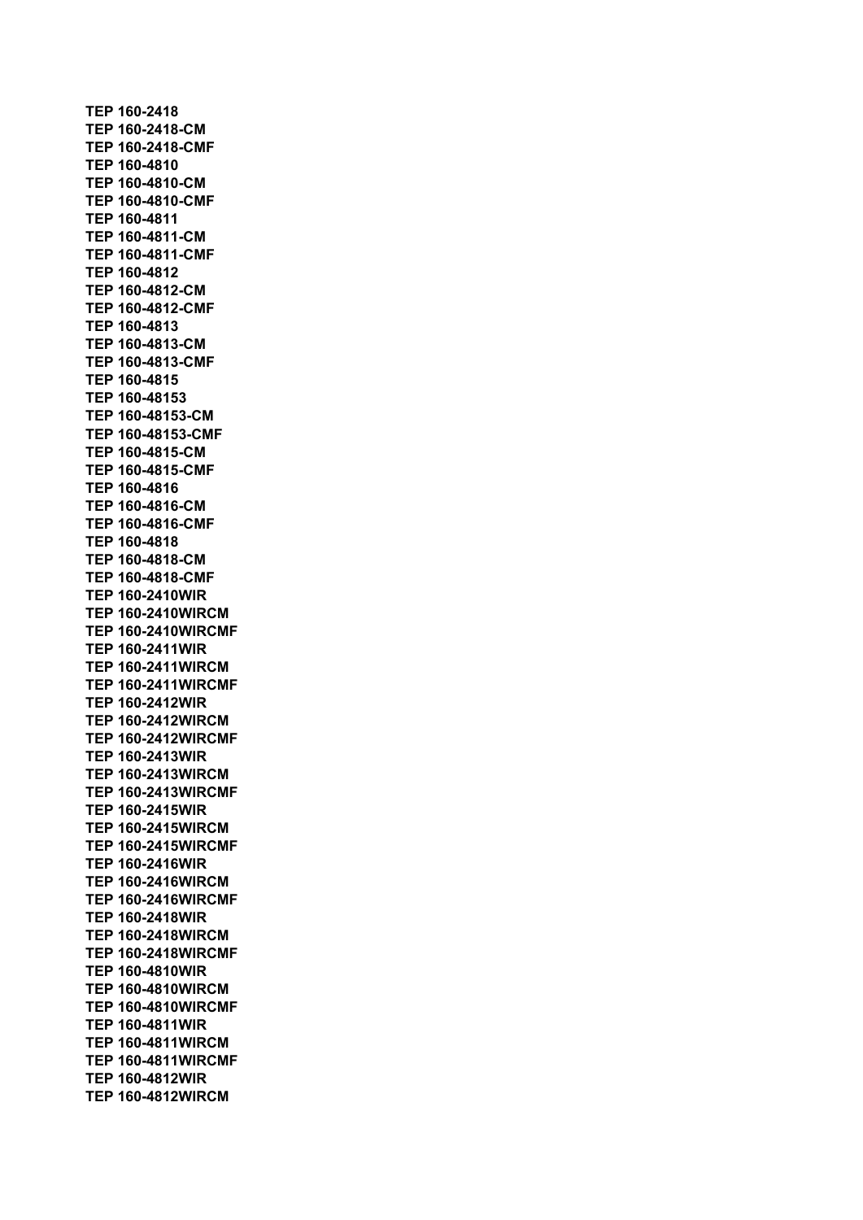**TEP 160-2418**
**TEP 160-2418-CM**
**TEP 160-2418-CMF**
**TEP 160-4810**
**TEP 160-4810-CM**
**TEP 160-4810-CMF**
**TEP 160-4811**
**TEP 160-4811-CM**
**TEP 160-4811-CMF**
**TEP 160-4812**
**TEP 160-4812-CM**
**TEP 160-4812-CMF**
**TEP 160-4813**
**TEP 160-4813-CM**
**TEP 160-4813-CMF**
**TEP 160-4815**
**TEP 160-48153**
**TEP 160-48153-CM**
**TEP 160-48153-CMF**
**TEP 160-4815-CM**
**TEP 160-4815-CMF**
**TEP 160-4816**
**TEP 160-4816-CM**
**TEP 160-4816-CMF**
**TEP 160-4818**
**TEP 160-4818-CM**
**TEP 160-4818-CMF**
**TEP 160-2410WIR**
**TEP 160-2410WIRCM**
**TEP 160-2410WIRCMF**
**TEP 160-2411WIR**
**TEP 160-2411WIRCM**
**TEP 160-2411WIRCMF**
**TEP 160-2412WIR**
**TEP 160-2412WIRCM**
**TEP 160-2412WIRCMF**
**TEP 160-2413WIR**
**TEP 160-2413WIRCM**
**TEP 160-2413WIRCMF**
**TEP 160-2415WIR**
**TEP 160-2415WIRCM**
**TEP 160-2415WIRCMF**
**TEP 160-2416WIR**
**TEP 160-2416WIRCM**
**TEP 160-2416WIRCMF**
**TEP 160-2418WIR**
**TEP 160-2418WIRCM**
**TEP 160-2418WIRCMF**
**TEP 160-4810WIR**
**TEP 160-4810WIRCM**
**TEP 160-4810WIRCMF**
**TEP 160-4811WIR**
**TEP 160-4811WIRCM**
**TEP 160-4811WIRCMF**
**TEP 160-4812WIR**
**TEP 160-4812WIRCM**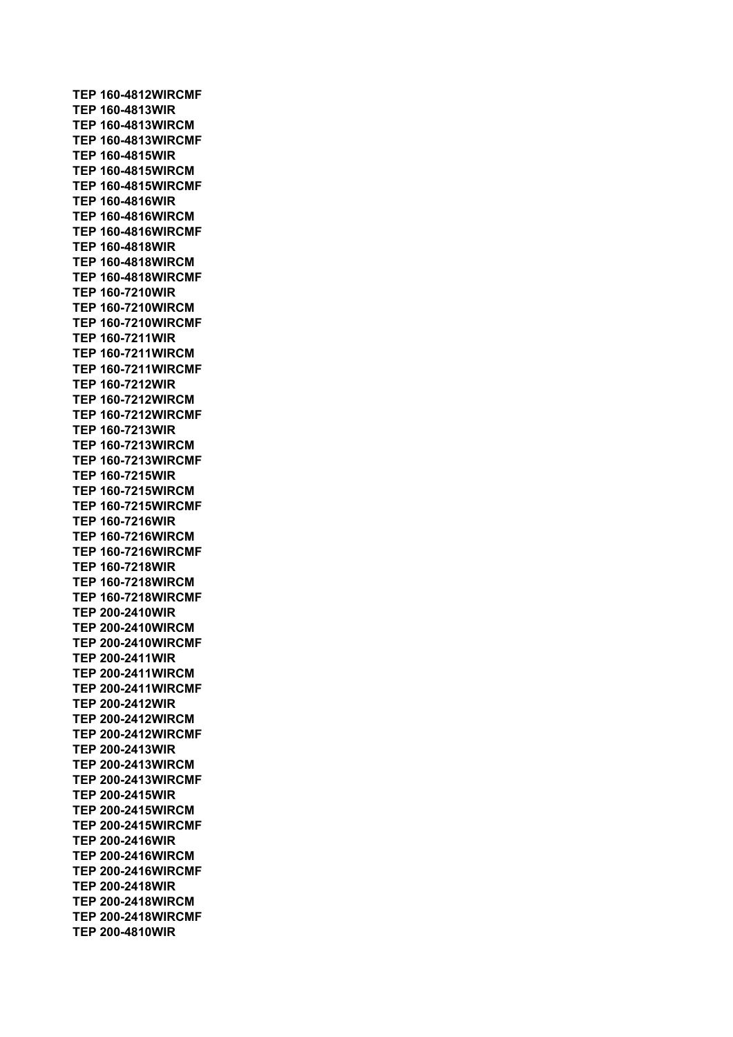**TEP 160-4812WIRCMF**
**TEP 160-4813WIR**
**TEP 160-4813WIRCM**
**TEP 160-4813WIRCMF**
**TEP 160-4815WIR**
**TEP 160-4815WIRCM**
**TEP 160-4815WIRCMF**
**TEP 160-4816WIR**
**TEP 160-4816WIRCM**
**TEP 160-4816WIRCMF**
**TEP 160-4818WIR**
**TEP 160-4818WIRCM**
**TEP 160-4818WIRCMF**
**TEP 160-7210WIR**
**TEP 160-7210WIRCM**
**TEP 160-7210WIRCMF**
**TEP 160-7211WIR**
**TEP 160-7211WIRCM**
**TEP 160-7211WIRCMF**
**TEP 160-7212WIR**
**TEP 160-7212WIRCM**
**TEP 160-7212WIRCMF**
**TEP 160-7213WIR**
**TEP 160-7213WIRCM**
**TEP 160-7213WIRCMF**
**TEP 160-7215WIR**
**TEP 160-7215WIRCM**
**TEP 160-7215WIRCMF**
**TEP 160-7216WIR**
**TEP 160-7216WIRCM**
**TEP 160-7216WIRCMF**
**TEP 160-7218WIR**
**TEP 160-7218WIRCM**
**TEP 160-7218WIRCMF**
**TEP 200-2410WIR**
**TEP 200-2410WIRCM**
**TEP 200-2410WIRCMF**
**TEP 200-2411WIR**
**TEP 200-2411WIRCM**
**TEP 200-2411WIRCMF**
**TEP 200-2412WIR**
**TEP 200-2412WIRCM**
**TEP 200-2412WIRCMF**
**TEP 200-2413WIR**
**TEP 200-2413WIRCM**
**TEP 200-2413WIRCMF**
**TEP 200-2415WIR**
**TEP 200-2415WIRCM**
**TEP 200-2415WIRCMF**
**TEP 200-2416WIR**
**TEP 200-2416WIRCM**
**TEP 200-2416WIRCMF**
**TEP 200-2418WIR**
**TEP 200-2418WIRCM**
**TEP 200-2418WIRCMF**
**TEP 200-4810WIR**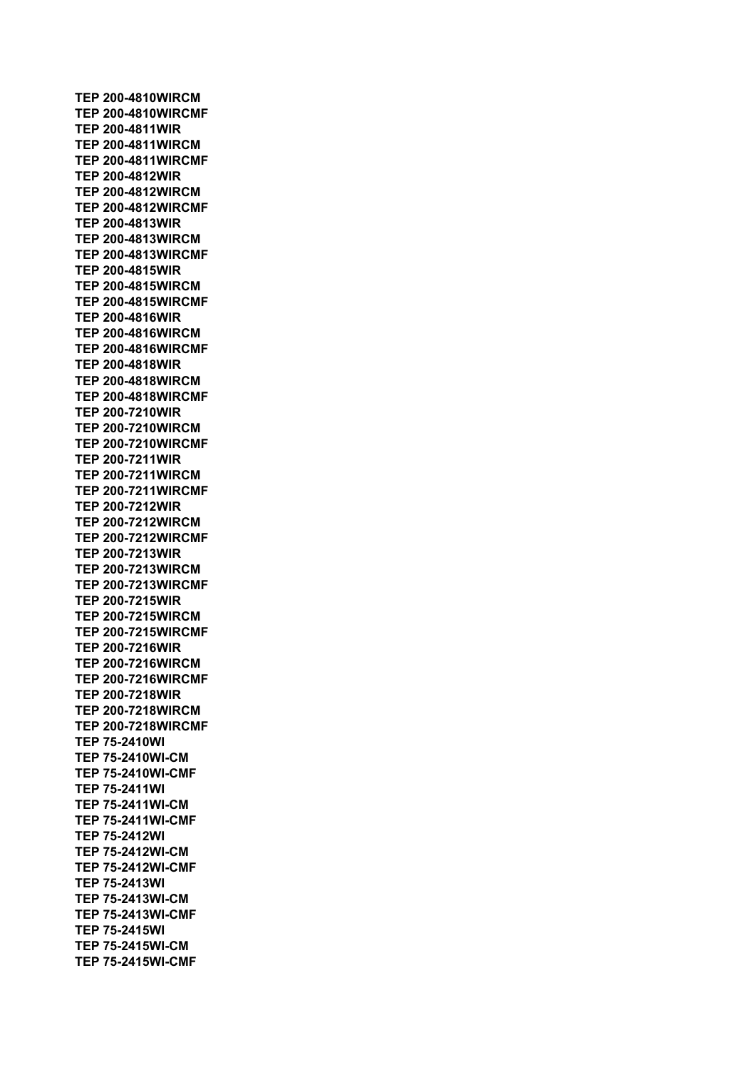**TEP 200-4810WIRCM**
**TEP 200-4810WIRCMF**
**TEP 200-4811WIR**
**TEP 200-4811WIRCM**
**TEP 200-4811WIRCMF**
**TEP 200-4812WIR**
**TEP 200-4812WIRCM**
**TEP 200-4812WIRCMF**
**TEP 200-4813WIR**
**TEP 200-4813WIRCM**
**TEP 200-4813WIRCMF**
**TEP 200-4815WIR**
**TEP 200-4815WIRCM**
**TEP 200-4815WIRCMF**
**TEP 200-4816WIR**
**TEP 200-4816WIRCM**
**TEP 200-4816WIRCMF**
**TEP 200-4818WIR**
**TEP 200-4818WIRCM**
**TEP 200-4818WIRCMF**
**TEP 200-7210WIR**
**TEP 200-7210WIRCM**
**TEP 200-7210WIRCMF**
**TEP 200-7211WIR**
**TEP 200-7211WIRCM**
**TEP 200-7211WIRCMF**
**TEP 200-7212WIR**
**TEP 200-7212WIRCM**
**TEP 200-7212WIRCMF**
**TEP 200-7213WIR**
**TEP 200-7213WIRCM**
**TEP 200-7213WIRCMF**
**TEP 200-7215WIR**
**TEP 200-7215WIRCM**
**TEP 200-7215WIRCMF**
**TEP 200-7216WIR**
**TEP 200-7216WIRCM**
**TEP 200-7216WIRCMF**
**TEP 200-7218WIR**
**TEP 200-7218WIRCM**
**TEP 200-7218WIRCMF**
**TEP 75-2410WI**
**TEP 75-2410WI-CM**
**TEP 75-2410WI-CMF**
**TEP 75-2411WI**
**TEP 75-2411WI-CM**
**TEP 75-2411WI-CMF**
**TEP 75-2412WI**
**TEP 75-2412WI-CM**
**TEP 75-2412WI-CMF**
**TEP 75-2413WI**
**TEP 75-2413WI-CM**
**TEP 75-2413WI-CMF**
**TEP 75-2415WI**
**TEP 75-2415WI-CM**
**TEP 75-2415WI-CMF**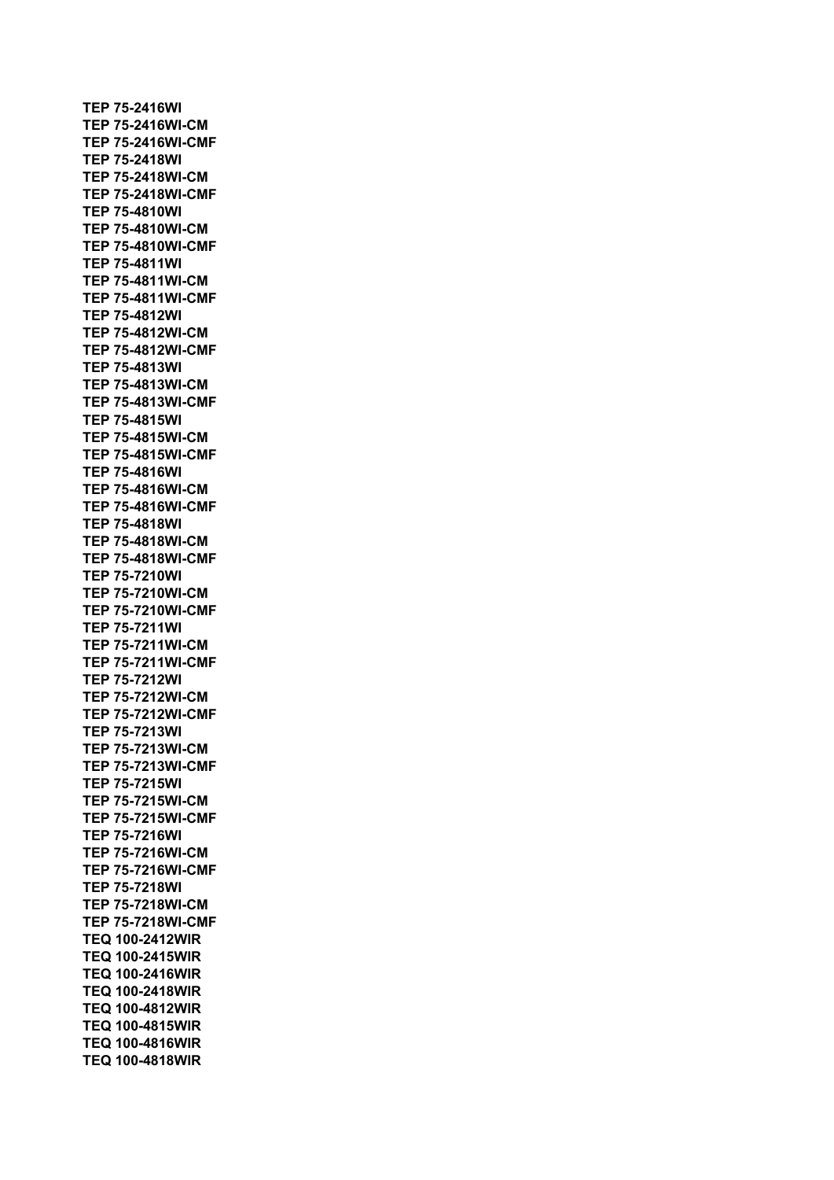**TEP 75-2416WI**
**TEP 75-2416WI-CM**
**TEP 75-2416WI-CMF**
**TEP 75-2418WI**
**TEP 75-2418WI-CM**
**TEP 75-2418WI-CMF**
**TEP 75-4810WI**
**TEP 75-4810WI-CM**
**TEP 75-4810WI-CMF**
**TEP 75-4811WI**
**TEP 75-4811WI-CM**
**TEP 75-4811WI-CMF**
**TEP 75-4812WI**
**TEP 75-4812WI-CM**
**TEP 75-4812WI-CMF**
**TEP 75-4813WI**
**TEP 75-4813WI-CM**
**TEP 75-4813WI-CMF**
**TEP 75-4815WI**
**TEP 75-4815WI-CM**
**TEP 75-4815WI-CMF**
**TEP 75-4816WI**
**TEP 75-4816WI-CM**
**TEP 75-4816WI-CMF**
**TEP 75-4818WI**
**TEP 75-4818WI-CM**
**TEP 75-4818WI-CMF**
**TEP 75-7210WI**
**TEP 75-7210WI-CM**
**TEP 75-7210WI-CMF**
**TEP 75-7211WI**
**TEP 75-7211WI-CM**
**TEP 75-7211WI-CMF**
**TEP 75-7212WI**
**TEP 75-7212WI-CM**
**TEP 75-7212WI-CMF**
**TEP 75-7213WI**
**TEP 75-7213WI-CM**
**TEP 75-7213WI-CMF**
**TEP 75-7215WI**
**TEP 75-7215WI-CM**
**TEP 75-7215WI-CMF**
**TEP 75-7216WI**
**TEP 75-7216WI-CM**
**TEP 75-7216WI-CMF**
**TEP 75-7218WI**
**TEP 75-7218WI-CM**
**TEP 75-7218WI-CMF**
**TEQ 100-2412WIR**
**TEQ 100-2415WIR**
**TEQ 100-2416WIR**
**TEQ 100-2418WIR**
**TEQ 100-4812WIR**
**TEQ 100-4815WIR**
**TEQ 100-4816WIR**
**TEQ 100-4818WIR**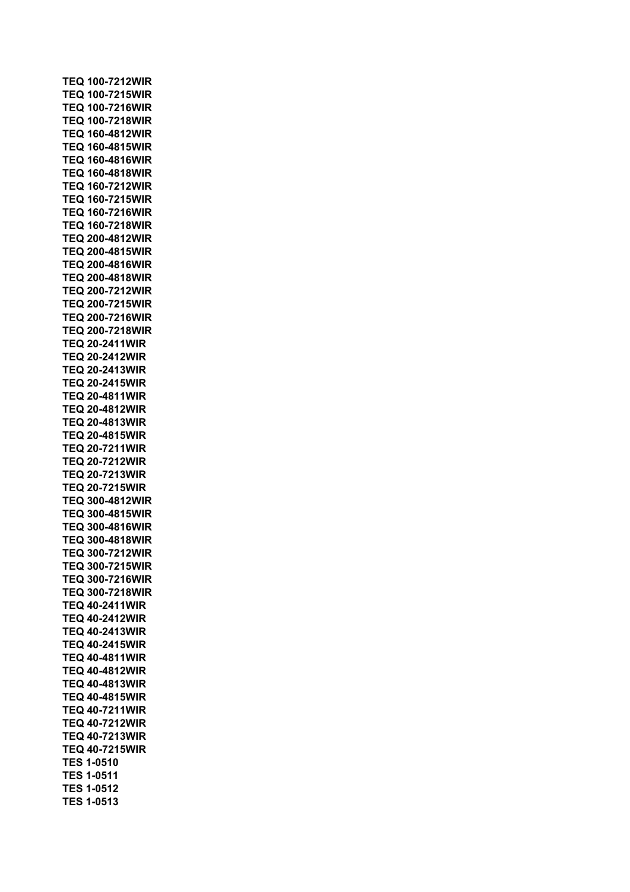**TEQ 100-7212WIR**
**TEQ 100-7215WIR**
**TEQ 100-7216WIR**
**TEQ 100-7218WIR**
**TEQ 160-4812WIR**
**TEQ 160-4815WIR**
**TEQ 160-4816WIR**
**TEQ 160-4818WIR**
**TEQ 160-7212WIR**
**TEQ 160-7215WIR**
**TEQ 160-7216WIR**
**TEQ 160-7218WIR**
**TEQ 200-4812WIR**
**TEQ 200-4815WIR**
**TEQ 200-4816WIR**
**TEQ 200-4818WIR**
**TEQ 200-7212WIR**
**TEQ 200-7215WIR**
**TEQ 200-7216WIR**
**TEQ 200-7218WIR**
**TEQ 20-2411WIR**
**TEQ 20-2412WIR**
**TEQ 20-2413WIR**
**TEQ 20-2415WIR**
**TEQ 20-4811WIR**
**TEQ 20-4812WIR**
**TEQ 20-4813WIR**
**TEQ 20-4815WIR**
**TEQ 20-7211WIR**
**TEQ 20-7212WIR**
**TEQ 20-7213WIR**
**TEQ 20-7215WIR**
**TEQ 300-4812WIR**
**TEQ 300-4815WIR**
**TEQ 300-4816WIR**
**TEQ 300-4818WIR**
**TEQ 300-7212WIR**
**TEQ 300-7215WIR**
**TEQ 300-7216WIR**
**TEQ 300-7218WIR**
**TEQ 40-2411WIR**
**TEQ 40-2412WIR**
**TEQ 40-2413WIR**
**TEQ 40-2415WIR**
**TEQ 40-4811WIR**
**TEQ 40-4812WIR**
**TEQ 40-4813WIR**
**TEQ 40-4815WIR**
**TEQ 40-7211WIR**
**TEQ 40-7212WIR**
**TEQ 40-7213WIR**
**TEQ 40-7215WIR**
**TES 1-0510**
**TES 1-0511**
**TES 1-0512**
**TES 1-0513**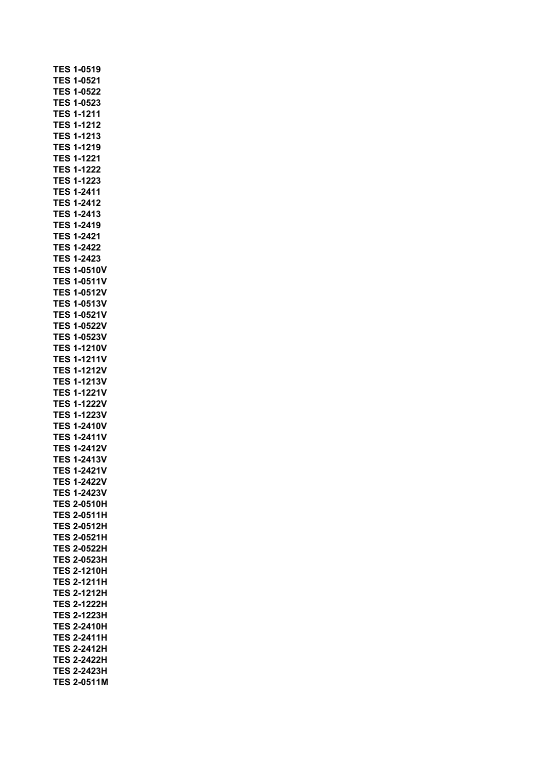**TES 1-0519**
**TES 1-0521**
**TES 1-0522**
**TES 1-0523**
**TES 1-1211**
**TES 1-1212**
**TES 1-1213**
**TES 1-1219**
**TES 1-1221**
**TES 1-1222**
**TES 1-1223**
**TES 1-2411**
**TES 1-2412**
**TES 1-2413**
**TES 1-2419**
**TES 1-2421**
**TES 1-2422**
**TES 1-2423**
**TES 1-0510V**
**TES 1-0511V**
**TES 1-0512V**
**TES 1-0513V**
**TES 1-0521V**
**TES 1-0522V**
**TES 1-0523V**
**TES 1-1210V**
**TES 1-1211V**
**TES 1-1212V**
**TES 1-1213V**
**TES 1-1221V**
**TES 1-1222V**
**TES 1-1223V**
**TES 1-2410V**
**TES 1-2411V**
**TES 1-2412V**
**TES 1-2413V**
**TES 1-2421V**
**TES 1-2422V**
**TES 1-2423V**
**TES 2-0510H**
**TES 2-0511H**
**TES 2-0512H**
**TES 2-0521H**
**TES 2-0522H**
**TES 2-0523H**
**TES 2-1210H**
**TES 2-1211H**
**TES 2-1212H**
**TES 2-1222H**
**TES 2-1223H**
**TES 2-2410H**
**TES 2-2411H**
**TES 2-2412H**
**TES 2-2422H**
**TES 2-2423H**
**TES 2-0511M**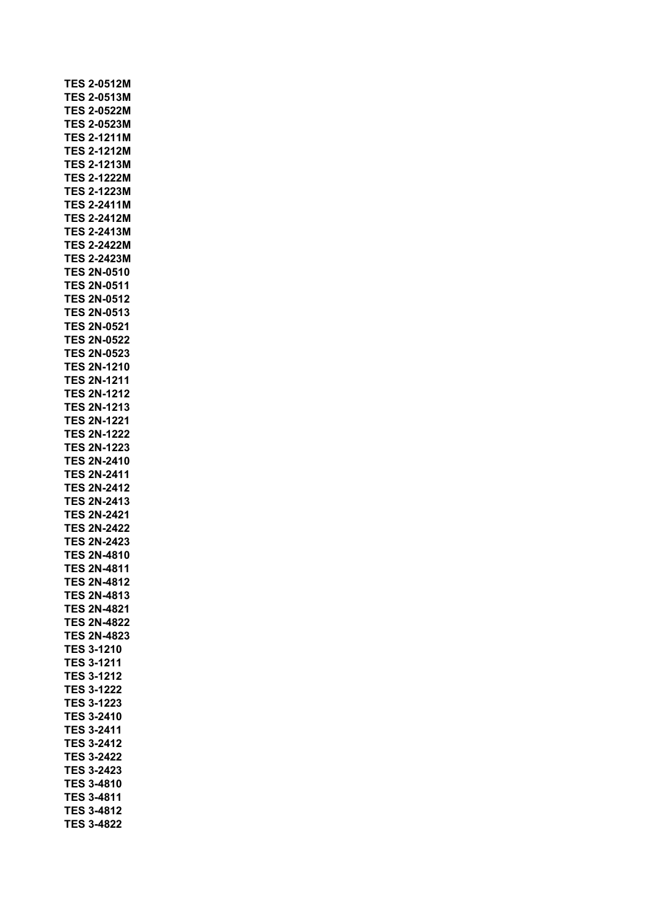**TES 2-0512M**
**TES 2-0513M**
**TES 2-0522M**
**TES 2-0523M**
**TES 2-1211M**
**TES 2-1212M**
**TES 2-1213M**
**TES 2-1222M**
**TES 2-1223M**
**TES 2-2411M**
**TES 2-2412M**
**TES 2-2413M**
**TES 2-2422M**
**TES 2-2423M**
**TES 2N-0510**
**TES 2N-0511**
**TES 2N-0512**
**TES 2N-0513**
**TES 2N-0521**
**TES 2N-0522**
**TES 2N-0523**
**TES 2N-1210**
**TES 2N-1211**
**TES 2N-1212**
**TES 2N-1213**
**TES 2N-1221**
**TES 2N-1222**
**TES 2N-1223**
**TES 2N-2410**
**TES 2N-2411**
**TES 2N-2412**
**TES 2N-2413**
**TES 2N-2421**
**TES 2N-2422**
**TES 2N-2423**
**TES 2N-4810**
**TES 2N-4811**
**TES 2N-4812**
**TES 2N-4813**
**TES 2N-4821**
**TES 2N-4822**
**TES 2N-4823**
**TES 3-1210**
**TES 3-1211**
**TES 3-1212**
**TES 3-1222**
**TES 3-1223**
**TES 3-2410**
**TES 3-2411**
**TES 3-2412**
**TES 3-2422**
**TES 3-2423**
**TES 3-4810**
**TES 3-4811**
**TES 3-4812**
**TES 3-4822**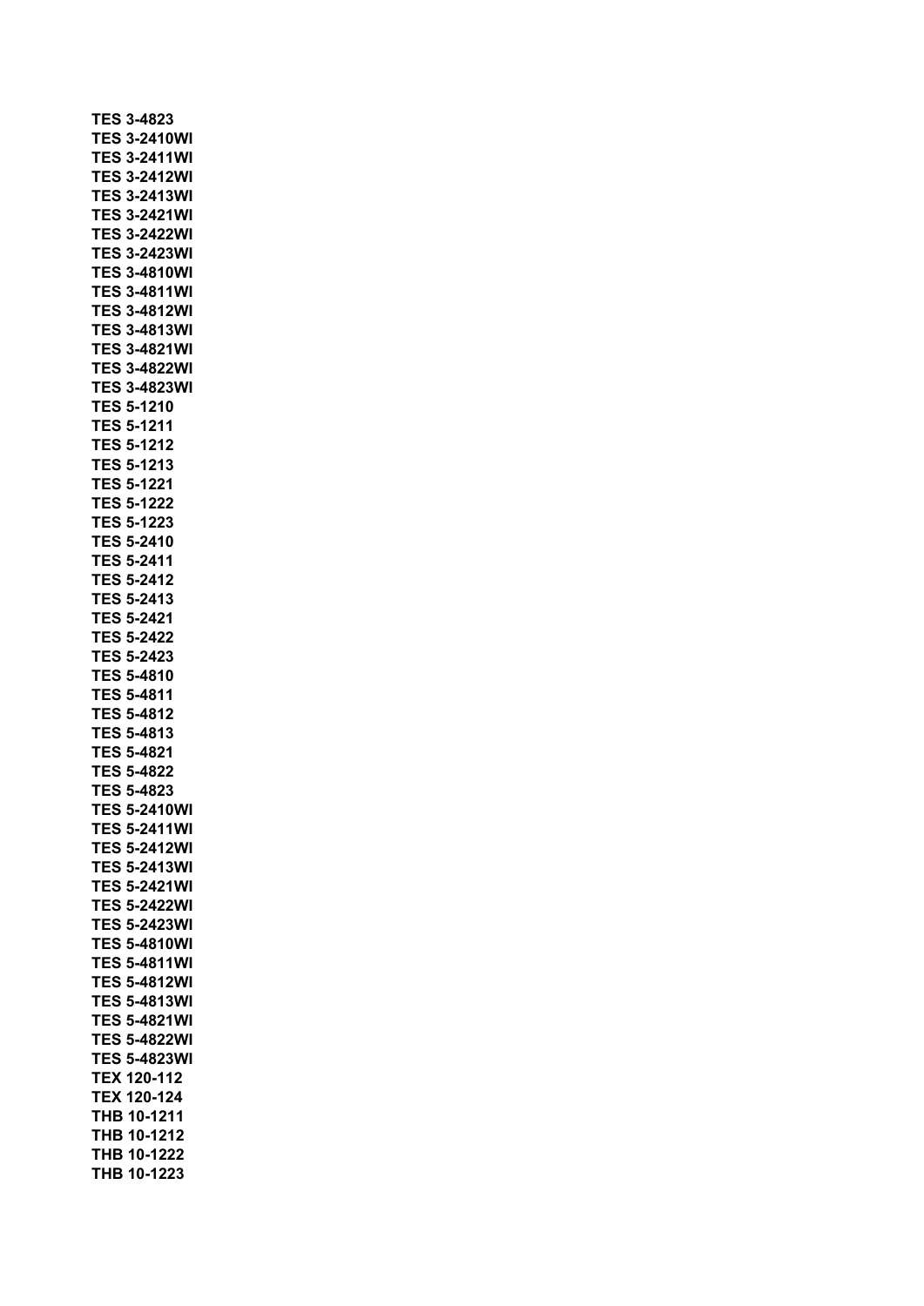**TES 3-4823**
**TES 3-2410WI**
**TES 3-2411WI**
**TES 3-2412WI**
**TES 3-2413WI**
**TES 3-2421WI**
**TES 3-2422WI**
**TES 3-2423WI**
**TES 3-4810WI**
**TES 3-4811WI**
**TES 3-4812WI**
**TES 3-4813WI**
**TES 3-4821WI**
**TES 3-4822WI**
**TES 3-4823WI**
**TES 5-1210**
**TES 5-1211**
**TES 5-1212**
**TES 5-1213**
**TES 5-1221**
**TES 5-1222**
**TES 5-1223**
**TES 5-2410**
**TES 5-2411**
**TES 5-2412**
**TES 5-2413**
**TES 5-2421**
**TES 5-2422**
**TES 5-2423**
**TES 5-4810**
**TES 5-4811**
**TES 5-4812**
**TES 5-4813**
**TES 5-4821**
**TES 5-4822**
**TES 5-4823**
**TES 5-2410WI**
**TES 5-2411WI**
**TES 5-2412WI**
**TES 5-2413WI**
**TES 5-2421WI**
**TES 5-2422WI**
**TES 5-2423WI**
**TES 5-4810WI**
**TES 5-4811WI**
**TES 5-4812WI**
**TES 5-4813WI**
**TES 5-4821WI**
**TES 5-4822WI**
**TES 5-4823WI**
**TEX 120-112**
**TEX 120-124**
**THB 10-1211**
**THB 10-1212**
**THB 10-1222**
**THB 10-1223**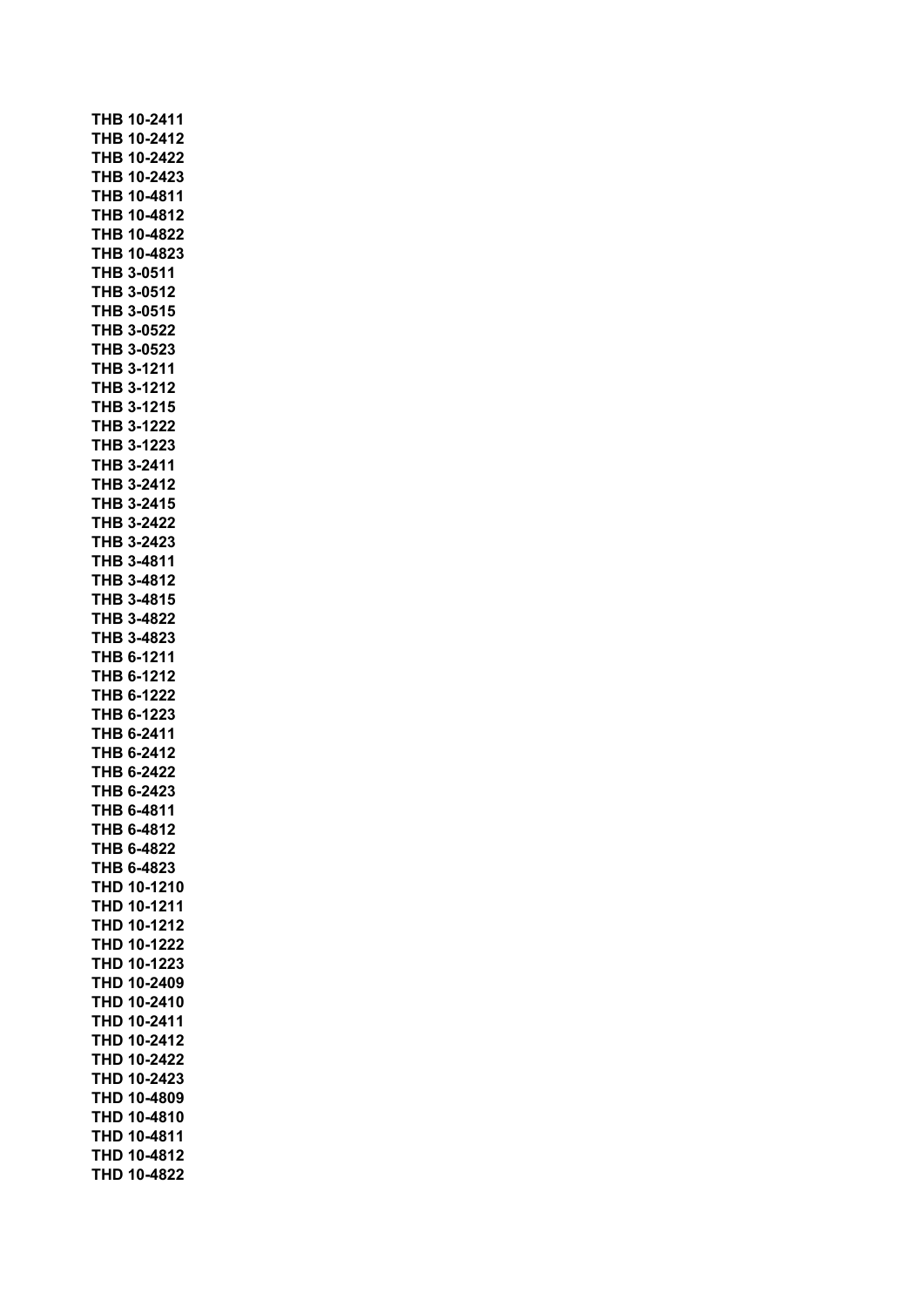**THB 10-2411**
**THB 10-2412**
**THB 10-2422**
**THB 10-2423**
**THB 10-4811**
**THB 10-4812**
**THB 10-4822**
**THB 10-4823**
**THB 3-0511**
**THB 3-0512**
**THB 3-0515**
**THB 3-0522**
**THB 3-0523**
**THB 3-1211**
**THB 3-1212**
**THB 3-1215**
**THB 3-1222**
**THB 3-1223**
**THB 3-2411**
**THB 3-2412**
**THB 3-2415**
**THB 3-2422**
**THB 3-2423**
**THB 3-4811**
**THB 3-4812**
**THB 3-4815**
**THB 3-4822**
**THB 3-4823**
**THB 6-1211**
**THB 6-1212**
**THB 6-1222**
**THB 6-1223**
**THB 6-2411**
**THB 6-2412**
**THB 6-2422**
**THB 6-2423**
**THB 6-4811**
**THB 6-4812**
**THB 6-4822**
**THB 6-4823**
**THD 10-1210**
**THD 10-1211**
**THD 10-1212**
**THD 10-1222**
**THD 10-1223**
**THD 10-2409**
**THD 10-2410**
**THD 10-2411**
**THD 10-2412**
**THD 10-2422**
**THD 10-2423**
**THD 10-4809**
**THD 10-4810**
**THD 10-4811**
**THD 10-4812**
**THD 10-4822**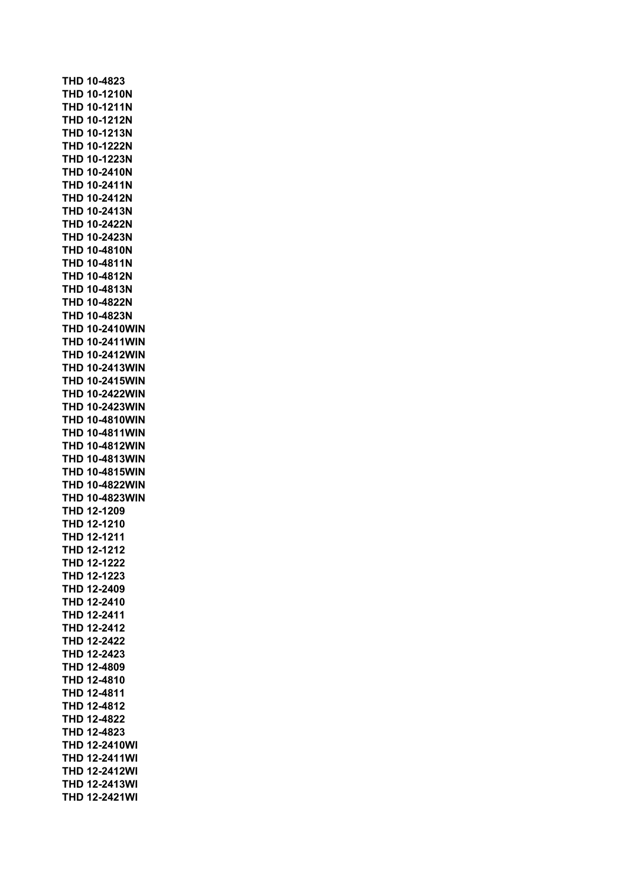**THD 10-4823**
**THD 10-1210N**
**THD 10-1211N**
**THD 10-1212N**
**THD 10-1213N**
**THD 10-1222N**
**THD 10-1223N**
**THD 10-2410N**
**THD 10-2411N**
**THD 10-2412N**
**THD 10-2413N**
**THD 10-2422N**
**THD 10-2423N**
**THD 10-4810N**
**THD 10-4811N**
**THD 10-4812N**
**THD 10-4813N**
**THD 10-4822N**
**THD 10-4823N**
**THD 10-2410WIN**
**THD 10-2411WIN**
**THD 10-2412WIN**
**THD 10-2413WIN**
**THD 10-2415WIN**
**THD 10-2422WIN**
**THD 10-2423WIN**
**THD 10-4810WIN**
**THD 10-4811WIN**
**THD 10-4812WIN**
**THD 10-4813WIN**
**THD 10-4815WIN**
**THD 10-4822WIN**
**THD 10-4823WIN**
**THD 12-1209**
**THD 12-1210**
**THD 12-1211**
**THD 12-1212**
**THD 12-1222**
**THD 12-1223**
**THD 12-2409**
**THD 12-2410**
**THD 12-2411**
**THD 12-2412**
**THD 12-2422**
**THD 12-2423**
**THD 12-4809**
**THD 12-4810**
**THD 12-4811**
**THD 12-4812**
**THD 12-4822**
**THD 12-4823**
**THD 12-2410WI**
**THD 12-2411WI**
**THD 12-2412WI**
**THD 12-2413WI**
**THD 12-2421WI**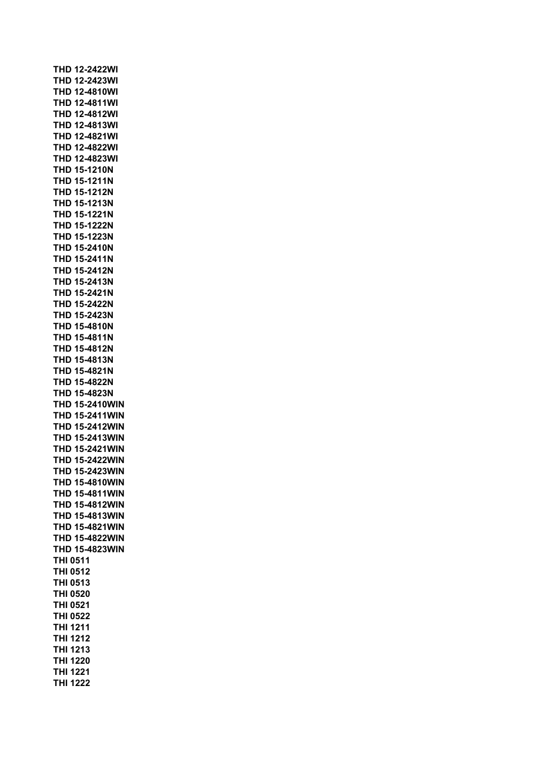**THD 12-2422WI**
**THD 12-2423WI**
**THD 12-4810WI**
**THD 12-4811WI**
**THD 12-4812WI**
**THD 12-4813WI**
**THD 12-4821WI**
**THD 12-4822WI**
**THD 12-4823WI**
**THD 15-1210N**
**THD 15-1211N**
**THD 15-1212N**
**THD 15-1213N**
**THD 15-1221N**
**THD 15-1222N**
**THD 15-1223N**
**THD 15-2410N**
**THD 15-2411N**
**THD 15-2412N**
**THD 15-2413N**
**THD 15-2421N**
**THD 15-2422N**
**THD 15-2423N**
**THD 15-4810N**
**THD 15-4811N**
**THD 15-4812N**
**THD 15-4813N**
**THD 15-4821N**
**THD 15-4822N**
**THD 15-4823N**
**THD 15-2410WIN**
**THD 15-2411WIN**
**THD 15-2412WIN**
**THD 15-2413WIN**
**THD 15-2421WIN**
**THD 15-2422WIN**
**THD 15-2423WIN**
**THD 15-4810WIN**
**THD 15-4811WIN**
**THD 15-4812WIN**
**THD 15-4813WIN**
**THD 15-4821WIN**
**THD 15-4822WIN**
**THD 15-4823WIN**
**THI 0511**
**THI 0512**
**THI 0513**
**THI 0520**
**THI 0521**
**THI 0522**
**THI 1211**
**THI 1212**
**THI 1213**
**THI 1220**
**THI 1221**
**THI 1222**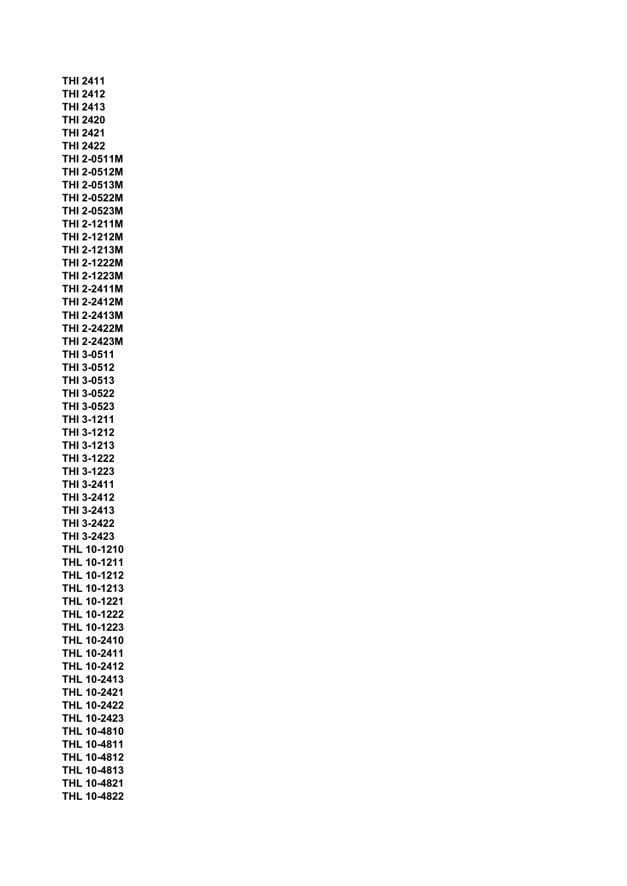**THI 2411**
**THI 2412**
**THI 2413**
**THI 2420**
**THI 2421**
**THI 2422**
**THI 2-0511M**
**THI 2-0512M**
**THI 2-0513M**
**THI 2-0522M**
**THI 2-0523M**
**THI 2-1211M**
**THI 2-1212M**
**THI 2-1213M**
**THI 2-1222M**
**THI 2-1223M**
**THI 2-2411M**
**THI 2-2412M**
**THI 2-2413M**
**THI 2-2422M**
**THI 2-2423M**
**THI 3-0511**
**THI 3-0512**
**THI 3-0513**
**THI 3-0522**
**THI 3-0523**
**THI 3-1211**
**THI 3-1212**
**THI 3-1213**
**THI 3-1222**
**THI 3-1223**
**THI 3-2411**
**THI 3-2412**
**THI 3-2413**
**THI 3-2422**
**THI 3-2423**
**THL 10-1210**
**THL 10-1211**
**THL 10-1212**
**THL 10-1213**
**THL 10-1221**
**THL 10-1222**
**THL 10-1223**
**THL 10-2410**
**THL 10-2411**
**THL 10-2412**
**THL 10-2413**
**THL 10-2421**
**THL 10-2422**
**THL 10-2423**
**THL 10-4810**
**THL 10-4811**
**THL 10-4812**
**THL 10-4813**
**THL 10-4821**
**THL 10-4822**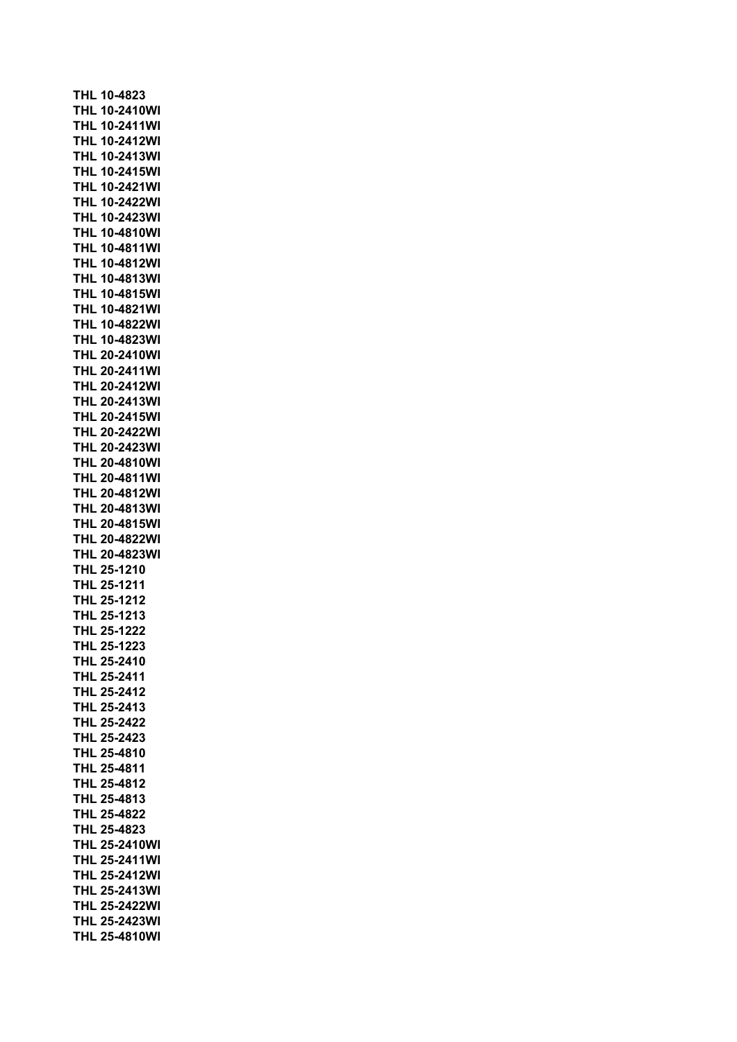**THL 10-4823**
**THL 10-2410WI**
**THL 10-2411WI**
**THL 10-2412WI**
**THL 10-2413WI**
**THL 10-2415WI**
**THL 10-2421WI**
**THL 10-2422WI**
**THL 10-2423WI**
**THL 10-4810WI**
**THL 10-4811WI**
**THL 10-4812WI**
**THL 10-4813WI**
**THL 10-4815WI**
**THL 10-4821WI**
**THL 10-4822WI**
**THL 10-4823WI**
**THL 20-2410WI**
**THL 20-2411WI**
**THL 20-2412WI**
**THL 20-2413WI**
**THL 20-2415WI**
**THL 20-2422WI**
**THL 20-2423WI**
**THL 20-4810WI**
**THL 20-4811WI**
**THL 20-4812WI**
**THL 20-4813WI**
**THL 20-4815WI**
**THL 20-4822WI**
**THL 20-4823WI**
**THL 25-1210**
**THL 25-1211**
**THL 25-1212**
**THL 25-1213**
**THL 25-1222**
**THL 25-1223**
**THL 25-2410**
**THL 25-2411**
**THL 25-2412**
**THL 25-2413**
**THL 25-2422**
**THL 25-2423**
**THL 25-4810**
**THL 25-4811**
**THL 25-4812**
**THL 25-4813**
**THL 25-4822**
**THL 25-4823**
**THL 25-2410WI**
**THL 25-2411WI**
**THL 25-2412WI**
**THL 25-2413WI**
**THL 25-2422WI**
**THL 25-2423WI**
**THL 25-4810WI**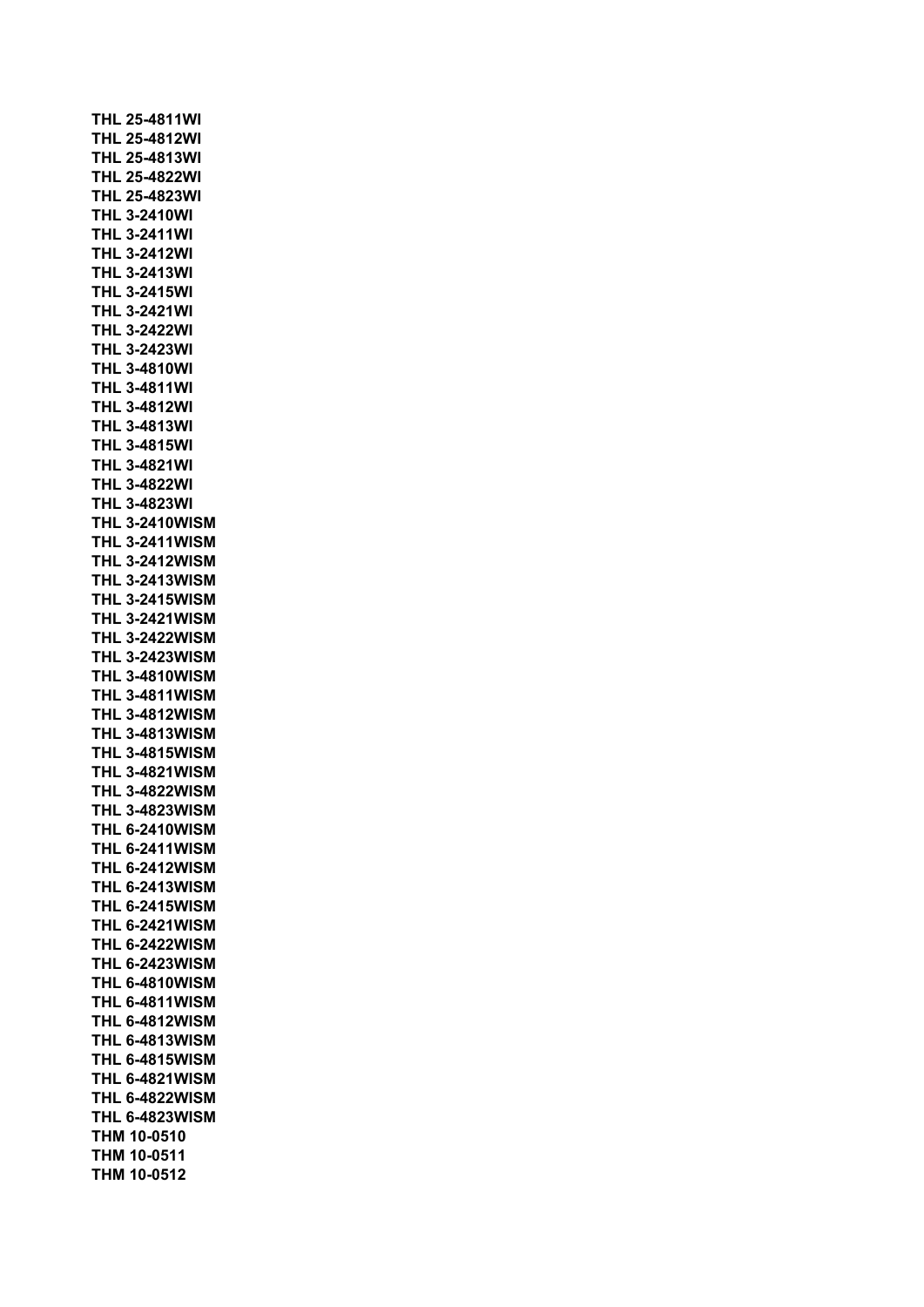**THL 25-4811WI**
**THL 25-4812WI**
**THL 25-4813WI**
**THL 25-4822WI**
**THL 25-4823WI**
**THL 3-2410WI**
**THL 3-2411WI**
**THL 3-2412WI**
**THL 3-2413WI**
**THL 3-2415WI**
**THL 3-2421WI**
**THL 3-2422WI**
**THL 3-2423WI**
**THL 3-4810WI**
**THL 3-4811WI**
**THL 3-4812WI**
**THL 3-4813WI**
**THL 3-4815WI**
**THL 3-4821WI**
**THL 3-4822WI**
**THL 3-4823WI**
**THL 3-2410WISM**
**THL 3-2411WISM**
**THL 3-2412WISM**
**THL 3-2413WISM**
**THL 3-2415WISM**
**THL 3-2421WISM**
**THL 3-2422WISM**
**THL 3-2423WISM**
**THL 3-4810WISM**
**THL 3-4811WISM**
**THL 3-4812WISM**
**THL 3-4813WISM**
**THL 3-4815WISM**
**THL 3-4821WISM**
**THL 3-4822WISM**
**THL 3-4823WISM**
**THL 6-2410WISM**
**THL 6-2411WISM**
**THL 6-2412WISM**
**THL 6-2413WISM**
**THL 6-2415WISM**
**THL 6-2421WISM**
**THL 6-2422WISM**
**THL 6-2423WISM**
**THL 6-4810WISM**
**THL 6-4811WISM**
**THL 6-4812WISM**
**THL 6-4813WISM**
**THL 6-4815WISM**
**THL 6-4821WISM**
**THL 6-4822WISM**
**THL 6-4823WISM**
**THM 10-0510**
**THM 10-0511**
**THM 10-0512**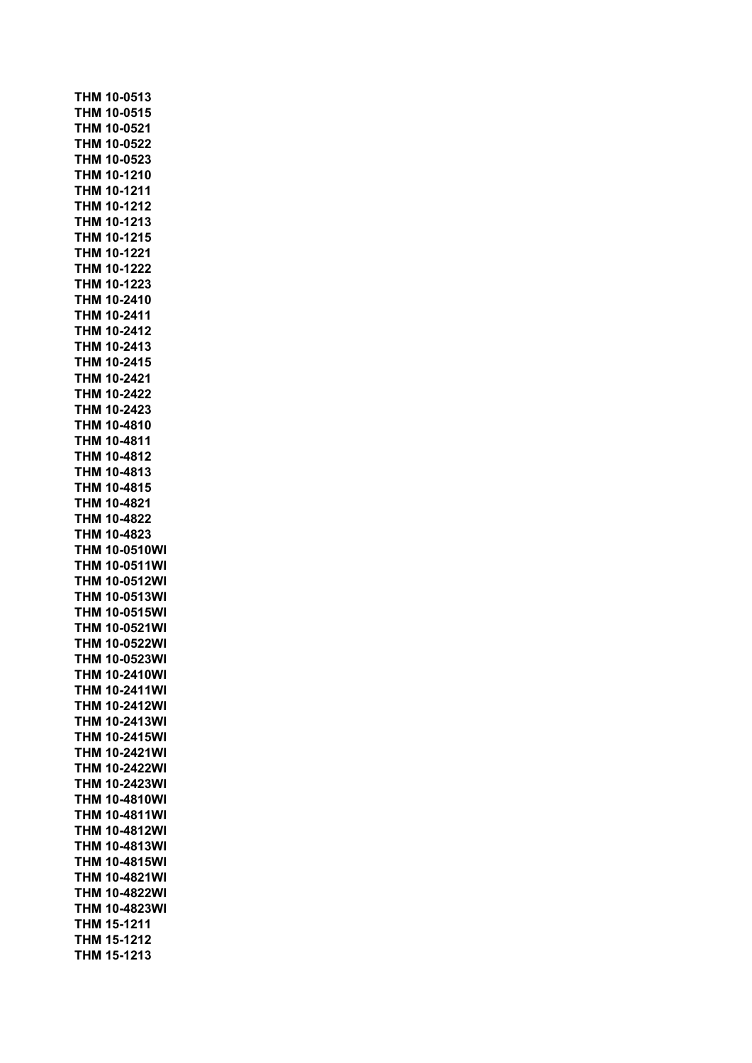**THM 10-0513**
**THM 10-0515**
**THM 10-0521**
**THM 10-0522**
**THM 10-0523**
**THM 10-1210**
**THM 10-1211**
**THM 10-1212**
**THM 10-1213**
**THM 10-1215**
**THM 10-1221**
**THM 10-1222**
**THM 10-1223**
**THM 10-2410**
**THM 10-2411**
**THM 10-2412**
**THM 10-2413**
**THM 10-2415**
**THM 10-2421**
**THM 10-2422**
**THM 10-2423**
**THM 10-4810**
**THM 10-4811**
**THM 10-4812**
**THM 10-4813**
**THM 10-4815**
**THM 10-4821**
**THM 10-4822**
**THM 10-4823**
**THM 10-0510WI**
**THM 10-0511WI**
**THM 10-0512WI**
**THM 10-0513WI**
**THM 10-0515WI**
**THM 10-0521WI**
**THM 10-0522WI**
**THM 10-0523WI**
**THM 10-2410WI**
**THM 10-2411WI**
**THM 10-2412WI**
**THM 10-2413WI**
**THM 10-2415WI**
**THM 10-2421WI**
**THM 10-2422WI**
**THM 10-2423WI**
**THM 10-4810WI**
**THM 10-4811WI**
**THM 10-4812WI**
**THM 10-4813WI**
**THM 10-4815WI**
**THM 10-4821WI**
**THM 10-4822WI**
**THM 10-4823WI**
**THM 15-1211**
**THM 15-1212**
**THM 15-1213**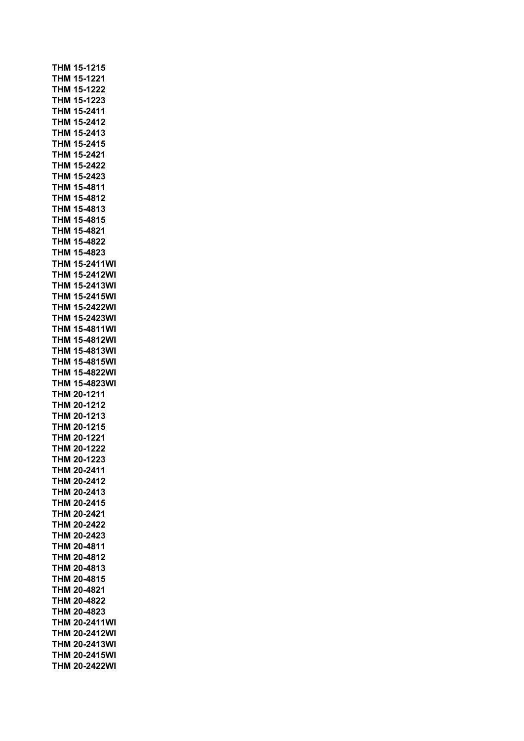**THM 15-1215**
**THM 15-1221**
**THM 15-1222**
**THM 15-1223**
**THM 15-2411**
**THM 15-2412**
**THM 15-2413**
**THM 15-2415**
**THM 15-2421**
**THM 15-2422**
**THM 15-2423**
**THM 15-4811**
**THM 15-4812**
**THM 15-4813**
**THM 15-4815**
**THM 15-4821**
**THM 15-4822**
**THM 15-4823**
**THM 15-2411WI**
**THM 15-2412WI**
**THM 15-2413WI**
**THM 15-2415WI**
**THM 15-2422WI**
**THM 15-2423WI**
**THM 15-4811WI**
**THM 15-4812WI**
**THM 15-4813WI**
**THM 15-4815WI**
**THM 15-4822WI**
**THM 15-4823WI**
**THM 20-1211**
**THM 20-1212**
**THM 20-1213**
**THM 20-1215**
**THM 20-1221**
**THM 20-1222**
**THM 20-1223**
**THM 20-2411**
**THM 20-2412**
**THM 20-2413**
**THM 20-2415**
**THM 20-2421**
**THM 20-2422**
**THM 20-2423**
**THM 20-4811**
**THM 20-4812**
**THM 20-4813**
**THM 20-4815**
**THM 20-4821**
**THM 20-4822**
**THM 20-4823**
**THM 20-2411WI**
**THM 20-2412WI**
**THM 20-2413WI**
**THM 20-2415WI**
**THM 20-2422WI**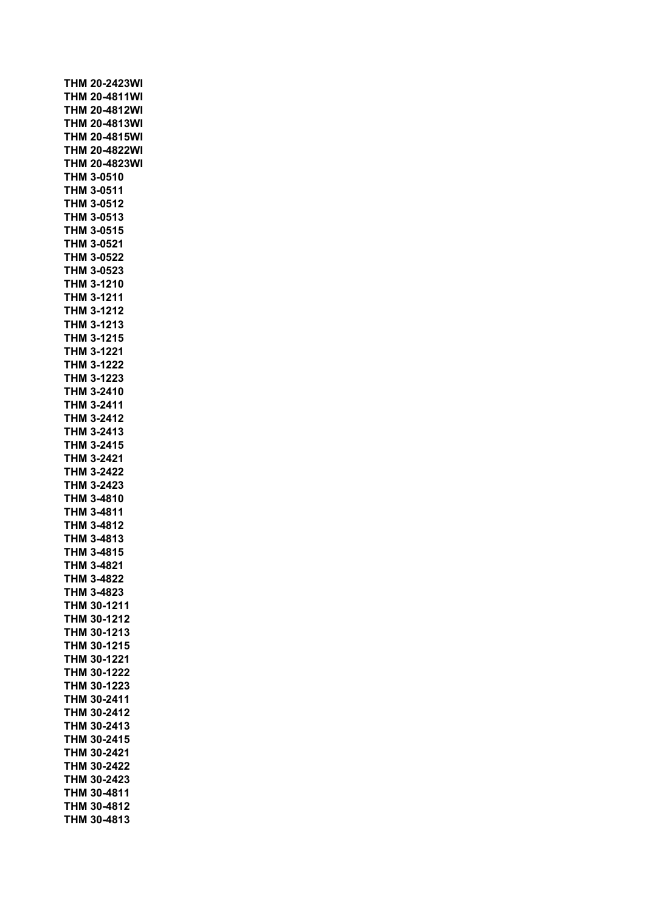**THM 20-2423WI**
**THM 20-4811WI**
**THM 20-4812WI**
**THM 20-4813WI**
**THM 20-4815WI**
**THM 20-4822WI**
**THM 20-4823WI**
**THM 3-0510**
**THM 3-0511**
**THM 3-0512**
**THM 3-0513**
**THM 3-0515**
**THM 3-0521**
**THM 3-0522**
**THM 3-0523**
**THM 3-1210**
**THM 3-1211**
**THM 3-1212**
**THM 3-1213**
**THM 3-1215**
**THM 3-1221**
**THM 3-1222**
**THM 3-1223**
**THM 3-2410**
**THM 3-2411**
**THM 3-2412**
**THM 3-2413**
**THM 3-2415**
**THM 3-2421**
**THM 3-2422**
**THM 3-2423**
**THM 3-4810**
**THM 3-4811**
**THM 3-4812**
**THM 3-4813**
**THM 3-4815**
**THM 3-4821**
**THM 3-4822**
**THM 3-4823**
**THM 30-1211**
**THM 30-1212**
**THM 30-1213**
**THM 30-1215**
**THM 30-1221**
**THM 30-1222**
**THM 30-1223**
**THM 30-2411**
**THM 30-2412**
**THM 30-2413**
**THM 30-2415**
**THM 30-2421**
**THM 30-2422**
**THM 30-2423**
**THM 30-4811**
**THM 30-4812**
**THM 30-4813**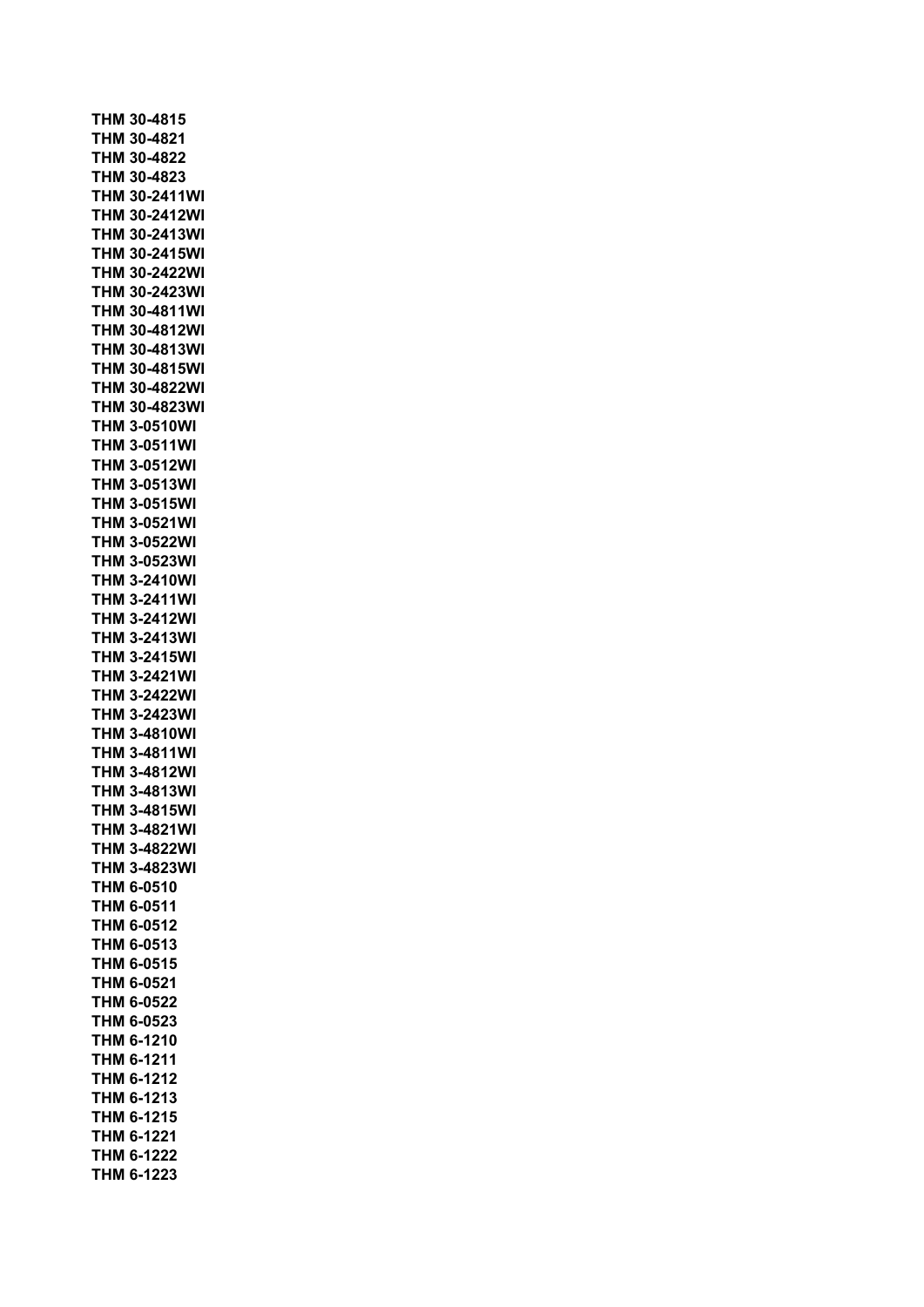**THM 30-4815**
**THM 30-4821**
**THM 30-4822**
**THM 30-4823**
**THM 30-2411WI**
**THM 30-2412WI**
**THM 30-2413WI**
**THM 30-2415WI**
**THM 30-2422WI**
**THM 30-2423WI**
**THM 30-4811WI**
**THM 30-4812WI**
**THM 30-4813WI**
**THM 30-4815WI**
**THM 30-4822WI**
**THM 30-4823WI**
**THM 3-0510WI**
**THM 3-0511WI**
**THM 3-0512WI**
**THM 3-0513WI**
**THM 3-0515WI**
**THM 3-0521WI**
**THM 3-0522WI**
**THM 3-0523WI**
**THM 3-2410WI**
**THM 3-2411WI**
**THM 3-2412WI**
**THM 3-2413WI**
**THM 3-2415WI**
**THM 3-2421WI**
**THM 3-2422WI**
**THM 3-2423WI**
**THM 3-4810WI**
**THM 3-4811WI**
**THM 3-4812WI**
**THM 3-4813WI**
**THM 3-4815WI**
**THM 3-4821WI**
**THM 3-4822WI**
**THM 3-4823WI**
**THM 6-0510**
**THM 6-0511**
**THM 6-0512**
**THM 6-0513**
**THM 6-0515**
**THM 6-0521**
**THM 6-0522**
**THM 6-0523**
**THM 6-1210**
**THM 6-1211**
**THM 6-1212**
**THM 6-1213**
**THM 6-1215**
**THM 6-1221**
**THM 6-1222**
**THM 6-1223**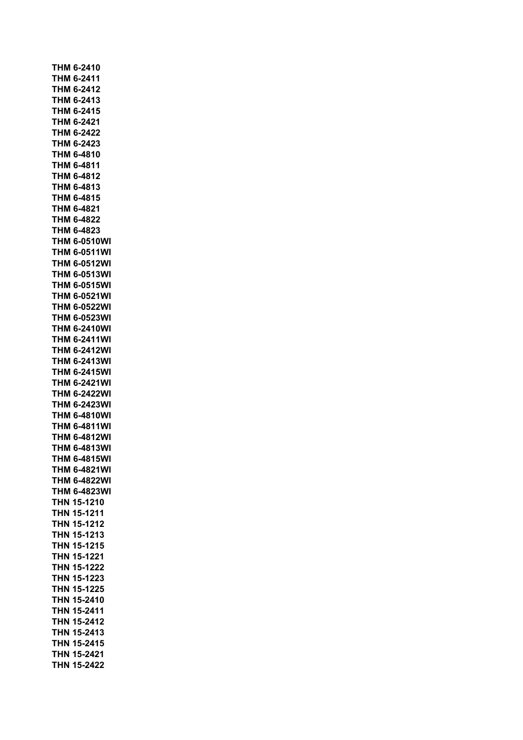**THM 6-2410**
**THM 6-2411**
**THM 6-2412**
**THM 6-2413**
**THM 6-2415**
**THM 6-2421**
**THM 6-2422**
**THM 6-2423**
**THM 6-4810**
**THM 6-4811**
**THM 6-4812**
**THM 6-4813**
**THM 6-4815**
**THM 6-4821**
**THM 6-4822**
**THM 6-4823**
**THM 6-0510WI**
**THM 6-0511WI**
**THM 6-0512WI**
**THM 6-0513WI**
**THM 6-0515WI**
**THM 6-0521WI**
**THM 6-0522WI**
**THM 6-0523WI**
**THM 6-2410WI**
**THM 6-2411WI**
**THM 6-2412WI**
**THM 6-2413WI**
**THM 6-2415WI**
**THM 6-2421WI**
**THM 6-2422WI**
**THM 6-2423WI**
**THM 6-4810WI**
**THM 6-4811WI**
**THM 6-4812WI**
**THM 6-4813WI**
**THM 6-4815WI**
**THM 6-4821WI**
**THM 6-4822WI**
**THM 6-4823WI**
**THN 15-1210**
**THN 15-1211**
**THN 15-1212**
**THN 15-1213**
**THN 15-1215**
**THN 15-1221**
**THN 15-1222**
**THN 15-1223**
**THN 15-1225**
**THN 15-2410**
**THN 15-2411**
**THN 15-2412**
**THN 15-2413**
**THN 15-2415**
**THN 15-2421**
**THN 15-2422**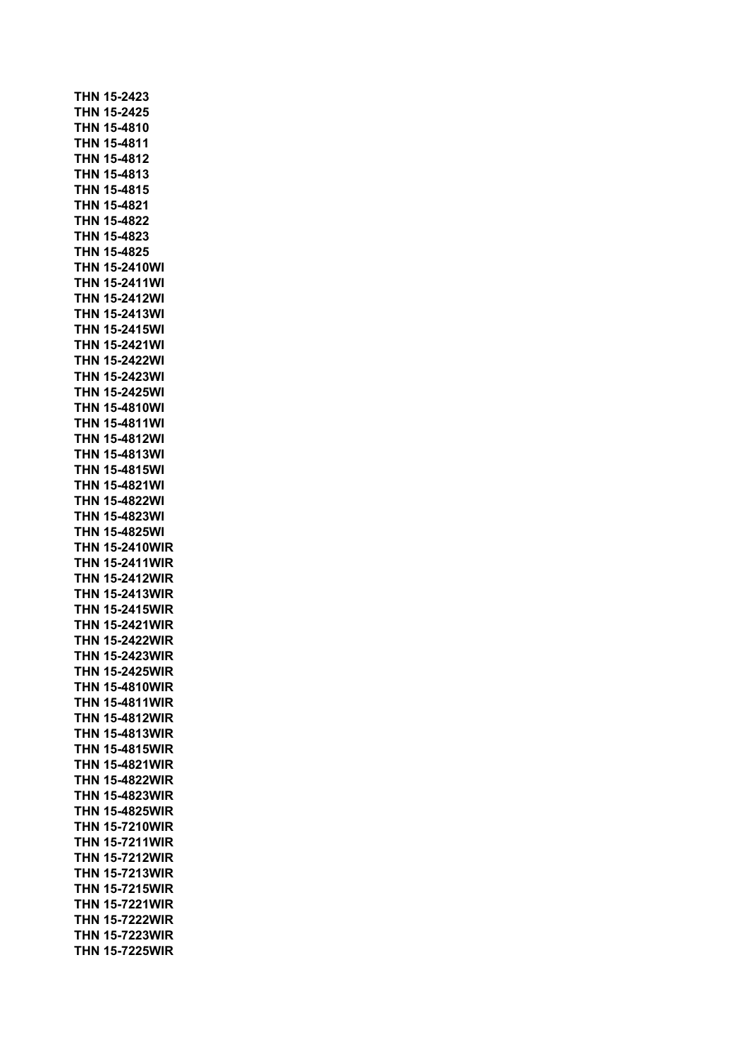**THN 15-2423**
**THN 15-2425**
**THN 15-4810**
**THN 15-4811**
**THN 15-4812**
**THN 15-4813**
**THN 15-4815**
**THN 15-4821**
**THN 15-4822**
**THN 15-4823**
**THN 15-4825**
**THN 15-2410WI**
**THN 15-2411WI**
**THN 15-2412WI**
**THN 15-2413WI**
**THN 15-2415WI**
**THN 15-2421WI**
**THN 15-2422WI**
**THN 15-2423WI**
**THN 15-2425WI**
**THN 15-4810WI**
**THN 15-4811WI**
**THN 15-4812WI**
**THN 15-4813WI**
**THN 15-4815WI**
**THN 15-4821WI**
**THN 15-4822WI**
**THN 15-4823WI**
**THN 15-4825WI**
**THN 15-2410WIR**
**THN 15-2411WIR**
**THN 15-2412WIR**
**THN 15-2413WIR**
**THN 15-2415WIR**
**THN 15-2421WIR**
**THN 15-2422WIR**
**THN 15-2423WIR**
**THN 15-2425WIR**
**THN 15-4810WIR**
**THN 15-4811WIR**
**THN 15-4812WIR**
**THN 15-4813WIR**
**THN 15-4815WIR**
**THN 15-4821WIR**
**THN 15-4822WIR**
**THN 15-4823WIR**
**THN 15-4825WIR**
**THN 15-7210WIR**
**THN 15-7211WIR**
**THN 15-7212WIR**
**THN 15-7213WIR**
**THN 15-7215WIR**
**THN 15-7221WIR**
**THN 15-7222WIR**
**THN 15-7223WIR**
**THN 15-7225WIR**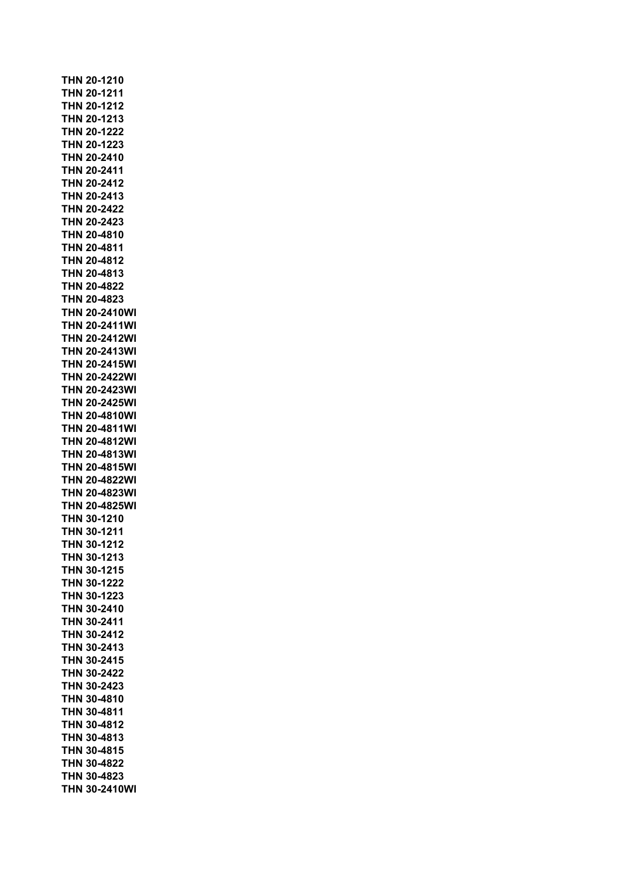**THN 20-1210**
**THN 20-1211**
**THN 20-1212**
**THN 20-1213**
**THN 20-1222**
**THN 20-1223**
**THN 20-2410**
**THN 20-2411**
**THN 20-2412**
**THN 20-2413**
**THN 20-2422**
**THN 20-2423**
**THN 20-4810**
**THN 20-4811**
**THN 20-4812**
**THN 20-4813**
**THN 20-4822**
**THN 20-4823**
**THN 20-2410WI**
**THN 20-2411WI**
**THN 20-2412WI**
**THN 20-2413WI**
**THN 20-2415WI**
**THN 20-2422WI**
**THN 20-2423WI**
**THN 20-2425WI**
**THN 20-4810WI**
**THN 20-4811WI**
**THN 20-4812WI**
**THN 20-4813WI**
**THN 20-4815WI**
**THN 20-4822WI**
**THN 20-4823WI**
**THN 20-4825WI**
**THN 30-1210**
**THN 30-1211**
**THN 30-1212**
**THN 30-1213**
**THN 30-1215**
**THN 30-1222**
**THN 30-1223**
**THN 30-2410**
**THN 30-2411**
**THN 30-2412**
**THN 30-2413**
**THN 30-2415**
**THN 30-2422**
**THN 30-2423**
**THN 30-4810**
**THN 30-4811**
**THN 30-4812**
**THN 30-4813**
**THN 30-4815**
**THN 30-4822**
**THN 30-4823**
**THN 30-2410WI**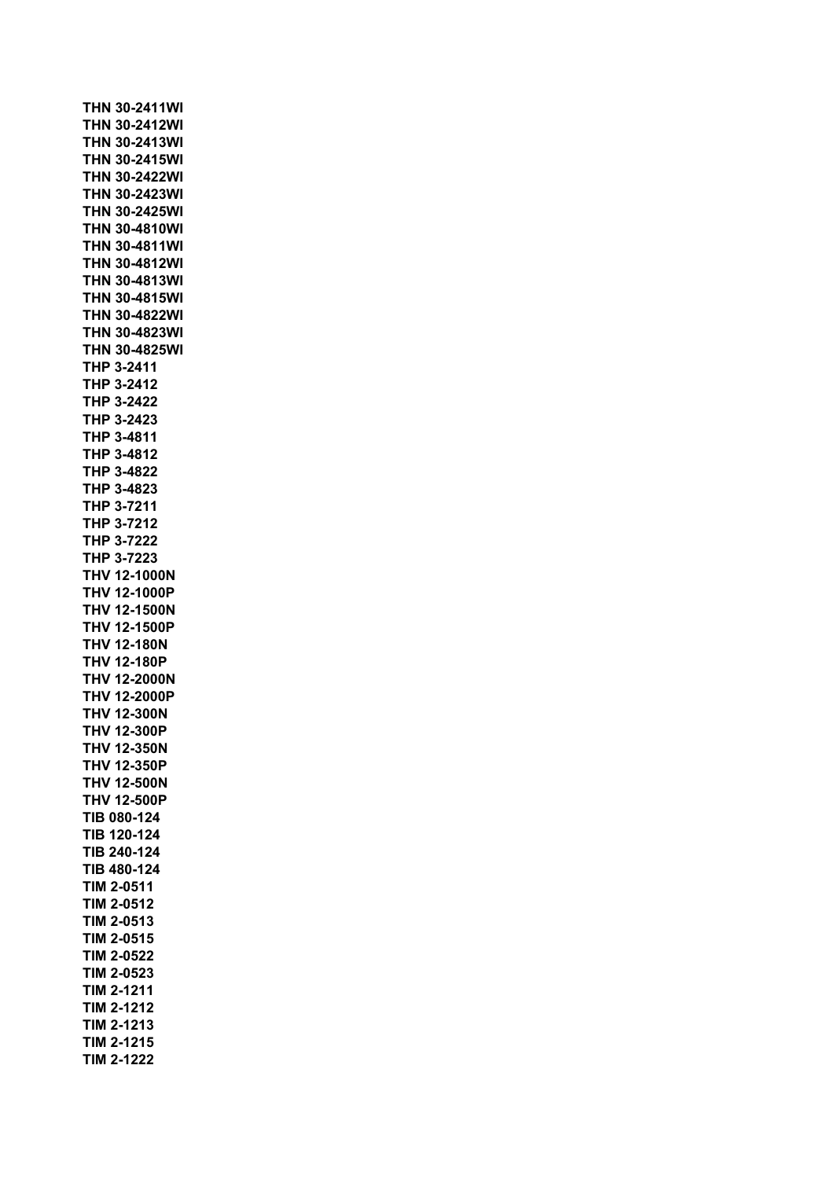**THN 30-2411WI**
**THN 30-2412WI**
**THN 30-2413WI**
**THN 30-2415WI**
**THN 30-2422WI**
**THN 30-2423WI**
**THN 30-2425WI**
**THN 30-4810WI**
**THN 30-4811WI**
**THN 30-4812WI**
**THN 30-4813WI**
**THN 30-4815WI**
**THN 30-4822WI**
**THN 30-4823WI**
**THN 30-4825WI**
**THP 3-2411**
**THP 3-2412**
**THP 3-2422**
**THP 3-2423**
**THP 3-4811**
**THP 3-4812**
**THP 3-4822**
**THP 3-4823**
**THP 3-7211**
**THP 3-7212**
**THP 3-7222**
**THP 3-7223**
**THV 12-1000N**
**THV 12-1000P**
**THV 12-1500N**
**THV 12-1500P**
**THV 12-180N**
**THV 12-180P**
**THV 12-2000N**
**THV 12-2000P**
**THV 12-300N**
**THV 12-300P**
**THV 12-350N**
**THV 12-350P**
**THV 12-500N**
**THV 12-500P**
**TIB 080-124**
**TIB 120-124**
**TIB 240-124**
**TIB 480-124**
**TIM 2-0511**
**TIM 2-0512**
**TIM 2-0513**
**TIM 2-0515**
**TIM 2-0522**
**TIM 2-0523**
**TIM 2-1211**
**TIM 2-1212**
**TIM 2-1213**
**TIM 2-1215**
**TIM 2-1222**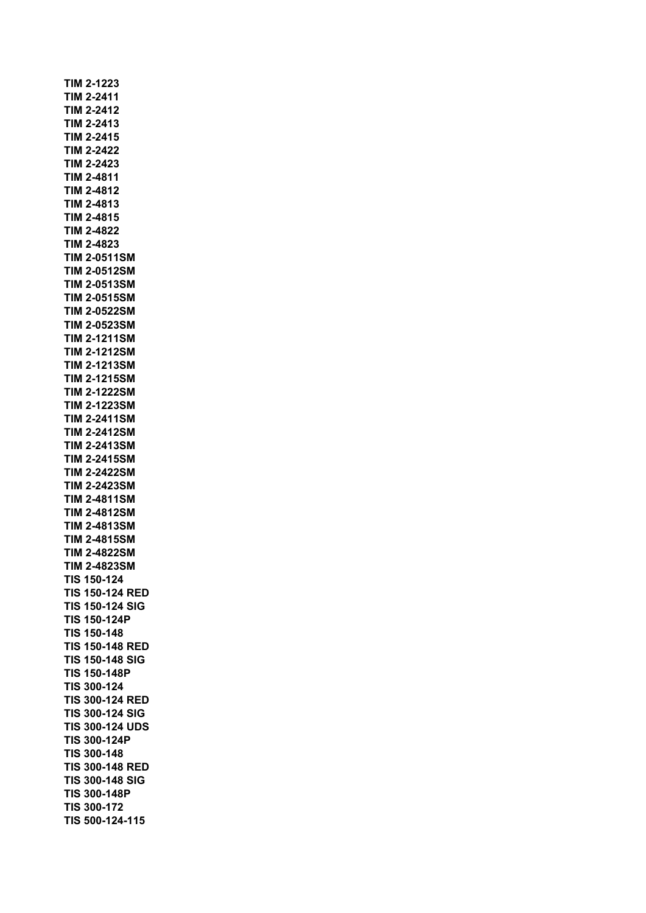**TIM 2-1223**
**TIM 2-2411**
**TIM 2-2412**
**TIM 2-2413**
**TIM 2-2415**
**TIM 2-2422**
**TIM 2-2423**
**TIM 2-4811**
**TIM 2-4812**
**TIM 2-4813**
**TIM 2-4815**
**TIM 2-4822**
**TIM 2-4823**
**TIM 2-0511SM**
**TIM 2-0512SM**
**TIM 2-0513SM**
**TIM 2-0515SM**
**TIM 2-0522SM**
**TIM 2-0523SM**
**TIM 2-1211SM**
**TIM 2-1212SM**
**TIM 2-1213SM**
**TIM 2-1215SM**
**TIM 2-1222SM**
**TIM 2-1223SM**
**TIM 2-2411SM**
**TIM 2-2412SM**
**TIM 2-2413SM**
**TIM 2-2415SM**
**TIM 2-2422SM**
**TIM 2-2423SM**
**TIM 2-4811SM**
**TIM 2-4812SM**
**TIM 2-4813SM**
**TIM 2-4815SM**
**TIM 2-4822SM**
**TIM 2-4823SM**
**TIS 150-124**
**TIS 150-124 RED**
**TIS 150-124 SIG**
**TIS 150-124P**
**TIS 150-148**
**TIS 150-148 RED**
**TIS 150-148 SIG**
**TIS 150-148P**
**TIS 300-124**
**TIS 300-124 RED**
**TIS 300-124 SIG**
**TIS 300-124 UDS**
**TIS 300-124P**
**TIS 300-148**
**TIS 300-148 RED**
**TIS 300-148 SIG**
**TIS 300-148P**
**TIS 300-172**
**TIS 500-124-115**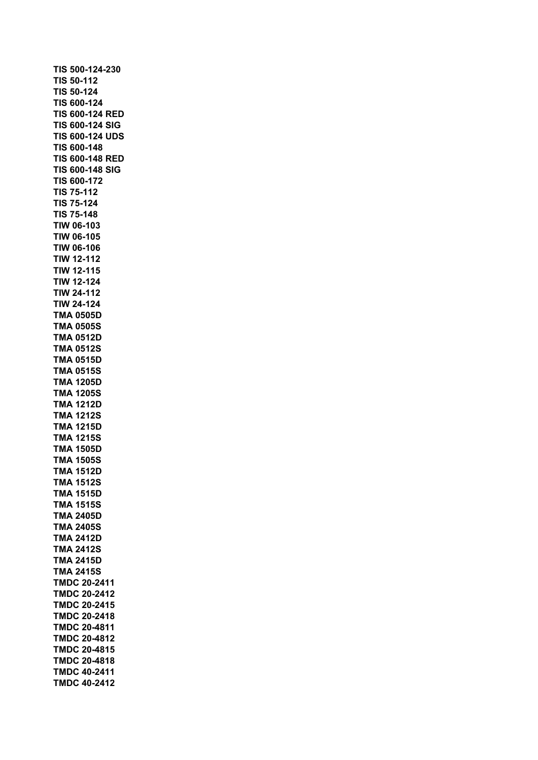**TIS 500-124-230**
**TIS 50-112**
**TIS 50-124**
**TIS 600-124**
**TIS 600-124 RED**
**TIS 600-124 SIG**
**TIS 600-124 UDS**
**TIS 600-148**
**TIS 600-148 RED**
**TIS 600-148 SIG**
**TIS 600-172**
**TIS 75-112**
**TIS 75-124**
**TIS 75-148**
**TIW 06-103**
**TIW 06-105**
**TIW 06-106**
**TIW 12-112**
**TIW 12-115**
**TIW 12-124**
**TIW 24-112**
**TIW 24-124**
**TMA 0505D**
**TMA 0505S**
**TMA 0512D**
**TMA 0512S**
**TMA 0515D**
**TMA 0515S**
**TMA 1205D**
**TMA 1205S**
**TMA 1212D**
**TMA 1212S**
**TMA 1215D**
**TMA 1215S**
**TMA 1505D**
**TMA 1505S**
**TMA 1512D**
**TMA 1512S**
**TMA 1515D**
**TMA 1515S**
**TMA 2405D**
**TMA 2405S**
**TMA 2412D**
**TMA 2412S**
**TMA 2415D**
**TMA 2415S**
**TMDC 20-2411**
**TMDC 20-2412**
**TMDC 20-2415**
**TMDC 20-2418**
**TMDC 20-4811**
**TMDC 20-4812**
**TMDC 20-4815**
**TMDC 20-4818**
**TMDC 40-2411**
**TMDC 40-2412**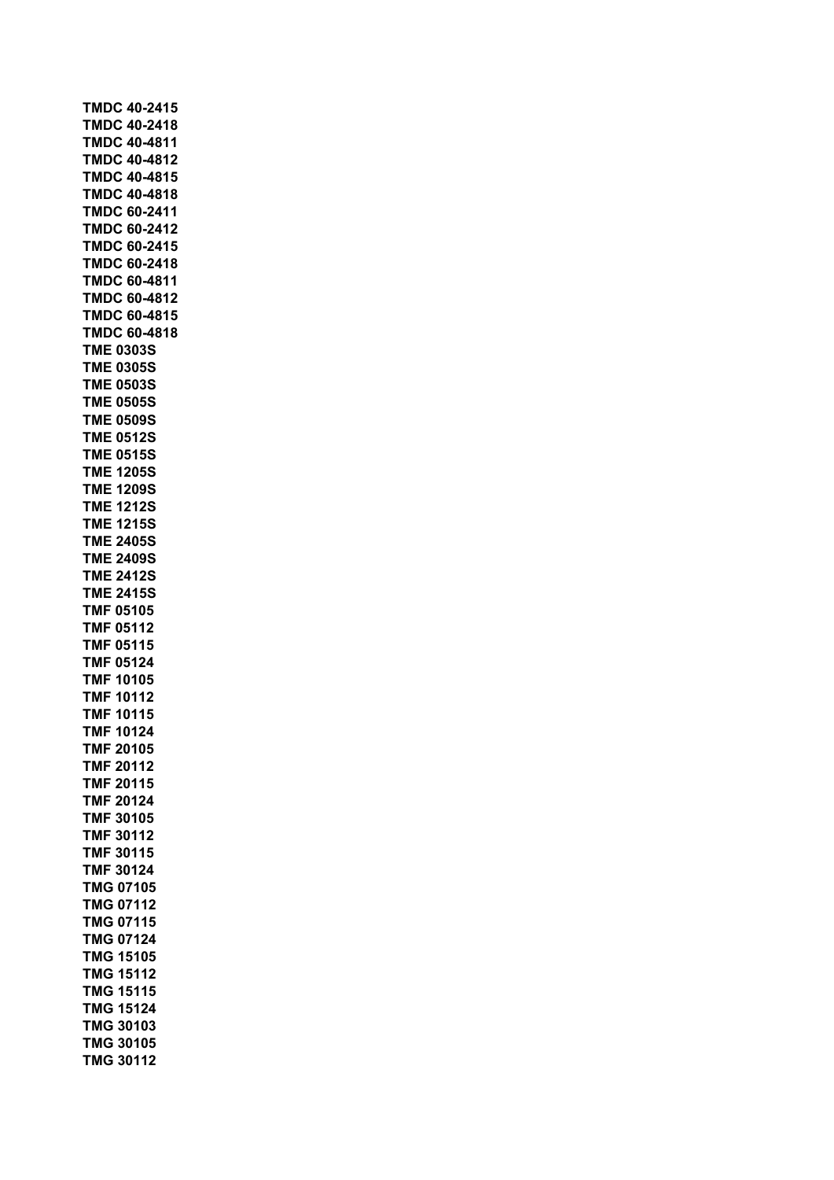**TMDC 40-2415**
**TMDC 40-2418**
**TMDC 40-4811**
**TMDC 40-4812**
**TMDC 40-4815**
**TMDC 40-4818**
**TMDC 60-2411**
**TMDC 60-2412**
**TMDC 60-2415**
**TMDC 60-2418**
**TMDC 60-4811**
**TMDC 60-4812**
**TMDC 60-4815**
**TMDC 60-4818**
**TME 0303S**
**TME 0305S**
**TME 0503S**
**TME 0505S**
**TME 0509S**
**TME 0512S**
**TME 0515S**
**TME 1205S**
**TME 1209S**
**TME 1212S**
**TME 1215S**
**TME 2405S**
**TME 2409S**
**TME 2412S**
**TME 2415S**
**TMF 05105**
**TMF 05112**
**TMF 05115**
**TMF 05124**
**TMF 10105**
**TMF 10112**
**TMF 10115**
**TMF 10124**
**TMF 20105**
**TMF 20112**
**TMF 20115**
**TMF 20124**
**TMF 30105**
**TMF 30112**
**TMF 30115**
**TMF 30124**
**TMG 07105**
**TMG 07112**
**TMG 07115**
**TMG 07124**
**TMG 15105**
**TMG 15112**
**TMG 15115**
**TMG 15124**
**TMG 30103**
**TMG 30105**
**TMG 30112**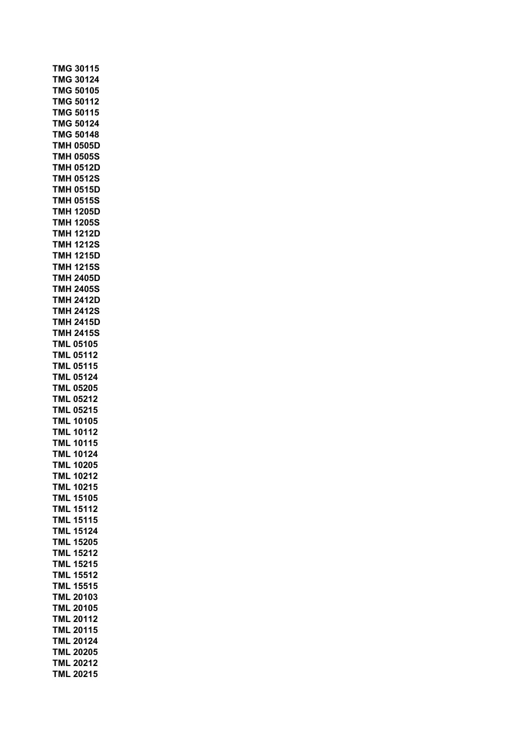**TMG 30115**
**TMG 30124**
**TMG 50105**
**TMG 50112**
**TMG 50115**
**TMG 50124**
**TMG 50148**
**TMH 0505D**
**TMH 0505S**
**TMH 0512D**
**TMH 0512S**
**TMH 0515D**
**TMH 0515S**
**TMH 1205D**
**TMH 1205S**
**TMH 1212D**
**TMH 1212S**
**TMH 1215D**
**TMH 1215S**
**TMH 2405D**
**TMH 2405S**
**TMH 2412D**
**TMH 2412S**
**TMH 2415D**
**TMH 2415S**
**TML 05105**
**TML 05112**
**TML 05115**
**TML 05124**
**TML 05205**
**TML 05212**
**TML 05215**
**TML 10105**
**TML 10112**
**TML 10115**
**TML 10124**
**TML 10205**
**TML 10212**
**TML 10215**
**TML 15105**
**TML 15112**
**TML 15115**
**TML 15124**
**TML 15205**
**TML 15212**
**TML 15215**
**TML 15512**
**TML 15515**
**TML 20103**
**TML 20105**
**TML 20112**
**TML 20115**
**TML 20124**
**TML 20205**
**TML 20212**
**TML 20215**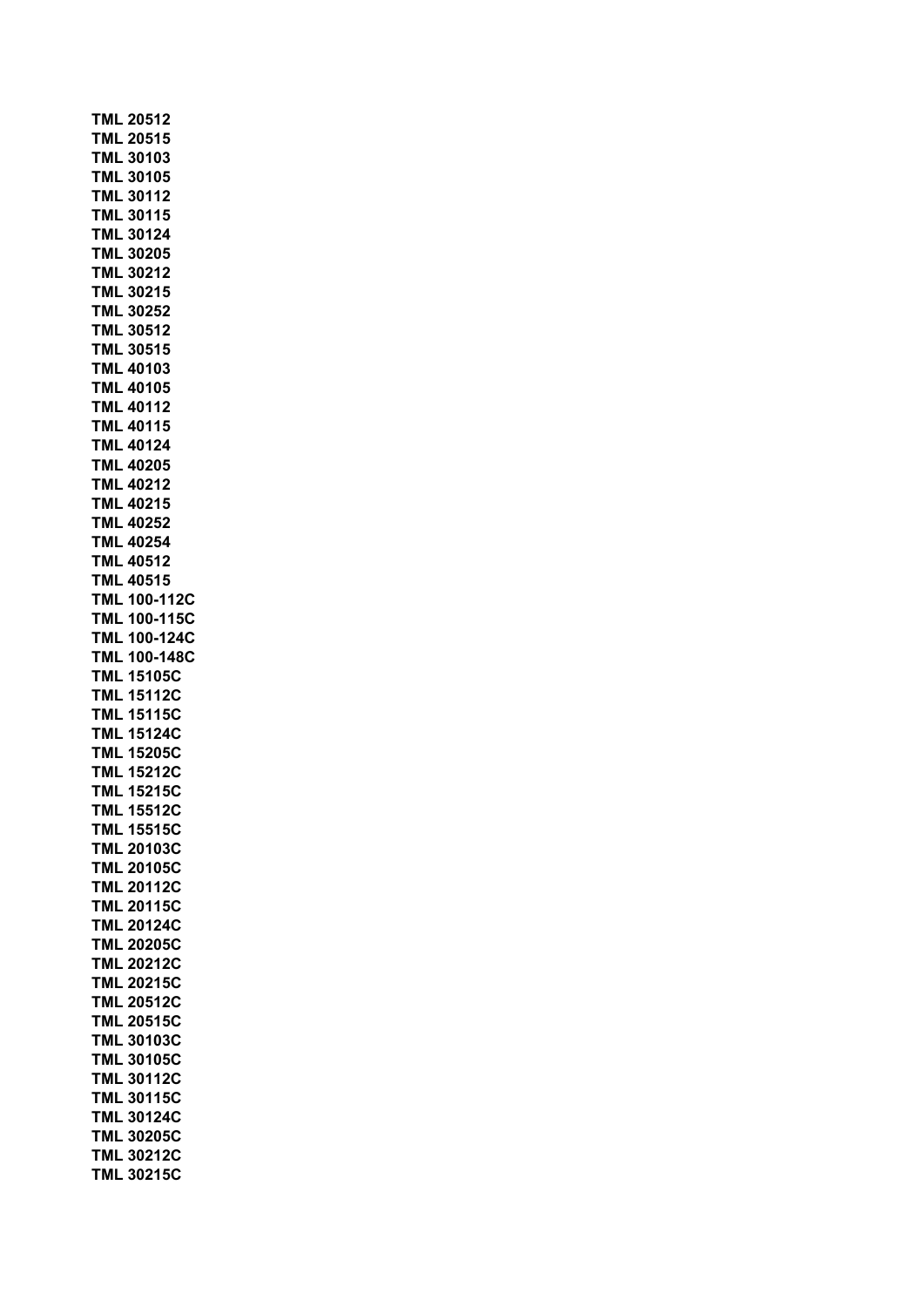**TML 20512**
**TML 20515**
**TML 30103**
**TML 30105**
**TML 30112**
**TML 30115**
**TML 30124**
**TML 30205**
**TML 30212**
**TML 30215**
**TML 30252**
**TML 30512**
**TML 30515**
**TML 40103**
**TML 40105**
**TML 40112**
**TML 40115**
**TML 40124**
**TML 40205**
**TML 40212**
**TML 40215**
**TML 40252**
**TML 40254**
**TML 40512**
**TML 40515**
**TML 100-112C**
**TML 100-115C**
**TML 100-124C**
**TML 100-148C**
**TML 15105C**
**TML 15112C**
**TML 15115C**
**TML 15124C**
**TML 15205C**
**TML 15212C**
**TML 15215C**
**TML 15512C**
**TML 15515C**
**TML 20103C**
**TML 20105C**
**TML 20112C**
**TML 20115C**
**TML 20124C**
**TML 20205C**
**TML 20212C**
**TML 20215C**
**TML 20512C**
**TML 20515C**
**TML 30103C**
**TML 30105C**
**TML 30112C**
**TML 30115C**
**TML 30124C**
**TML 30205C**
**TML 30212C**
**TML 30215C**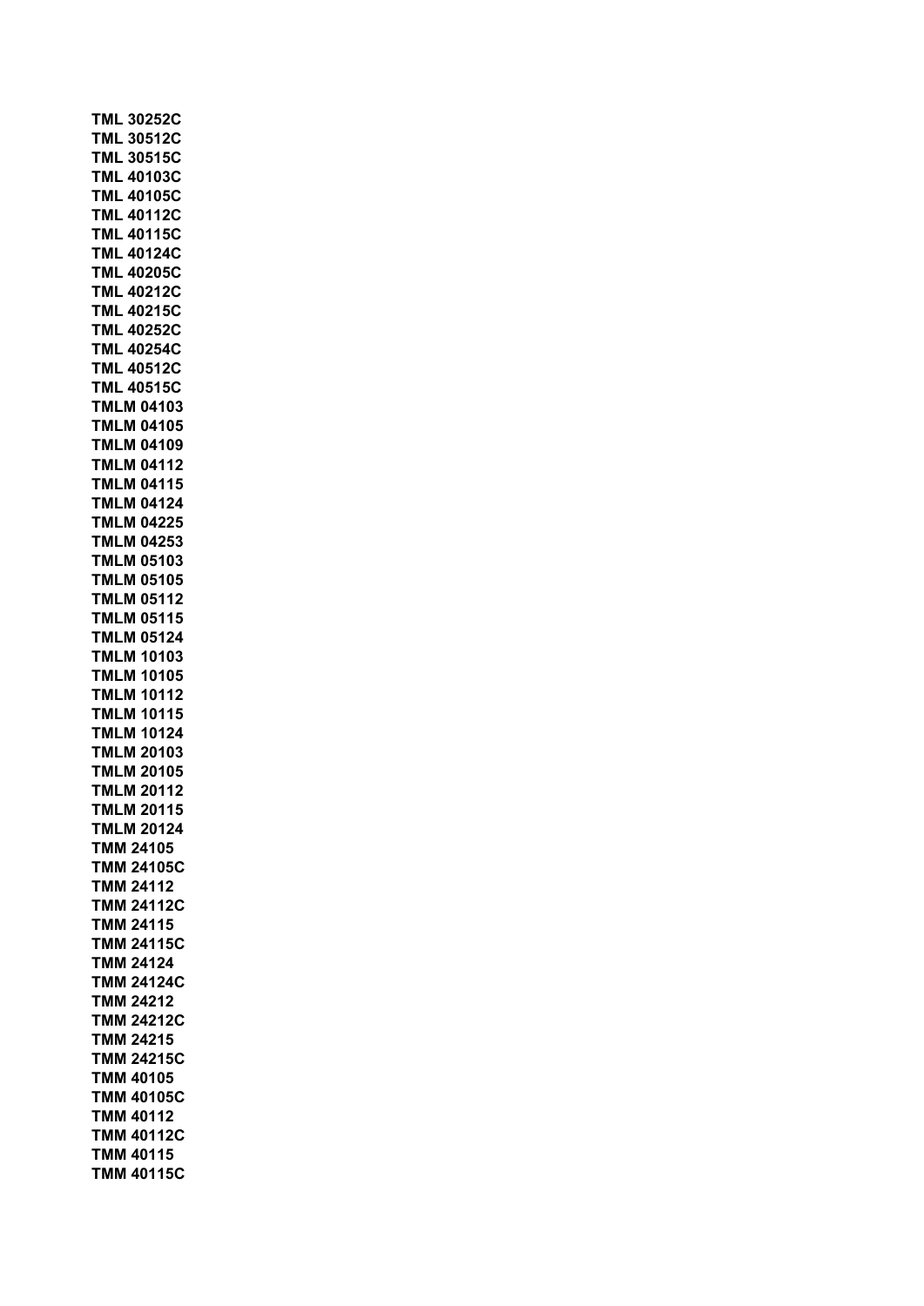**TML 30252C**
**TML 30512C**
**TML 30515C**
**TML 40103C**
**TML 40105C**
**TML 40112C**
**TML 40115C**
**TML 40124C**
**TML 40205C**
**TML 40212C**
**TML 40215C**
**TML 40252C**
**TML 40254C**
**TML 40512C**
**TML 40515C**
**TMLM 04103**
**TMLM 04105**
**TMLM 04109**
**TMLM 04112**
**TMLM 04115**
**TMLM 04124**
**TMLM 04225**
**TMLM 04253**
**TMLM 05103**
**TMLM 05105**
**TMLM 05112**
**TMLM 05115**
**TMLM 05124**
**TMLM 10103**
**TMLM 10105**
**TMLM 10112**
**TMLM 10115**
**TMLM 10124**
**TMLM 20103**
**TMLM 20105**
**TMLM 20112**
**TMLM 20115**
**TMLM 20124**
**TMM 24105**
**TMM 24105C**
**TMM 24112**
**TMM 24112C**
**TMM 24115**
**TMM 24115C**
**TMM 24124**
**TMM 24124C**
**TMM 24212**
**TMM 24212C**
**TMM 24215**
**TMM 24215C**
**TMM 40105**
**TMM 40105C**
**TMM 40112**
**TMM 40112C**
**TMM 40115**
**TMM 40115C**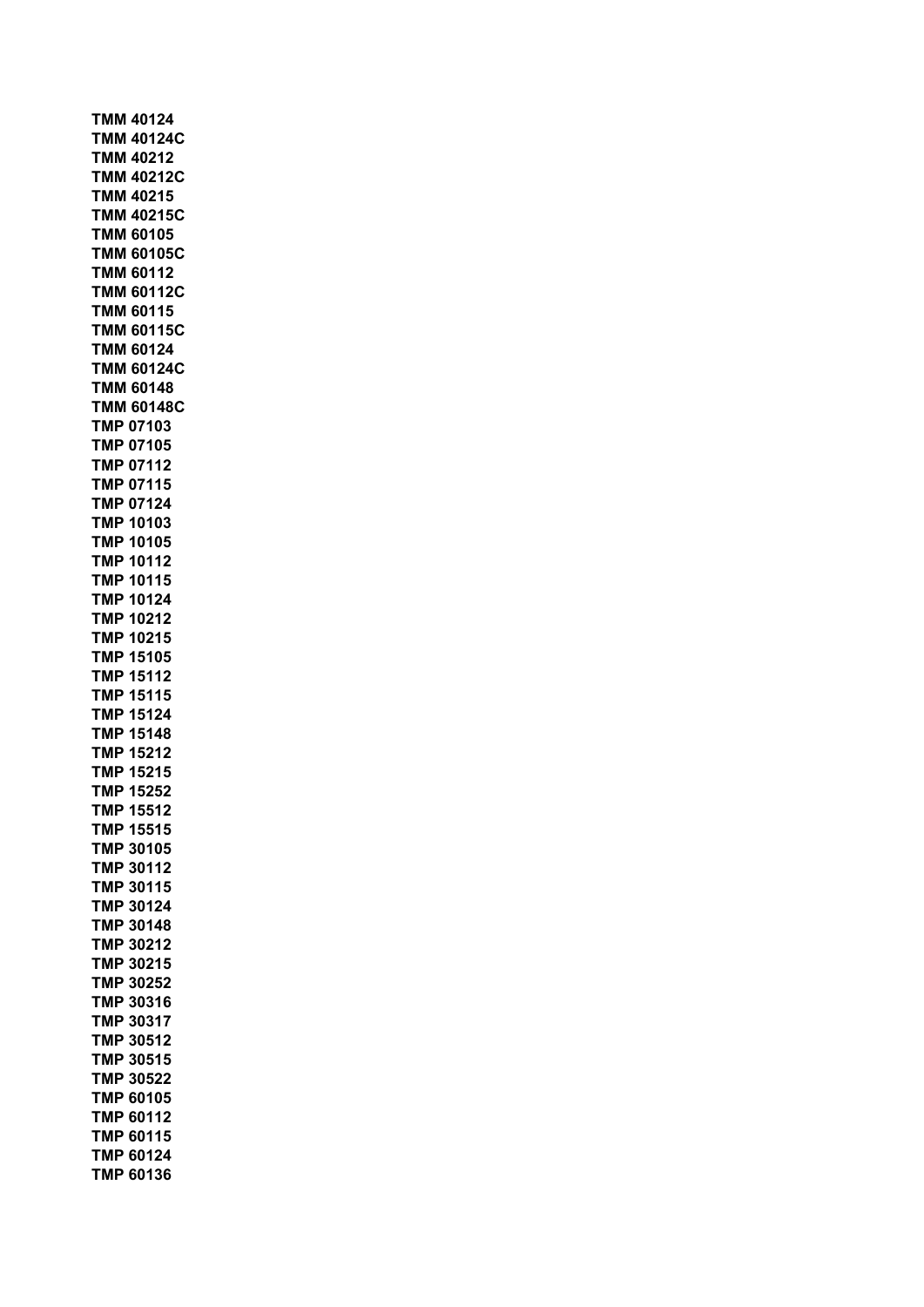**TMM 40124**
**TMM 40124C**
**TMM 40212**
**TMM 40212C**
**TMM 40215**
**TMM 40215C**
**TMM 60105**
**TMM 60105C**
**TMM 60112**
**TMM 60112C**
**TMM 60115**
**TMM 60115C**
**TMM 60124**
**TMM 60124C**
**TMM 60148**
**TMM 60148C**
**TMP 07103**
**TMP 07105**
**TMP 07112**
**TMP 07115**
**TMP 07124**
**TMP 10103**
**TMP 10105**
**TMP 10112**
**TMP 10115**
**TMP 10124**
**TMP 10212**
**TMP 10215**
**TMP 15105**
**TMP 15112**
**TMP 15115**
**TMP 15124**
**TMP 15148**
**TMP 15212**
**TMP 15215**
**TMP 15252**
**TMP 15512**
**TMP 15515**
**TMP 30105**
**TMP 30112**
**TMP 30115**
**TMP 30124**
**TMP 30148**
**TMP 30212**
**TMP 30215**
**TMP 30252**
**TMP 30316**
**TMP 30317**
**TMP 30512**
**TMP 30515**
**TMP 30522**
**TMP 60105**
**TMP 60112**
**TMP 60115**
**TMP 60124**
**TMP 60136**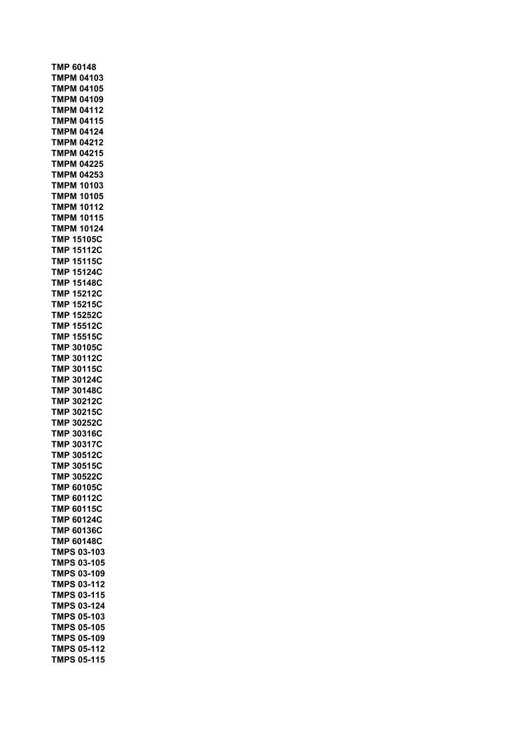**TMP 60148**
**TMPM 04103**
**TMPM 04105**
**TMPM 04109**
**TMPM 04112**
**TMPM 04115**
**TMPM 04124**
**TMPM 04212**
**TMPM 04215**
**TMPM 04225**
**TMPM 04253**
**TMPM 10103**
**TMPM 10105**
**TMPM 10112**
**TMPM 10115**
**TMPM 10124**
**TMP 15105C**
**TMP 15112C**
**TMP 15115C**
**TMP 15124C**
**TMP 15148C**
**TMP 15212C**
**TMP 15215C**
**TMP 15252C**
**TMP 15512C**
**TMP 15515C**
**TMP 30105C**
**TMP 30112C**
**TMP 30115C**
**TMP 30124C**
**TMP 30148C**
**TMP 30212C**
**TMP 30215C**
**TMP 30252C**
**TMP 30316C**
**TMP 30317C**
**TMP 30512C**
**TMP 30515C**
**TMP 30522C**
**TMP 60105C**
**TMP 60112C**
**TMP 60115C**
**TMP 60124C**
**TMP 60136C**
**TMP 60148C**
**TMPS 03-103**
**TMPS 03-105**
**TMPS 03-109**
**TMPS 03-112**
**TMPS 03-115**
**TMPS 03-124**
**TMPS 05-103**
**TMPS 05-105**
**TMPS 05-109**
**TMPS 05-112**
**TMPS 05-115**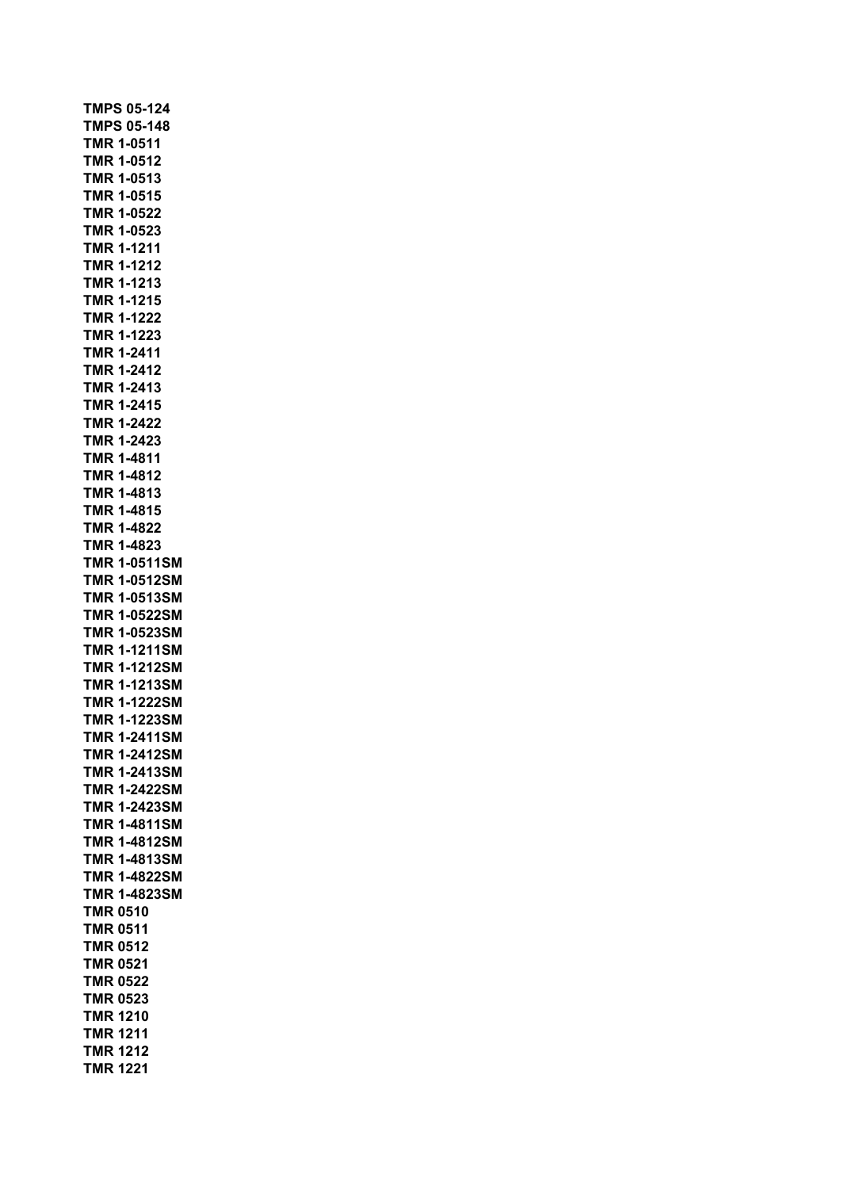**TMPS 05-124**
**TMPS 05-148**
**TMR 1-0511**
**TMR 1-0512**
**TMR 1-0513**
**TMR 1-0515**
**TMR 1-0522**
**TMR 1-0523**
**TMR 1-1211**
**TMR 1-1212**
**TMR 1-1213**
**TMR 1-1215**
**TMR 1-1222**
**TMR 1-1223**
**TMR 1-2411**
**TMR 1-2412**
**TMR 1-2413**
**TMR 1-2415**
**TMR 1-2422**
**TMR 1-2423**
**TMR 1-4811**
**TMR 1-4812**
**TMR 1-4813**
**TMR 1-4815**
**TMR 1-4822**
**TMR 1-4823**
**TMR 1-0511SM**
**TMR 1-0512SM**
**TMR 1-0513SM**
**TMR 1-0522SM**
**TMR 1-0523SM**
**TMR 1-1211SM**
**TMR 1-1212SM**
**TMR 1-1213SM**
**TMR 1-1222SM**
**TMR 1-1223SM**
**TMR 1-2411SM**
**TMR 1-2412SM**
**TMR 1-2413SM**
**TMR 1-2422SM**
**TMR 1-2423SM**
**TMR 1-4811SM**
**TMR 1-4812SM**
**TMR 1-4813SM**
**TMR 1-4822SM**
**TMR 1-4823SM**
**TMR 0510**
**TMR 0511**
**TMR 0512**
**TMR 0521**
**TMR 0522**
**TMR 0523**
**TMR 1210**
**TMR 1211**
**TMR 1212**
**TMR 1221**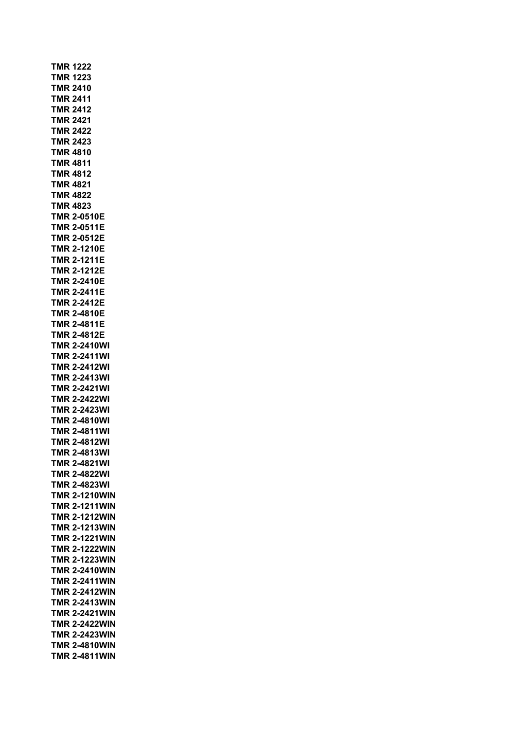**TMR 1222**
**TMR 1223**
**TMR 2410**
**TMR 2411**
**TMR 2412**
**TMR 2421**
**TMR 2422**
**TMR 2423**
**TMR 4810**
**TMR 4811**
**TMR 4812**
**TMR 4821**
**TMR 4822**
**TMR 4823**
**TMR 2-0510E**
**TMR 2-0511E**
**TMR 2-0512E**
**TMR 2-1210E**
**TMR 2-1211E**
**TMR 2-1212E**
**TMR 2-2410E**
**TMR 2-2411E**
**TMR 2-2412E**
**TMR 2-4810E**
**TMR 2-4811E**
**TMR 2-4812E**
**TMR 2-2410WI**
**TMR 2-2411WI**
**TMR 2-2412WI**
**TMR 2-2413WI**
**TMR 2-2421WI**
**TMR 2-2422WI**
**TMR 2-2423WI**
**TMR 2-4810WI**
**TMR 2-4811WI**
**TMR 2-4812WI**
**TMR 2-4813WI**
**TMR 2-4821WI**
**TMR 2-4822WI**
**TMR 2-4823WI**
**TMR 2-1210WIN**
**TMR 2-1211WIN**
**TMR 2-1212WIN**
**TMR 2-1213WIN**
**TMR 2-1221WIN**
**TMR 2-1222WIN**
**TMR 2-1223WIN**
**TMR 2-2410WIN**
**TMR 2-2411WIN**
**TMR 2-2412WIN**
**TMR 2-2413WIN**
**TMR 2-2421WIN**
**TMR 2-2422WIN**
**TMR 2-2423WIN**
**TMR 2-4810WIN**
**TMR 2-4811WIN**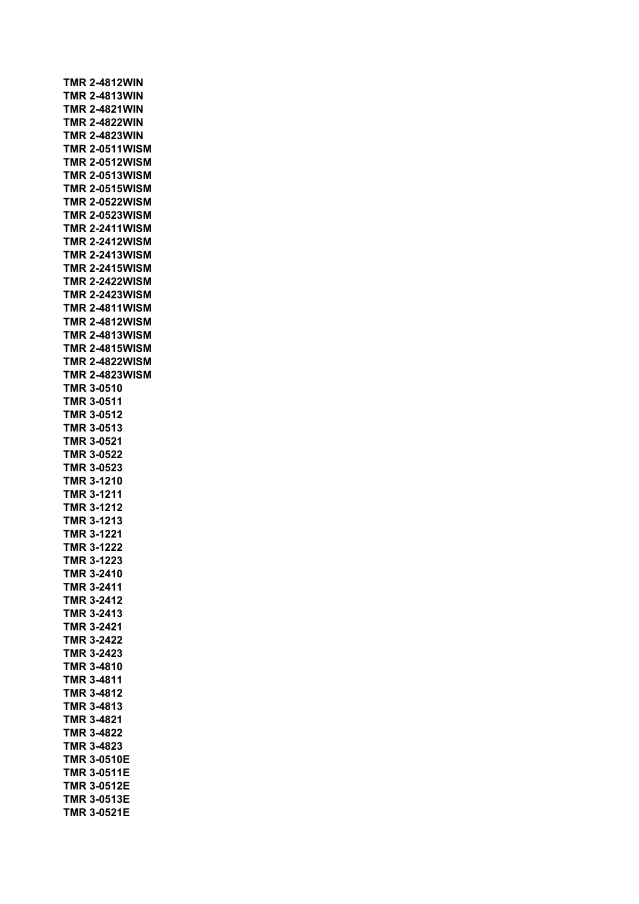**TMR 2-4812WIN**
**TMR 2-4813WIN**
**TMR 2-4821WIN**
**TMR 2-4822WIN**
**TMR 2-4823WIN**
**TMR 2-0511WISM**
**TMR 2-0512WISM**
**TMR 2-0513WISM**
**TMR 2-0515WISM**
**TMR 2-0522WISM**
**TMR 2-0523WISM**
**TMR 2-2411WISM**
**TMR 2-2412WISM**
**TMR 2-2413WISM**
**TMR 2-2415WISM**
**TMR 2-2422WISM**
**TMR 2-2423WISM**
**TMR 2-4811WISM**
**TMR 2-4812WISM**
**TMR 2-4813WISM**
**TMR 2-4815WISM**
**TMR 2-4822WISM**
**TMR 2-4823WISM**
**TMR 3-0510**
**TMR 3-0511**
**TMR 3-0512**
**TMR 3-0513**
**TMR 3-0521**
**TMR 3-0522**
**TMR 3-0523**
**TMR 3-1210**
**TMR 3-1211**
**TMR 3-1212**
**TMR 3-1213**
**TMR 3-1221**
**TMR 3-1222**
**TMR 3-1223**
**TMR 3-2410**
**TMR 3-2411**
**TMR 3-2412**
**TMR 3-2413**
**TMR 3-2421**
**TMR 3-2422**
**TMR 3-2423**
**TMR 3-4810**
**TMR 3-4811**
**TMR 3-4812**
**TMR 3-4813**
**TMR 3-4821**
**TMR 3-4822**
**TMR 3-4823**
**TMR 3-0510E**
**TMR 3-0511E**
**TMR 3-0512E**
**TMR 3-0513E**
**TMR 3-0521E**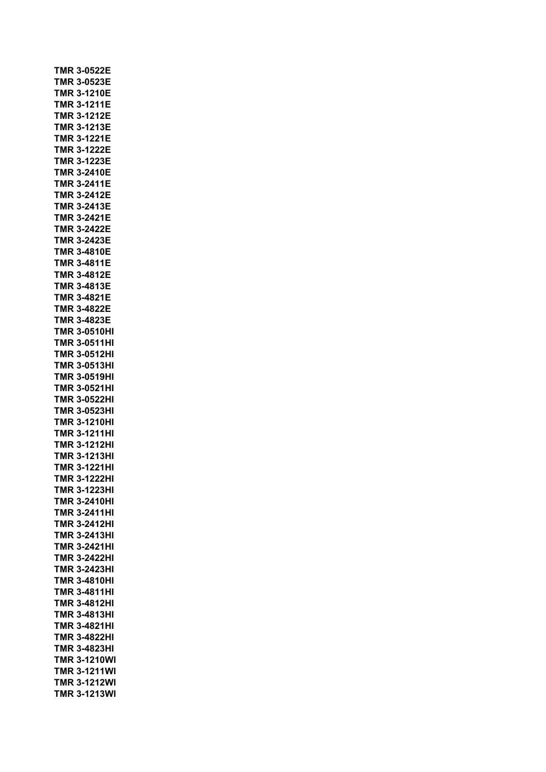**TMR 3-0522E**
**TMR 3-0523E**
**TMR 3-1210E**
**TMR 3-1211E**
**TMR 3-1212E**
**TMR 3-1213E**
**TMR 3-1221E**
**TMR 3-1222E**
**TMR 3-1223E**
**TMR 3-2410E**
**TMR 3-2411E**
**TMR 3-2412E**
**TMR 3-2413E**
**TMR 3-2421E**
**TMR 3-2422E**
**TMR 3-2423E**
**TMR 3-4810E**
**TMR 3-4811E**
**TMR 3-4812E**
**TMR 3-4813E**
**TMR 3-4821E**
**TMR 3-4822E**
**TMR 3-4823E**
**TMR 3-0510HI**
**TMR 3-0511HI**
**TMR 3-0512HI**
**TMR 3-0513HI**
**TMR 3-0519HI**
**TMR 3-0521HI**
**TMR 3-0522HI**
**TMR 3-0523HI**
**TMR 3-1210HI**
**TMR 3-1211HI**
**TMR 3-1212HI**
**TMR 3-1213HI**
**TMR 3-1221HI**
**TMR 3-1222HI**
**TMR 3-1223HI**
**TMR 3-2410HI**
**TMR 3-2411HI**
**TMR 3-2412HI**
**TMR 3-2413HI**
**TMR 3-2421HI**
**TMR 3-2422HI**
**TMR 3-2423HI**
**TMR 3-4810HI**
**TMR 3-4811HI**
**TMR 3-4812HI**
**TMR 3-4813HI**
**TMR 3-4821HI**
**TMR 3-4822HI**
**TMR 3-4823HI**
**TMR 3-1210WI**
**TMR 3-1211WI**
**TMR 3-1212WI**
**TMR 3-1213WI**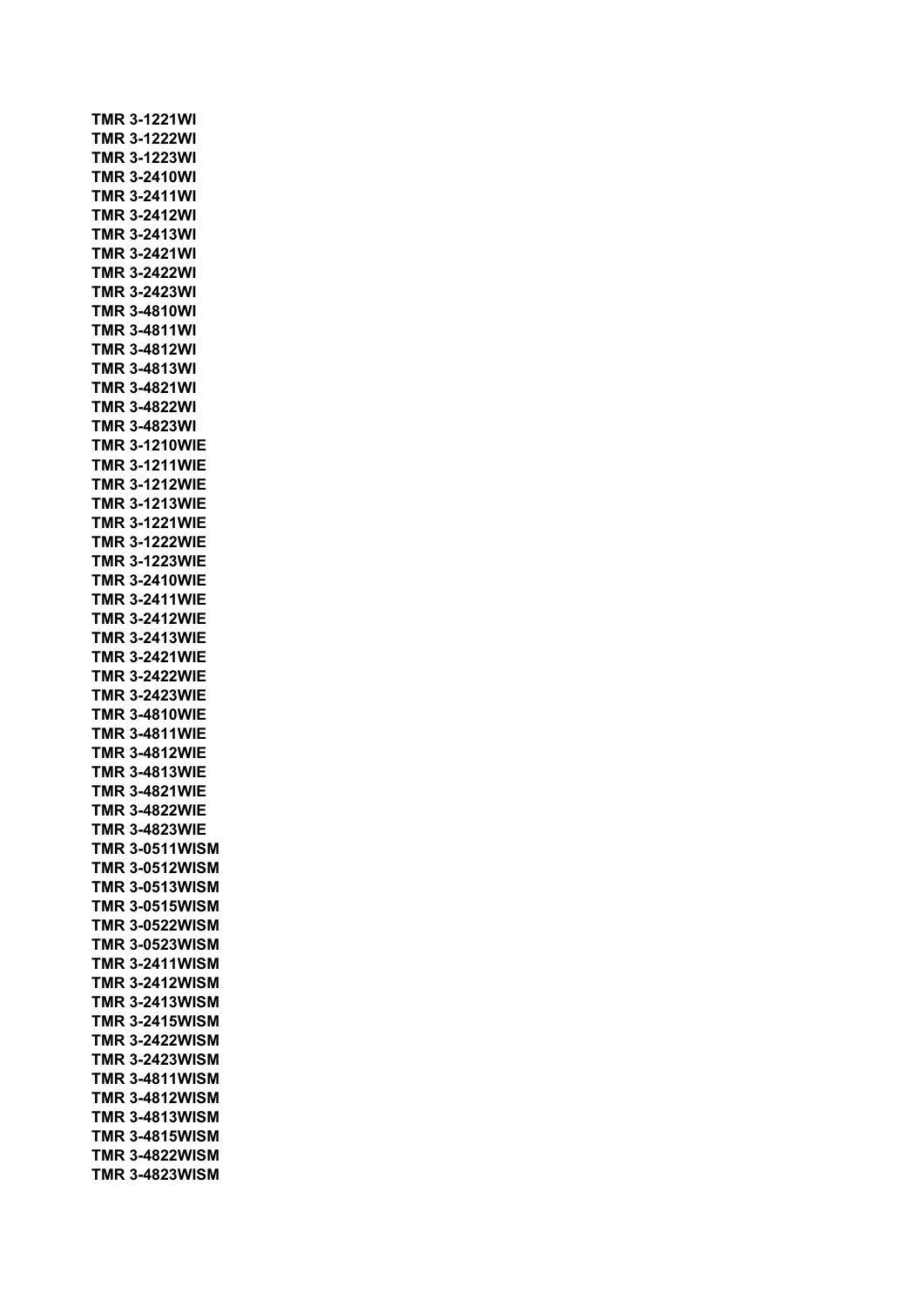**TMR 3-1221WI**
**TMR 3-1222WI**
**TMR 3-1223WI**
**TMR 3-2410WI**
**TMR 3-2411WI**
**TMR 3-2412WI**
**TMR 3-2413WI**
**TMR 3-2421WI**
**TMR 3-2422WI**
**TMR 3-2423WI**
**TMR 3-4810WI**
**TMR 3-4811WI**
**TMR 3-4812WI**
**TMR 3-4813WI**
**TMR 3-4821WI**
**TMR 3-4822WI**
**TMR 3-4823WI**
**TMR 3-1210WIE**
**TMR 3-1211WIE**
**TMR 3-1212WIE**
**TMR 3-1213WIE**
**TMR 3-1221WIE**
**TMR 3-1222WIE**
**TMR 3-1223WIE**
**TMR 3-2410WIE**
**TMR 3-2411WIE**
**TMR 3-2412WIE**
**TMR 3-2413WIE**
**TMR 3-2421WIE**
**TMR 3-2422WIE**
**TMR 3-2423WIE**
**TMR 3-4810WIE**
**TMR 3-4811WIE**
**TMR 3-4812WIE**
**TMR 3-4813WIE**
**TMR 3-4821WIE**
**TMR 3-4822WIE**
**TMR 3-4823WIE**
**TMR 3-0511WISM**
**TMR 3-0512WISM**
**TMR 3-0513WISM**
**TMR 3-0515WISM**
**TMR 3-0522WISM**
**TMR 3-0523WISM**
**TMR 3-2411WISM**
**TMR 3-2412WISM**
**TMR 3-2413WISM**
**TMR 3-2415WISM**
**TMR 3-2422WISM**
**TMR 3-2423WISM**
**TMR 3-4811WISM**
**TMR 3-4812WISM**
**TMR 3-4813WISM**
**TMR 3-4815WISM**
**TMR 3-4822WISM**
**TMR 3-4823WISM**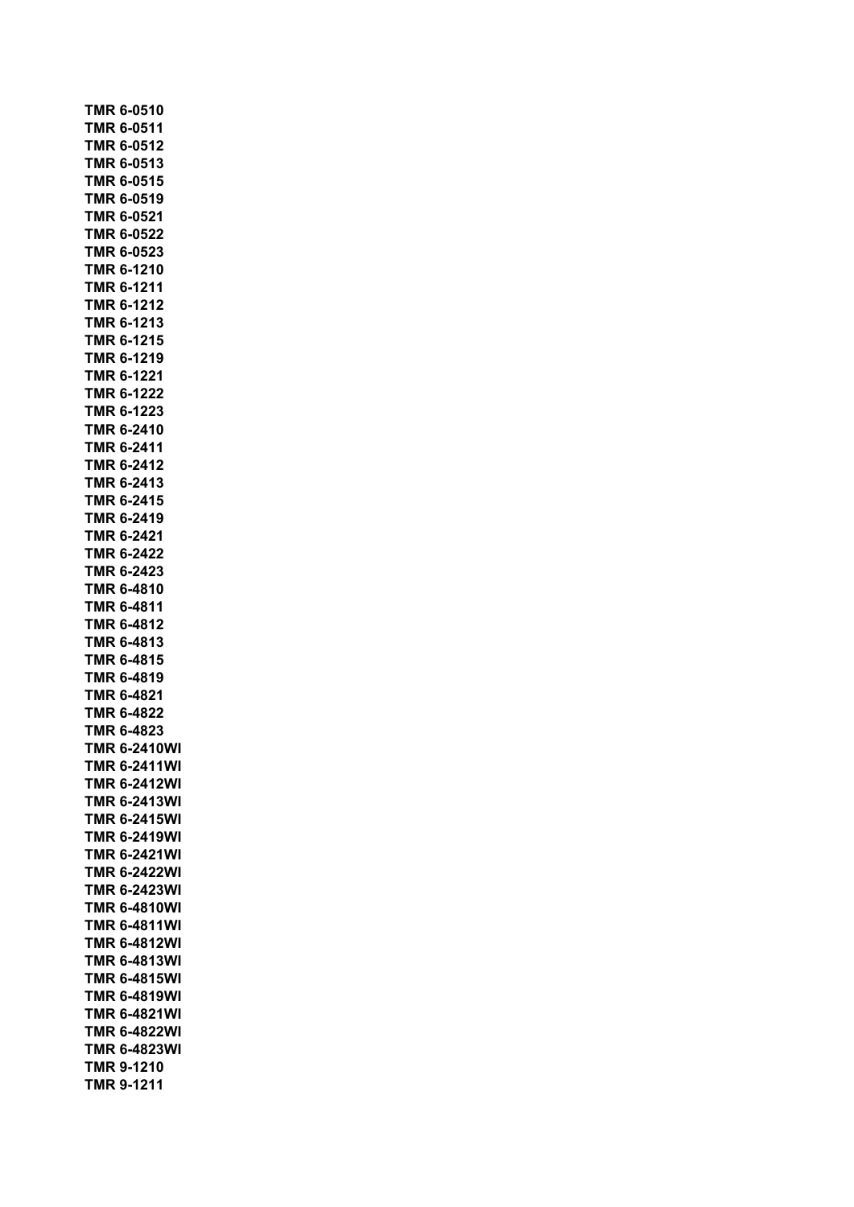**TMR 6-0510**
**TMR 6-0511**
**TMR 6-0512**
**TMR 6-0513**
**TMR 6-0515**
**TMR 6-0519**
**TMR 6-0521**
**TMR 6-0522**
**TMR 6-0523**
**TMR 6-1210**
**TMR 6-1211**
**TMR 6-1212**
**TMR 6-1213**
**TMR 6-1215**
**TMR 6-1219**
**TMR 6-1221**
**TMR 6-1222**
**TMR 6-1223**
**TMR 6-2410**
**TMR 6-2411**
**TMR 6-2412**
**TMR 6-2413**
**TMR 6-2415**
**TMR 6-2419**
**TMR 6-2421**
**TMR 6-2422**
**TMR 6-2423**
**TMR 6-4810**
**TMR 6-4811**
**TMR 6-4812**
**TMR 6-4813**
**TMR 6-4815**
**TMR 6-4819**
**TMR 6-4821**
**TMR 6-4822**
**TMR 6-4823**
**TMR 6-2410WI**
**TMR 6-2411WI**
**TMR 6-2412WI**
**TMR 6-2413WI**
**TMR 6-2415WI**
**TMR 6-2419WI**
**TMR 6-2421WI**
**TMR 6-2422WI**
**TMR 6-2423WI**
**TMR 6-4810WI**
**TMR 6-4811WI**
**TMR 6-4812WI**
**TMR 6-4813WI**
**TMR 6-4815WI**
**TMR 6-4819WI**
**TMR 6-4821WI**
**TMR 6-4822WI**
**TMR 6-4823WI**
**TMR 9-1210**
**TMR 9-1211**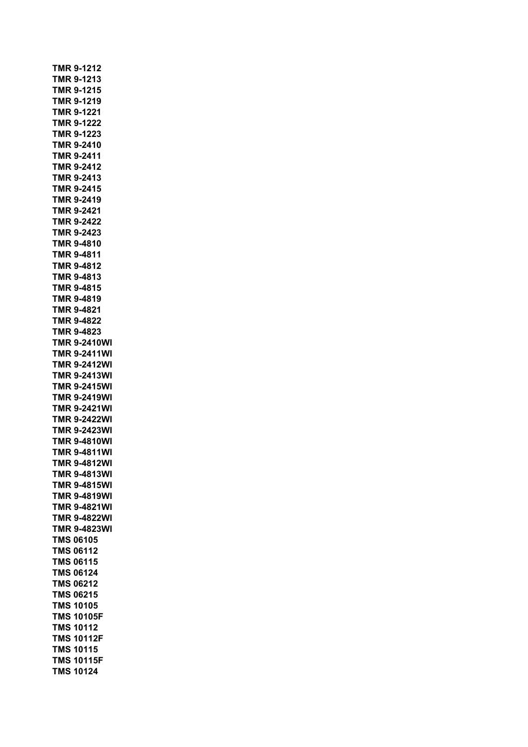**TMR 9-1212**
**TMR 9-1213**
**TMR 9-1215**
**TMR 9-1219**
**TMR 9-1221**
**TMR 9-1222**
**TMR 9-1223**
**TMR 9-2410**
**TMR 9-2411**
**TMR 9-2412**
**TMR 9-2413**
**TMR 9-2415**
**TMR 9-2419**
**TMR 9-2421**
**TMR 9-2422**
**TMR 9-2423**
**TMR 9-4810**
**TMR 9-4811**
**TMR 9-4812**
**TMR 9-4813**
**TMR 9-4815**
**TMR 9-4819**
**TMR 9-4821**
**TMR 9-4822**
**TMR 9-4823**
**TMR 9-2410WI**
**TMR 9-2411WI**
**TMR 9-2412WI**
**TMR 9-2413WI**
**TMR 9-2415WI**
**TMR 9-2419WI**
**TMR 9-2421WI**
**TMR 9-2422WI**
**TMR 9-2423WI**
**TMR 9-4810WI**
**TMR 9-4811WI**
**TMR 9-4812WI**
**TMR 9-4813WI**
**TMR 9-4815WI**
**TMR 9-4819WI**
**TMR 9-4821WI**
**TMR 9-4822WI**
**TMR 9-4823WI**
**TMS 06105**
**TMS 06112**
**TMS 06115**
**TMS 06124**
**TMS 06212**
**TMS 06215**
**TMS 10105**
**TMS 10105F**
**TMS 10112**
**TMS 10112F**
**TMS 10115**
**TMS 10115F**
**TMS 10124**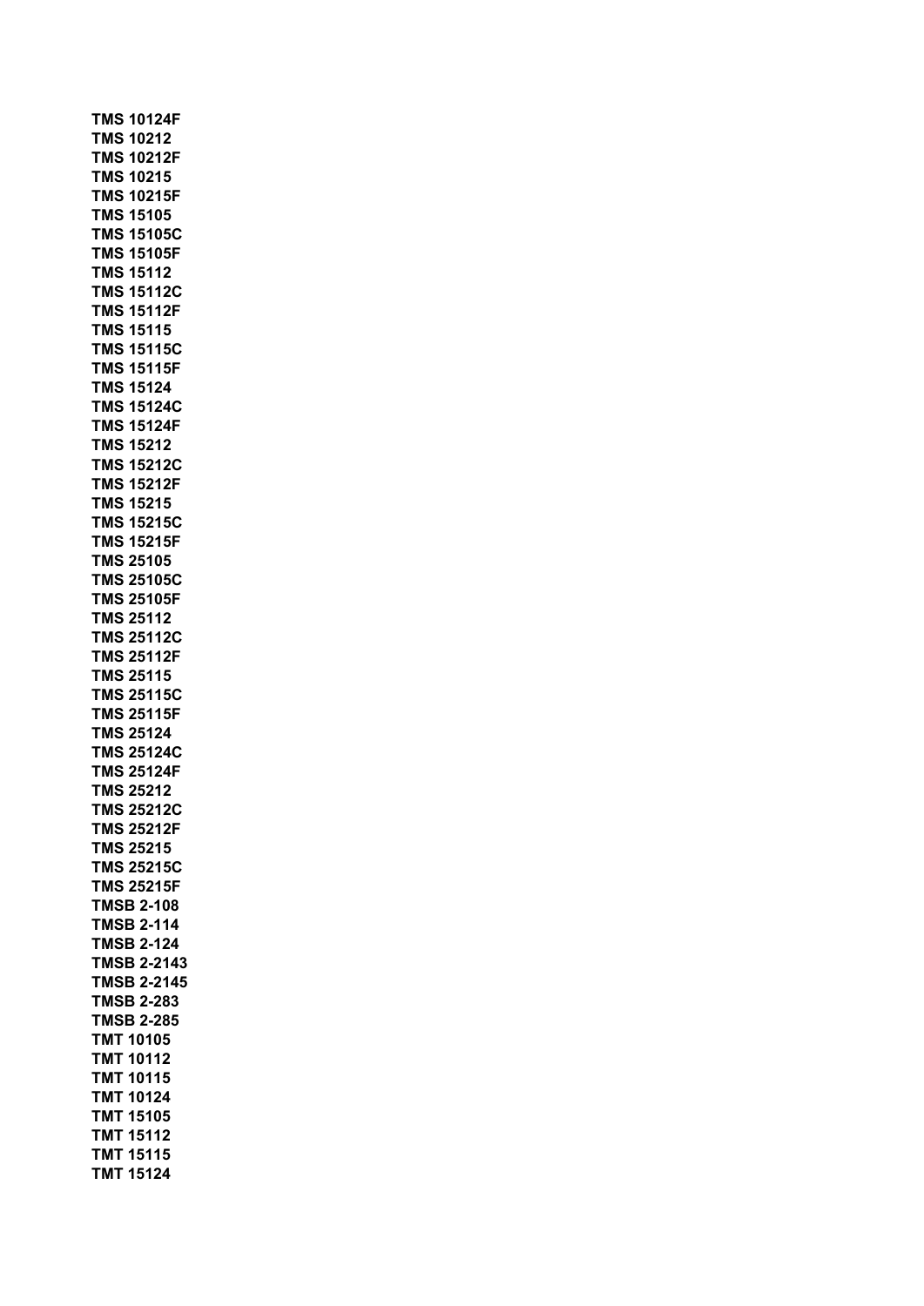**TMS 10124F**
**TMS 10212**
**TMS 10212F**
**TMS 10215**
**TMS 10215F**
**TMS 15105**
**TMS 15105C**
**TMS 15105F**
**TMS 15112**
**TMS 15112C**
**TMS 15112F**
**TMS 15115**
**TMS 15115C**
**TMS 15115F**
**TMS 15124**
**TMS 15124C**
**TMS 15124F**
**TMS 15212**
**TMS 15212C**
**TMS 15212F**
**TMS 15215**
**TMS 15215C**
**TMS 15215F**
**TMS 25105**
**TMS 25105C**
**TMS 25105F**
**TMS 25112**
**TMS 25112C**
**TMS 25112F**
**TMS 25115**
**TMS 25115C**
**TMS 25115F**
**TMS 25124**
**TMS 25124C**
**TMS 25124F**
**TMS 25212**
**TMS 25212C**
**TMS 25212F**
**TMS 25215**
**TMS 25215C**
**TMS 25215F**
**TMSB 2-108**
**TMSB 2-114**
**TMSB 2-124**
**TMSB 2-2143**
**TMSB 2-2145**
**TMSB 2-283**
**TMSB 2-285**
**TMT 10105**
**TMT 10112**
**TMT 10115**
**TMT 10124**
**TMT 15105**
**TMT 15112**
**TMT 15115**
**TMT 15124**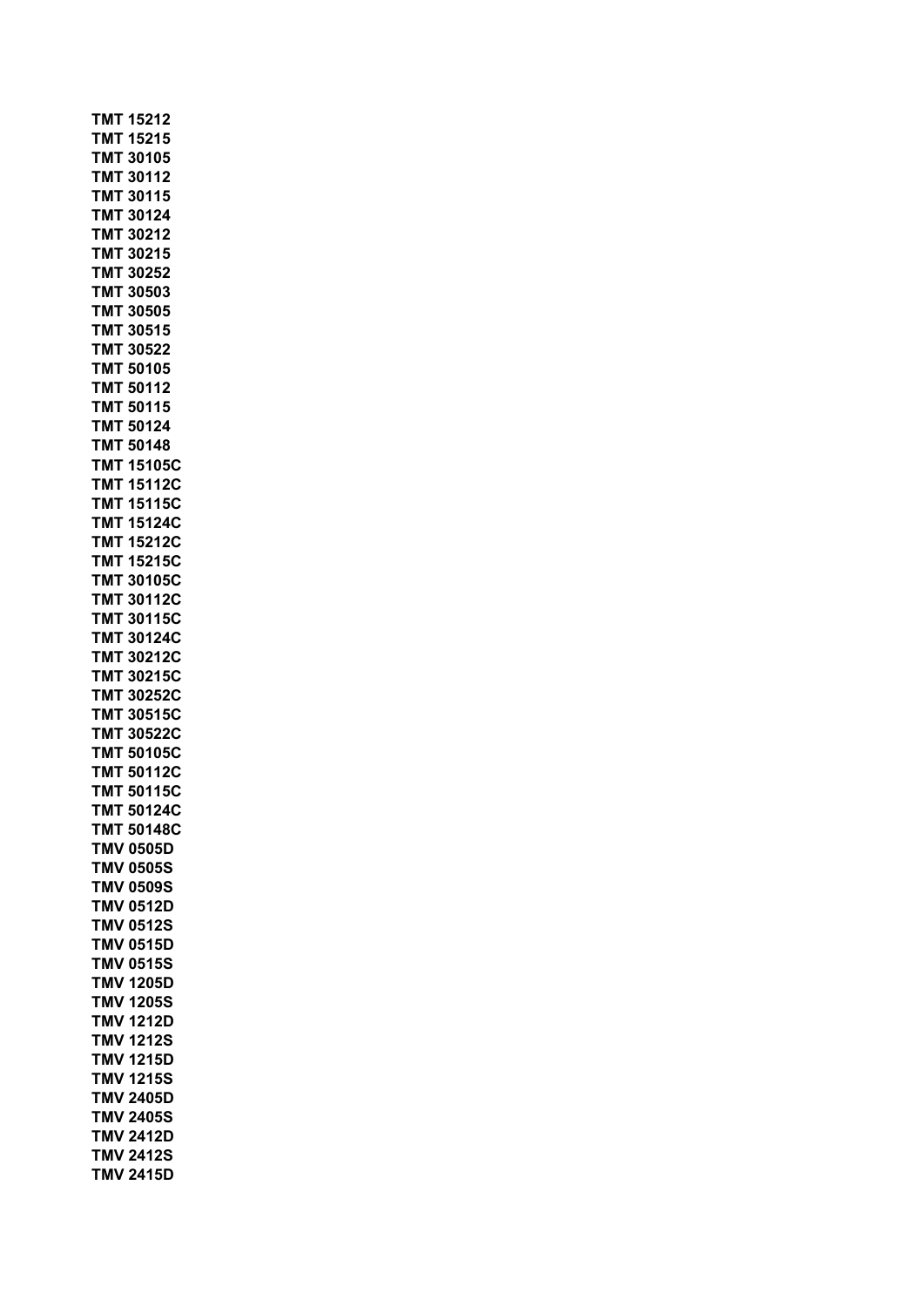**TMT 15212**
**TMT 15215**
**TMT 30105**
**TMT 30112**
**TMT 30115**
**TMT 30124**
**TMT 30212**
**TMT 30215**
**TMT 30252**
**TMT 30503**
**TMT 30505**
**TMT 30515**
**TMT 30522**
**TMT 50105**
**TMT 50112**
**TMT 50115**
**TMT 50124**
**TMT 50148**
**TMT 15105C**
**TMT 15112C**
**TMT 15115C**
**TMT 15124C**
**TMT 15212C**
**TMT 15215C**
**TMT 30105C**
**TMT 30112C**
**TMT 30115C**
**TMT 30124C**
**TMT 30212C**
**TMT 30215C**
**TMT 30252C**
**TMT 30515C**
**TMT 30522C**
**TMT 50105C**
**TMT 50112C**
**TMT 50115C**
**TMT 50124C**
**TMT 50148C**
**TMV 0505D**
**TMV 0505S**
**TMV 0509S**
**TMV 0512D**
**TMV 0512S**
**TMV 0515D**
**TMV 0515S**
**TMV 1205D**
**TMV 1205S**
**TMV 1212D**
**TMV 1212S**
**TMV 1215D**
**TMV 1215S**
**TMV 2405D**
**TMV 2405S**
**TMV 2412D**
**TMV 2412S**
**TMV 2415D**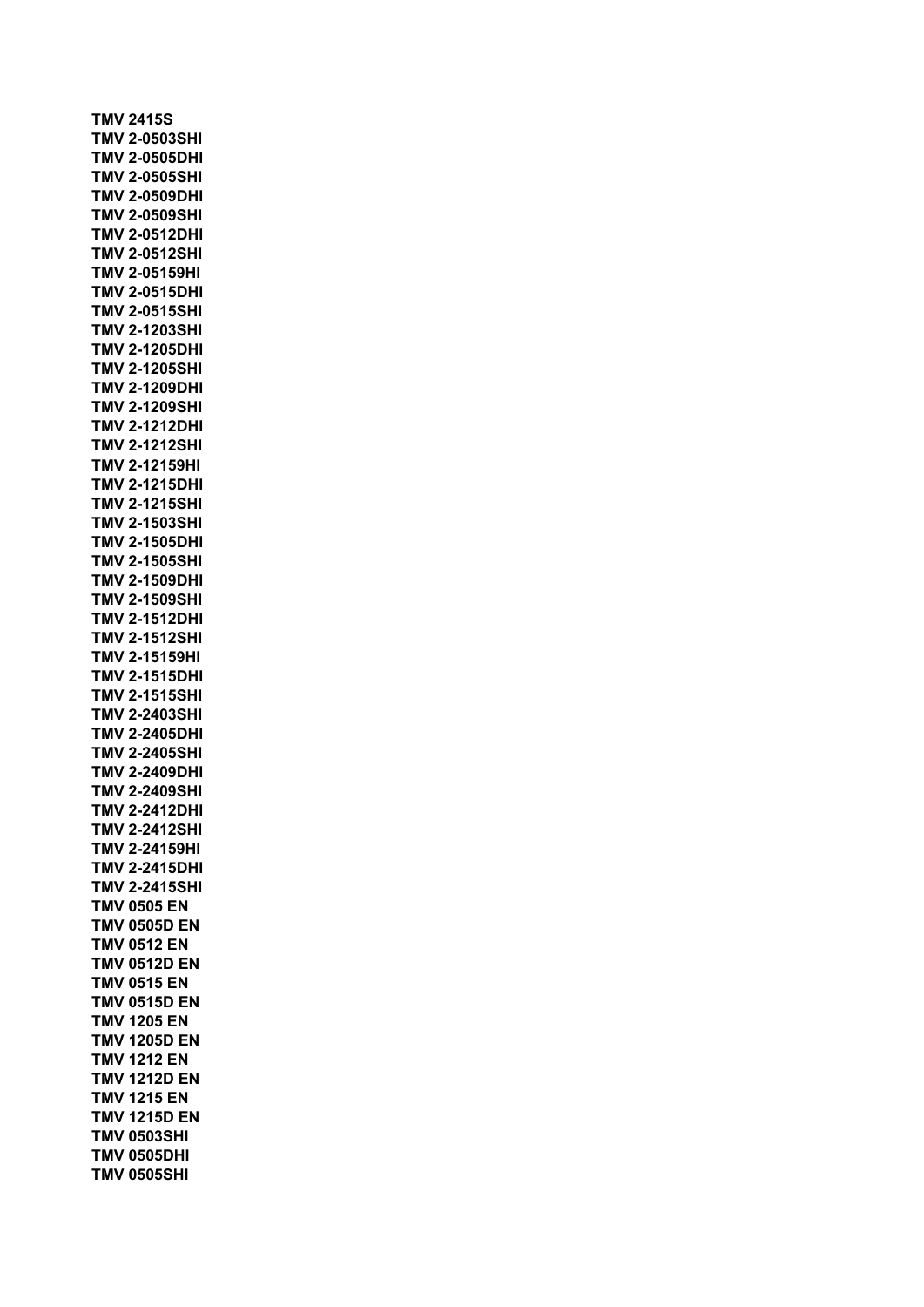**TMV 2415S**
**TMV 2-0503SHI**
**TMV 2-0505DHI**
**TMV 2-0505SHI**
**TMV 2-0509DHI**
**TMV 2-0509SHI**
**TMV 2-0512DHI**
**TMV 2-0512SHI**
**TMV 2-05159HI**
**TMV 2-0515DHI**
**TMV 2-0515SHI**
**TMV 2-1203SHI**
**TMV 2-1205DHI**
**TMV 2-1205SHI**
**TMV 2-1209DHI**
**TMV 2-1209SHI**
**TMV 2-1212DHI**
**TMV 2-1212SHI**
**TMV 2-12159HI**
**TMV 2-1215DHI**
**TMV 2-1215SHI**
**TMV 2-1503SHI**
**TMV 2-1505DHI**
**TMV 2-1505SHI**
**TMV 2-1509DHI**
**TMV 2-1509SHI**
**TMV 2-1512DHI**
**TMV 2-1512SHI**
**TMV 2-15159HI**
**TMV 2-1515DHI**
**TMV 2-1515SHI**
**TMV 2-2403SHI**
**TMV 2-2405DHI**
**TMV 2-2405SHI**
**TMV 2-2409DHI**
**TMV 2-2409SHI**
**TMV 2-2412DHI**
**TMV 2-2412SHI**
**TMV 2-24159HI**
**TMV 2-2415DHI**
**TMV 2-2415SHI**
**TMV 0505 EN**
**TMV 0505D EN**
**TMV 0512 EN**
**TMV 0512D EN**
**TMV 0515 EN**
**TMV 0515D EN**
**TMV 1205 EN**
**TMV 1205D EN**
**TMV 1212 EN**
**TMV 1212D EN**
**TMV 1215 EN**
**TMV 1215D EN**
**TMV 0503SHI**
**TMV 0505DHI**
**TMV 0505SHI**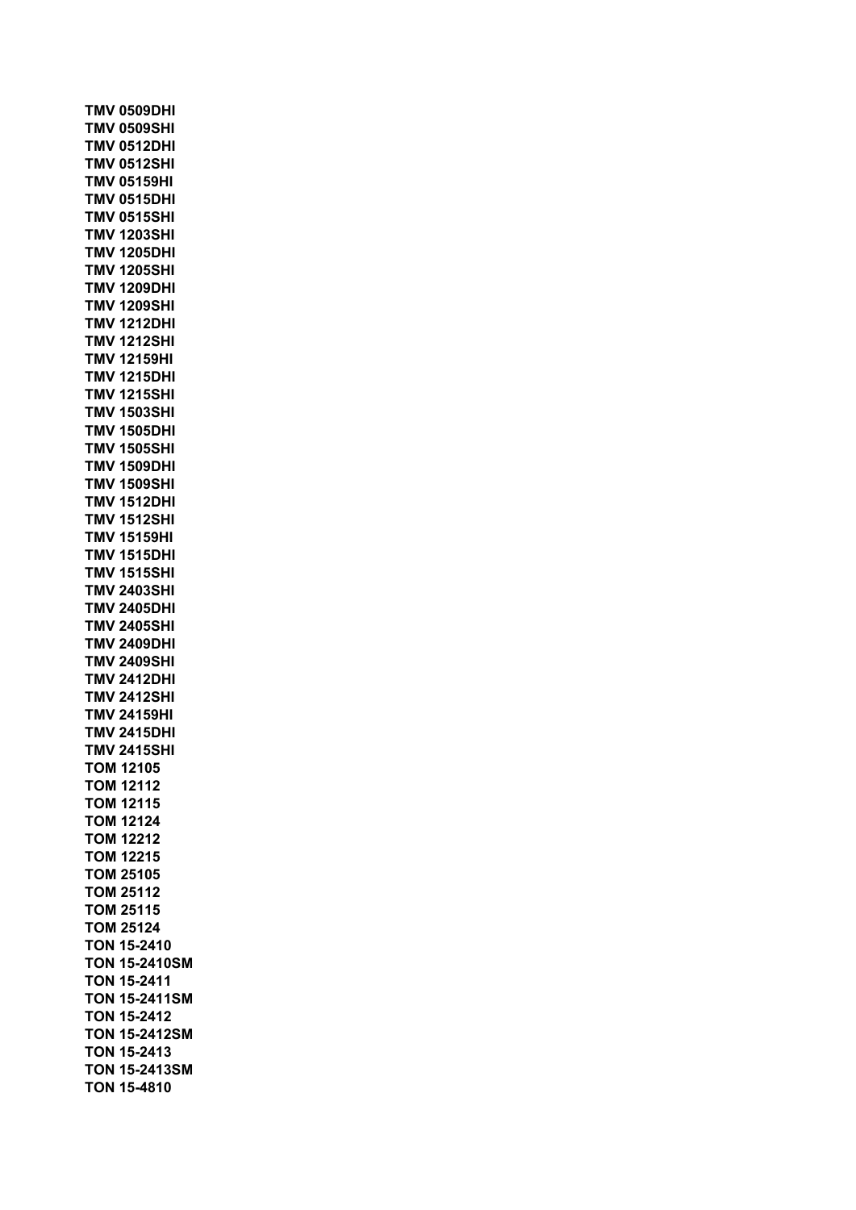**TMV 0509DHI**
**TMV 0509SHI**
**TMV 0512DHI**
**TMV 0512SHI**
**TMV 05159HI**
**TMV 0515DHI**
**TMV 0515SHI**
**TMV 1203SHI**
**TMV 1205DHI**
**TMV 1205SHI**
**TMV 1209DHI**
**TMV 1209SHI**
**TMV 1212DHI**
**TMV 1212SHI**
**TMV 12159HI**
**TMV 1215DHI**
**TMV 1215SHI**
**TMV 1503SHI**
**TMV 1505DHI**
**TMV 1505SHI**
**TMV 1509DHI**
**TMV 1509SHI**
**TMV 1512DHI**
**TMV 1512SHI**
**TMV 15159HI**
**TMV 1515DHI**
**TMV 1515SHI**
**TMV 2403SHI**
**TMV 2405DHI**
**TMV 2405SHI**
**TMV 2409DHI**
**TMV 2409SHI**
**TMV 2412DHI**
**TMV 2412SHI**
**TMV 24159HI**
**TMV 2415DHI**
**TMV 2415SHI**
**TOM 12105**
**TOM 12112**
**TOM 12115**
**TOM 12124**
**TOM 12212**
**TOM 12215**
**TOM 25105**
**TOM 25112**
**TOM 25115**
**TOM 25124**
**TON 15-2410**
**TON 15-2410SM**
**TON 15-2411**
**TON 15-2411SM**
**TON 15-2412**
**TON 15-2412SM**
**TON 15-2413**
**TON 15-2413SM**
**TON 15-4810**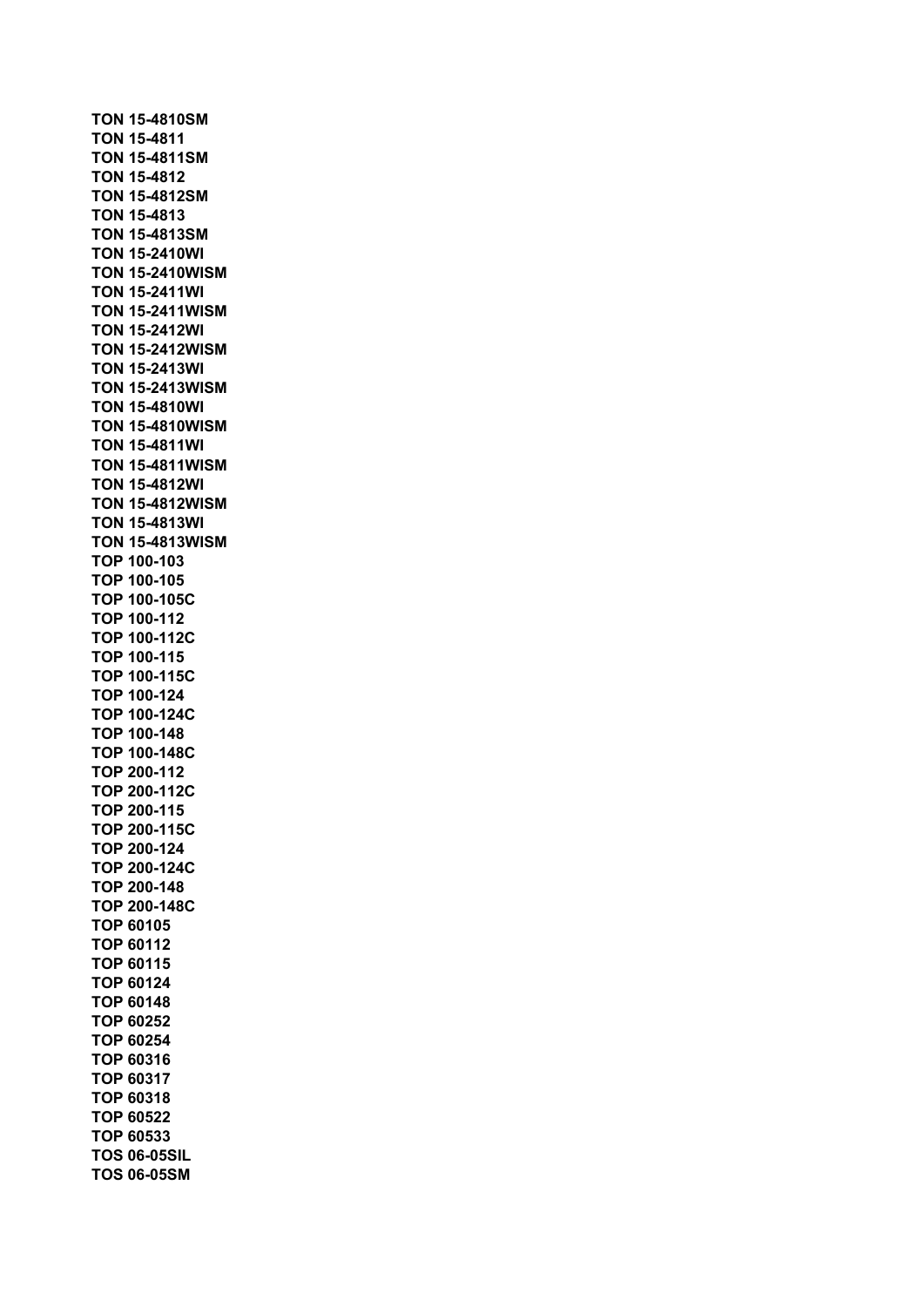**TON 15-4810SM**
**TON 15-4811**
**TON 15-4811SM**
**TON 15-4812**
**TON 15-4812SM**
**TON 15-4813**
**TON 15-4813SM**
**TON 15-2410WI**
**TON 15-2410WISM**
**TON 15-2411WI**
**TON 15-2411WISM**
**TON 15-2412WI**
**TON 15-2412WISM**
**TON 15-2413WI**
**TON 15-2413WISM**
**TON 15-4810WI**
**TON 15-4810WISM**
**TON 15-4811WI**
**TON 15-4811WISM**
**TON 15-4812WI**
**TON 15-4812WISM**
**TON 15-4813WI**
**TON 15-4813WISM**
**TOP 100-103**
**TOP 100-105**
**TOP 100-105C**
**TOP 100-112**
**TOP 100-112C**
**TOP 100-115**
**TOP 100-115C**
**TOP 100-124**
**TOP 100-124C**
**TOP 100-148**
**TOP 100-148C**
**TOP 200-112**
**TOP 200-112C**
**TOP 200-115**
**TOP 200-115C**
**TOP 200-124**
**TOP 200-124C**
**TOP 200-148**
**TOP 200-148C**
**TOP 60105**
**TOP 60112**
**TOP 60115**
**TOP 60124**
**TOP 60148**
**TOP 60252**
**TOP 60254**
**TOP 60316**
**TOP 60317**
**TOP 60318**
**TOP 60522**
**TOP 60533**
**TOS 06-05SIL**
**TOS 06-05SM**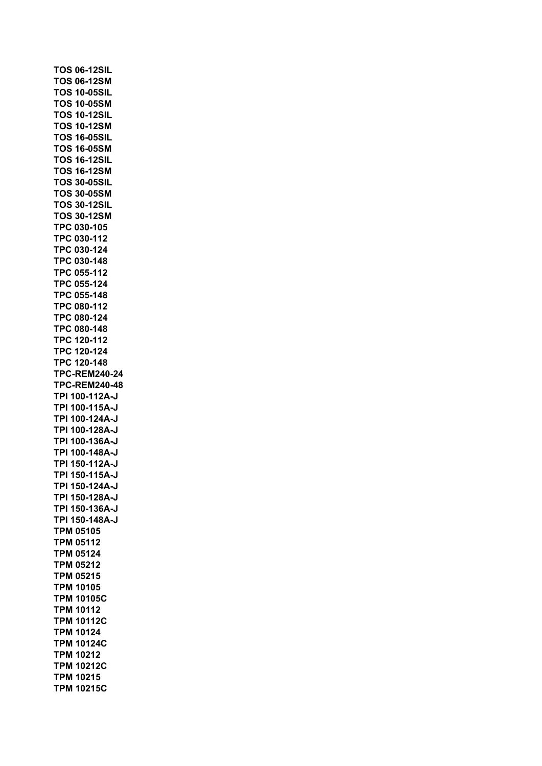**TOS 06-12SIL**
**TOS 06-12SM**
**TOS 10-05SIL**
**TOS 10-05SM**
**TOS 10-12SIL**
**TOS 10-12SM**
**TOS 16-05SIL**
**TOS 16-05SM**
**TOS 16-12SIL**
**TOS 16-12SM**
**TOS 30-05SIL**
**TOS 30-05SM**
**TOS 30-12SIL**
**TOS 30-12SM**
**TPC 030-105**
**TPC 030-112**
**TPC 030-124**
**TPC 030-148**
**TPC 055-112**
**TPC 055-124**
**TPC 055-148**
**TPC 080-112**
**TPC 080-124**
**TPC 080-148**
**TPC 120-112**
**TPC 120-124**
**TPC 120-148**
**TPC-REM240-24**
**TPC-REM240-48**
**TPI 100-112A-J**
**TPI 100-115A-J**
**TPI 100-124A-J**
**TPI 100-128A-J**
**TPI 100-136A-J**
**TPI 100-148A-J**
**TPI 150-112A-J**
**TPI 150-115A-J**
**TPI 150-124A-J**
**TPI 150-128A-J**
**TPI 150-136A-J**
**TPI 150-148A-J**
**TPM 05105**
**TPM 05112**
**TPM 05124**
**TPM 05212**
**TPM 05215**
**TPM 10105**
**TPM 10105C**
**TPM 10112**
**TPM 10112C**
**TPM 10124**
**TPM 10124C**
**TPM 10212**
**TPM 10212C**
**TPM 10215**
**TPM 10215C**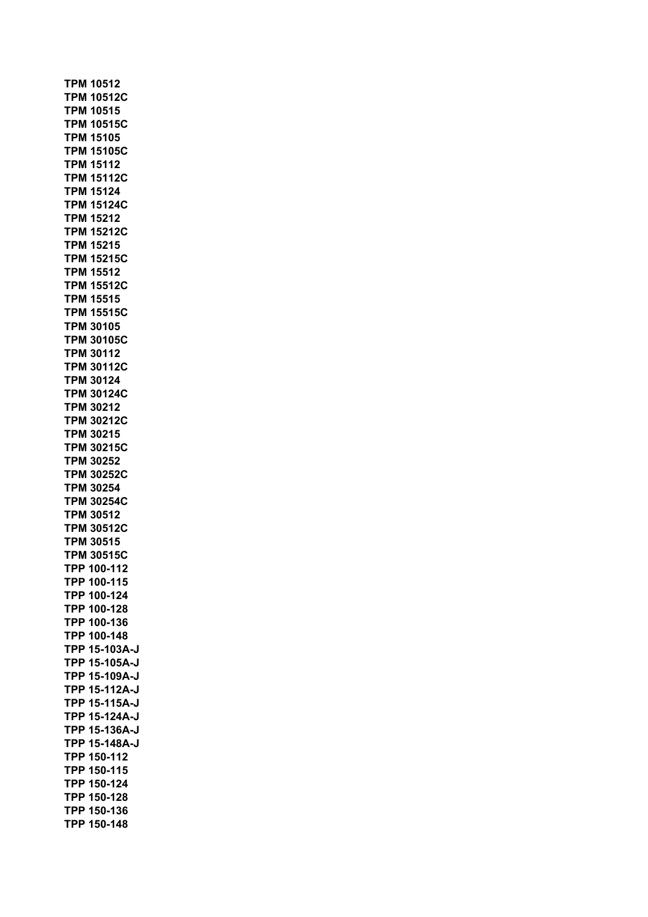**TPM 10512**
**TPM 10512C**
**TPM 10515**
**TPM 10515C**
**TPM 15105**
**TPM 15105C**
**TPM 15112**
**TPM 15112C**
**TPM 15124**
**TPM 15124C**
**TPM 15212**
**TPM 15212C**
**TPM 15215**
**TPM 15215C**
**TPM 15512**
**TPM 15512C**
**TPM 15515**
**TPM 15515C**
**TPM 30105**
**TPM 30105C**
**TPM 30112**
**TPM 30112C**
**TPM 30124**
**TPM 30124C**
**TPM 30212**
**TPM 30212C**
**TPM 30215**
**TPM 30215C**
**TPM 30252**
**TPM 30252C**
**TPM 30254**
**TPM 30254C**
**TPM 30512**
**TPM 30512C**
**TPM 30515**
**TPM 30515C**
**TPP 100-112**
**TPP 100-115**
**TPP 100-124**
**TPP 100-128**
**TPP 100-136**
**TPP 100-148**
**TPP 15-103A-J**
**TPP 15-105A-J**
**TPP 15-109A-J**
**TPP 15-112A-J**
**TPP 15-115A-J**
**TPP 15-124A-J**
**TPP 15-136A-J**
**TPP 15-148A-J**
**TPP 150-112**
**TPP 150-115**
**TPP 150-124**
**TPP 150-128**
**TPP 150-136**
**TPP 150-148**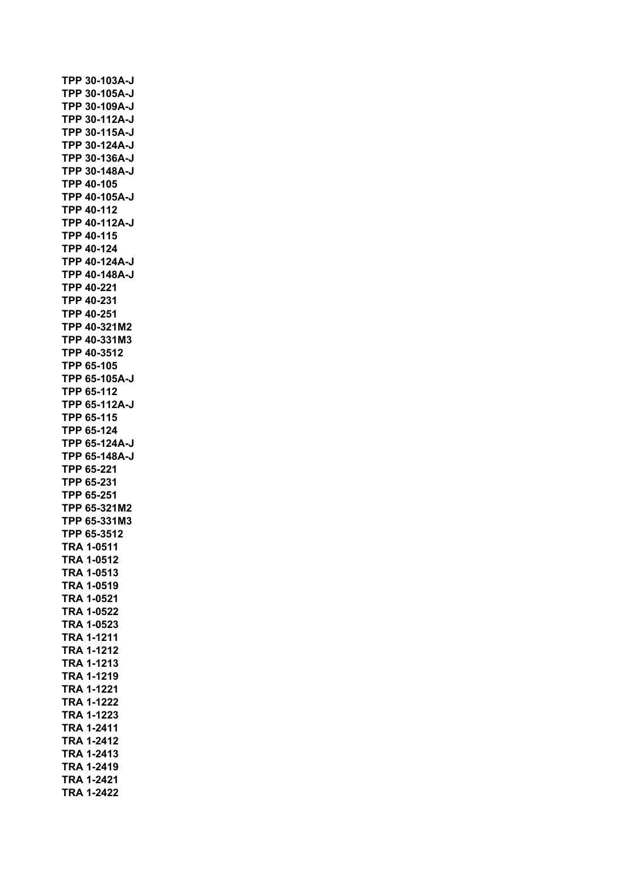**TPP 30-103A-J**
**TPP 30-105A-J**
**TPP 30-109A-J**
**TPP 30-112A-J**
**TPP 30-115A-J**
**TPP 30-124A-J**
**TPP 30-136A-J**
**TPP 30-148A-J**
**TPP 40-105**
**TPP 40-105A-J**
**TPP 40-112**
**TPP 40-112A-J**
**TPP 40-115**
**TPP 40-124**
**TPP 40-124A-J**
**TPP 40-148A-J**
**TPP 40-221**
**TPP 40-231**
**TPP 40-251**
**TPP 40-321M2**
**TPP 40-331M3**
**TPP 40-3512**
**TPP 65-105**
**TPP 65-105A-J**
**TPP 65-112**
**TPP 65-112A-J**
**TPP 65-115**
**TPP 65-124**
**TPP 65-124A-J**
**TPP 65-148A-J**
**TPP 65-221**
**TPP 65-231**
**TPP 65-251**
**TPP 65-321M2**
**TPP 65-331M3**
**TPP 65-3512**
**TRA 1-0511**
**TRA 1-0512**
**TRA 1-0513**
**TRA 1-0519**
**TRA 1-0521**
**TRA 1-0522**
**TRA 1-0523**
**TRA 1-1211**
**TRA 1-1212**
**TRA 1-1213**
**TRA 1-1219**
**TRA 1-1221**
**TRA 1-1222**
**TRA 1-1223**
**TRA 1-2411**
**TRA 1-2412**
**TRA 1-2413**
**TRA 1-2419**
**TRA 1-2421**
**TRA 1-2422**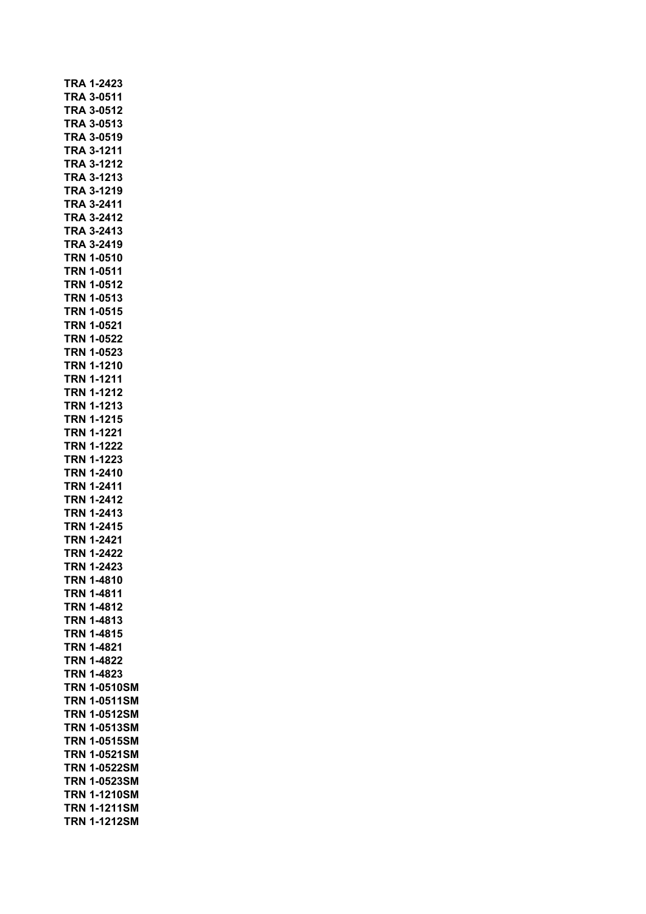**TRA 1-2423**
**TRA 3-0511**
**TRA 3-0512**
**TRA 3-0513**
**TRA 3-0519**
**TRA 3-1211**
**TRA 3-1212**
**TRA 3-1213**
**TRA 3-1219**
**TRA 3-2411**
**TRA 3-2412**
**TRA 3-2413**
**TRA 3-2419**
**TRN 1-0510**
**TRN 1-0511**
**TRN 1-0512**
**TRN 1-0513**
**TRN 1-0515**
**TRN 1-0521**
**TRN 1-0522**
**TRN 1-0523**
**TRN 1-1210**
**TRN 1-1211**
**TRN 1-1212**
**TRN 1-1213**
**TRN 1-1215**
**TRN 1-1221**
**TRN 1-1222**
**TRN 1-1223**
**TRN 1-2410**
**TRN 1-2411**
**TRN 1-2412**
**TRN 1-2413**
**TRN 1-2415**
**TRN 1-2421**
**TRN 1-2422**
**TRN 1-2423**
**TRN 1-4810**
**TRN 1-4811**
**TRN 1-4812**
**TRN 1-4813**
**TRN 1-4815**
**TRN 1-4821**
**TRN 1-4822**
**TRN 1-4823**
**TRN 1-0510SM**
**TRN 1-0511SM**
**TRN 1-0512SM**
**TRN 1-0513SM**
**TRN 1-0515SM**
**TRN 1-0521SM**
**TRN 1-0522SM**
**TRN 1-0523SM**
**TRN 1-1210SM**
**TRN 1-1211SM**
**TRN 1-1212SM**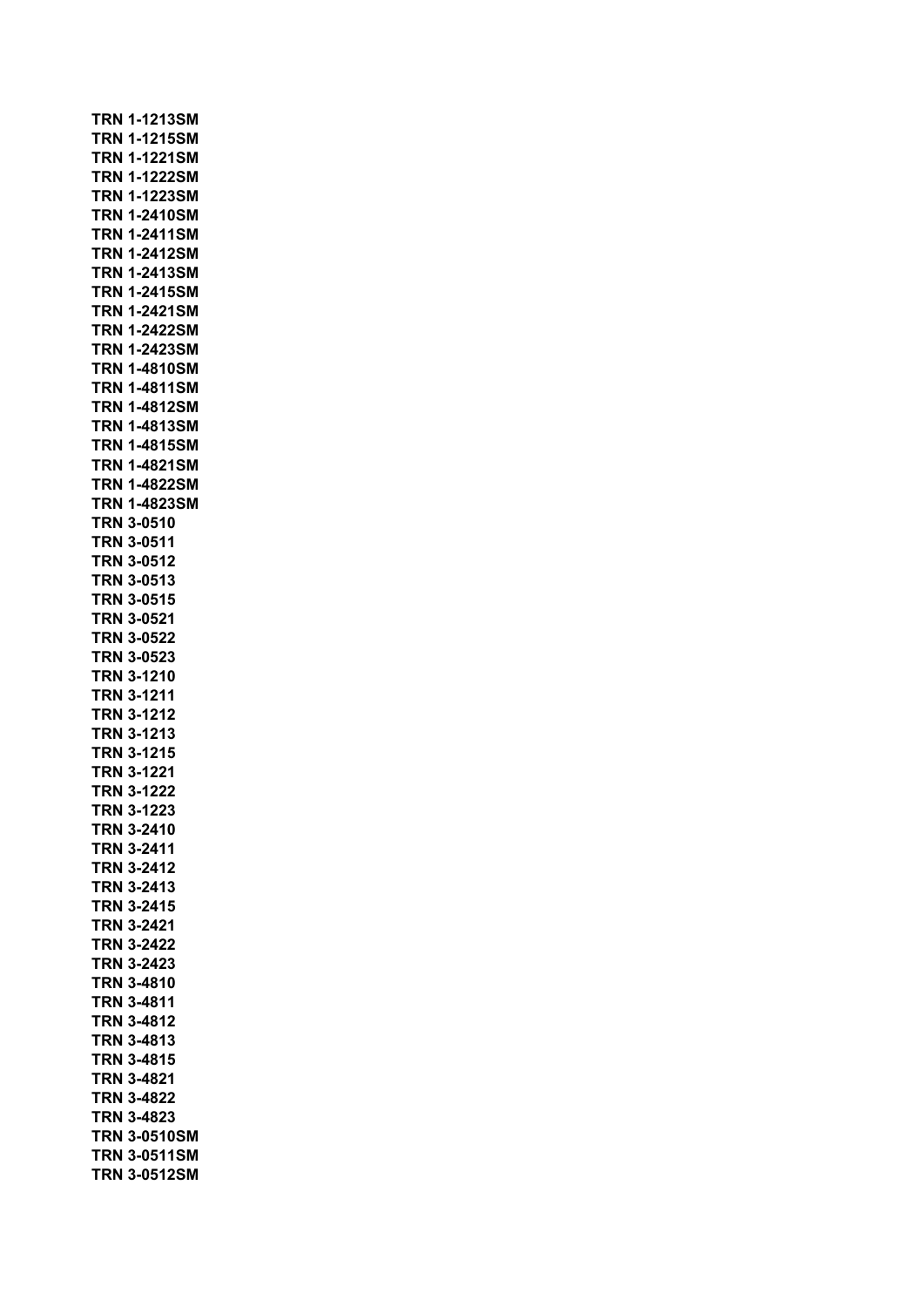**TRN 1-1213SM**
**TRN 1-1215SM**
**TRN 1-1221SM**
**TRN 1-1222SM**
**TRN 1-1223SM**
**TRN 1-2410SM**
**TRN 1-2411SM**
**TRN 1-2412SM**
**TRN 1-2413SM**
**TRN 1-2415SM**
**TRN 1-2421SM**
**TRN 1-2422SM**
**TRN 1-2423SM**
**TRN 1-4810SM**
**TRN 1-4811SM**
**TRN 1-4812SM**
**TRN 1-4813SM**
**TRN 1-4815SM**
**TRN 1-4821SM**
**TRN 1-4822SM**
**TRN 1-4823SM**
**TRN 3-0510**
**TRN 3-0511**
**TRN 3-0512**
**TRN 3-0513**
**TRN 3-0515**
**TRN 3-0521**
**TRN 3-0522**
**TRN 3-0523**
**TRN 3-1210**
**TRN 3-1211**
**TRN 3-1212**
**TRN 3-1213**
**TRN 3-1215**
**TRN 3-1221**
**TRN 3-1222**
**TRN 3-1223**
**TRN 3-2410**
**TRN 3-2411**
**TRN 3-2412**
**TRN 3-2413**
**TRN 3-2415**
**TRN 3-2421**
**TRN 3-2422**
**TRN 3-2423**
**TRN 3-4810**
**TRN 3-4811**
**TRN 3-4812**
**TRN 3-4813**
**TRN 3-4815**
**TRN 3-4821**
**TRN 3-4822**
**TRN 3-4823**
**TRN 3-0510SM**
**TRN 3-0511SM**
**TRN 3-0512SM**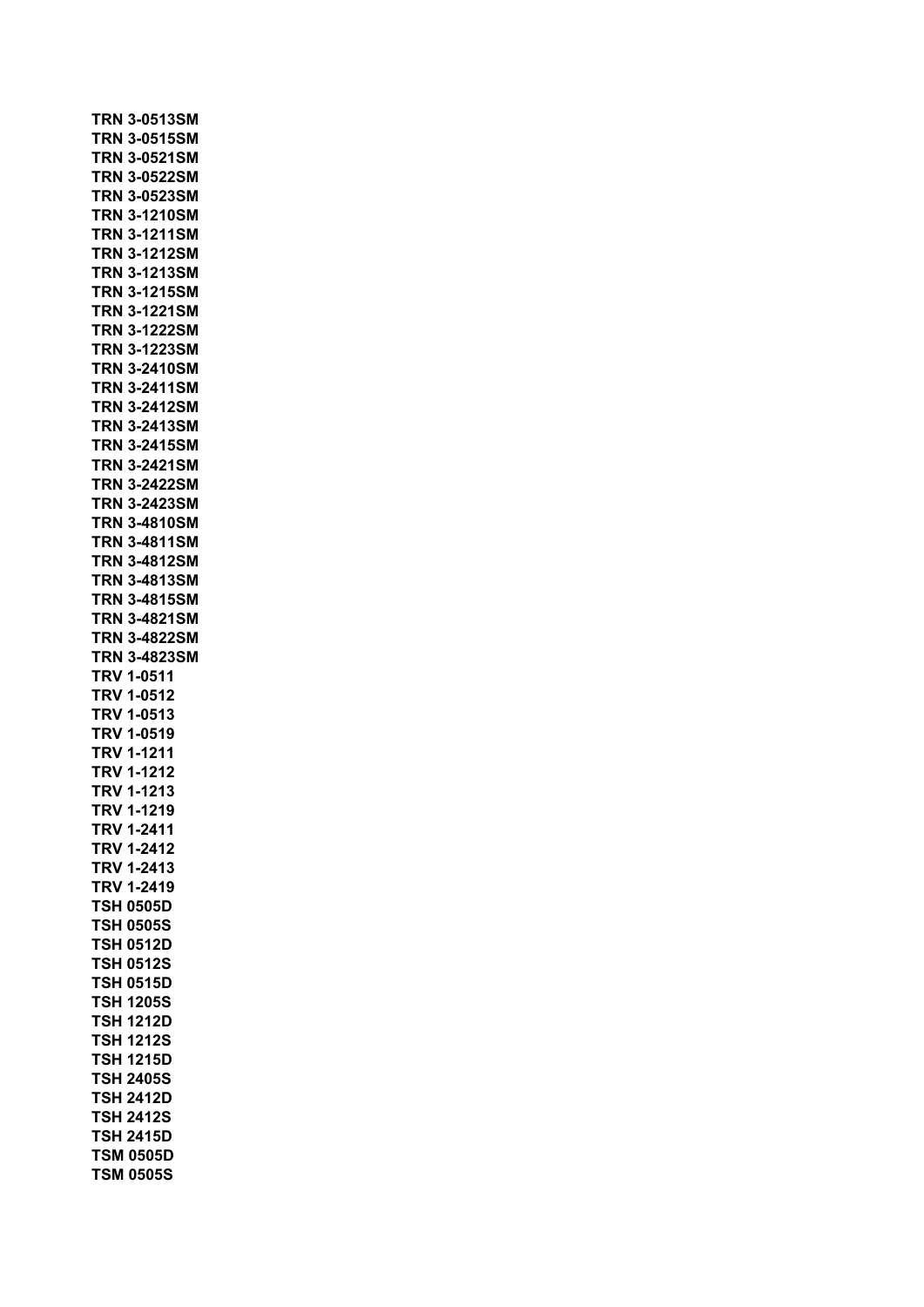**TRN 3-0513SM**
**TRN 3-0515SM**
**TRN 3-0521SM**
**TRN 3-0522SM**
**TRN 3-0523SM**
**TRN 3-1210SM**
**TRN 3-1211SM**
**TRN 3-1212SM**
**TRN 3-1213SM**
**TRN 3-1215SM**
**TRN 3-1221SM**
**TRN 3-1222SM**
**TRN 3-1223SM**
**TRN 3-2410SM**
**TRN 3-2411SM**
**TRN 3-2412SM**
**TRN 3-2413SM**
**TRN 3-2415SM**
**TRN 3-2421SM**
**TRN 3-2422SM**
**TRN 3-2423SM**
**TRN 3-4810SM**
**TRN 3-4811SM**
**TRN 3-4812SM**
**TRN 3-4813SM**
**TRN 3-4815SM**
**TRN 3-4821SM**
**TRN 3-4822SM**
**TRN 3-4823SM**
**TRV 1-0511**
**TRV 1-0512**
**TRV 1-0513**
**TRV 1-0519**
**TRV 1-1211**
**TRV 1-1212**
**TRV 1-1213**
**TRV 1-1219**
**TRV 1-2411**
**TRV 1-2412**
**TRV 1-2413**
**TRV 1-2419**
**TSH 0505D**
**TSH 0505S**
**TSH 0512D**
**TSH 0512S**
**TSH 0515D**
**TSH 1205S**
**TSH 1212D**
**TSH 1212S**
**TSH 1215D**
**TSH 2405S**
**TSH 2412D**
**TSH 2412S**
**TSH 2415D**
**TSM 0505D**
**TSM 0505S**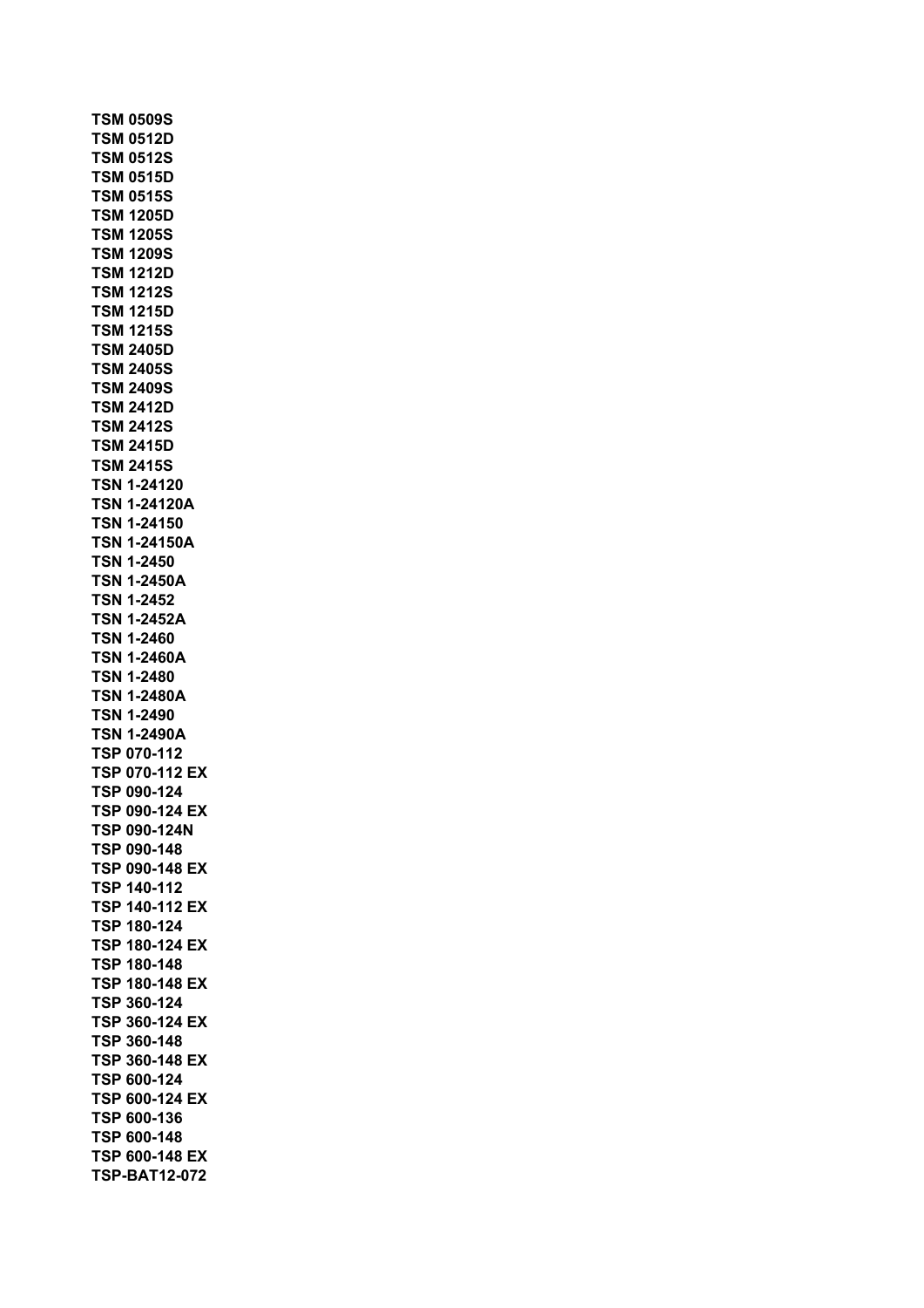**TSM 0509S**
**TSM 0512D**
**TSM 0512S**
**TSM 0515D**
**TSM 0515S**
**TSM 1205D**
**TSM 1205S**
**TSM 1209S**
**TSM 1212D**
**TSM 1212S**
**TSM 1215D**
**TSM 1215S**
**TSM 2405D**
**TSM 2405S**
**TSM 2409S**
**TSM 2412D**
**TSM 2412S**
**TSM 2415D**
**TSM 2415S**
**TSN 1-24120**
**TSN 1-24120A**
**TSN 1-24150**
**TSN 1-24150A**
**TSN 1-2450**
**TSN 1-2450A**
**TSN 1-2452**
**TSN 1-2452A**
**TSN 1-2460**
**TSN 1-2460A**
**TSN 1-2480**
**TSN 1-2480A**
**TSN 1-2490**
**TSN 1-2490A**
**TSP 070-112**
**TSP 070-112 EX**
**TSP 090-124**
**TSP 090-124 EX**
**TSP 090-124N**
**TSP 090-148**
**TSP 090-148 EX**
**TSP 140-112**
**TSP 140-112 EX**
**TSP 180-124**
**TSP 180-124 EX**
**TSP 180-148**
**TSP 180-148 EX**
**TSP 360-124**
**TSP 360-124 EX**
**TSP 360-148**
**TSP 360-148 EX**
**TSP 600-124**
**TSP 600-124 EX**
**TSP 600-136**
**TSP 600-148**
**TSP 600-148 EX**
**TSP-BAT12-072**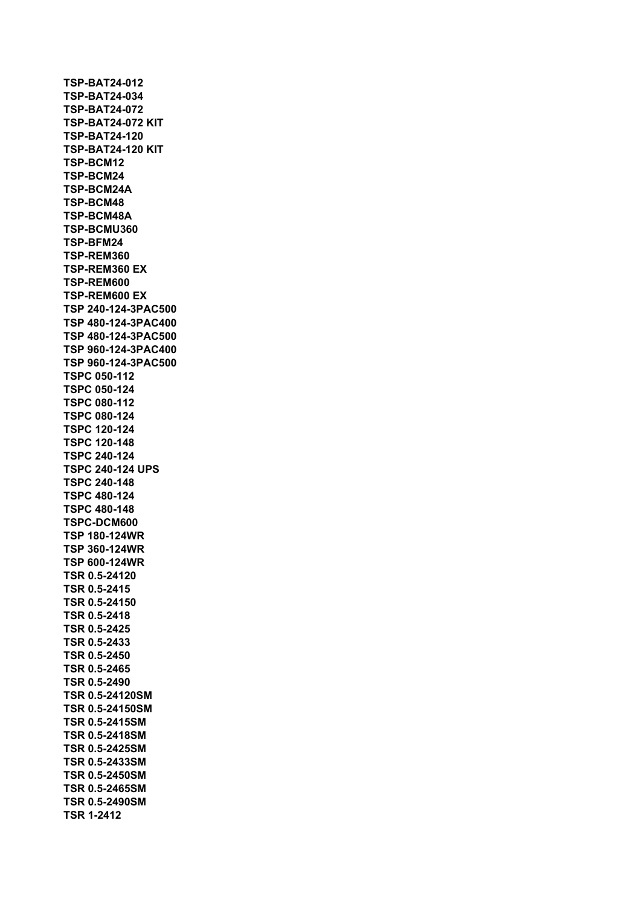**TSP-BAT24-012**
**TSP-BAT24-034**
**TSP-BAT24-072**
**TSP-BAT24-072 KIT**
**TSP-BAT24-120**
**TSP-BAT24-120 KIT**
**TSP-BCM12**
**TSP-BCM24**
**TSP-BCM24A**
**TSP-BCM48**
**TSP-BCM48A**
**TSP-BCMU360**
**TSP-BFM24**
**TSP-REM360**
**TSP-REM360 EX**
**TSP-REM600**
**TSP-REM600 EX**
**TSP 240-124-3PAC500**
**TSP 480-124-3PAC400**
**TSP 480-124-3PAC500**
**TSP 960-124-3PAC400**
**TSP 960-124-3PAC500**
**TSPC 050-112**
**TSPC 050-124**
**TSPC 080-112**
**TSPC 080-124**
**TSPC 120-124**
**TSPC 120-148**
**TSPC 240-124**
**TSPC 240-124 UPS**
**TSPC 240-148**
**TSPC 480-124**
**TSPC 480-148**
**TSPC-DCM600**
**TSP 180-124WR**
**TSP 360-124WR**
**TSP 600-124WR**
**TSR 0.5-24120**
**TSR 0.5-2415**
**TSR 0.5-24150**
**TSR 0.5-2418**
**TSR 0.5-2425**
**TSR 0.5-2433**
**TSR 0.5-2450**
**TSR 0.5-2465**
**TSR 0.5-2490**
**TSR 0.5-24120SM**
**TSR 0.5-24150SM**
**TSR 0.5-2415SM**
**TSR 0.5-2418SM**
**TSR 0.5-2425SM**
**TSR 0.5-2433SM**
**TSR 0.5-2450SM**
**TSR 0.5-2465SM**
**TSR 0.5-2490SM**
**TSR 1-2412**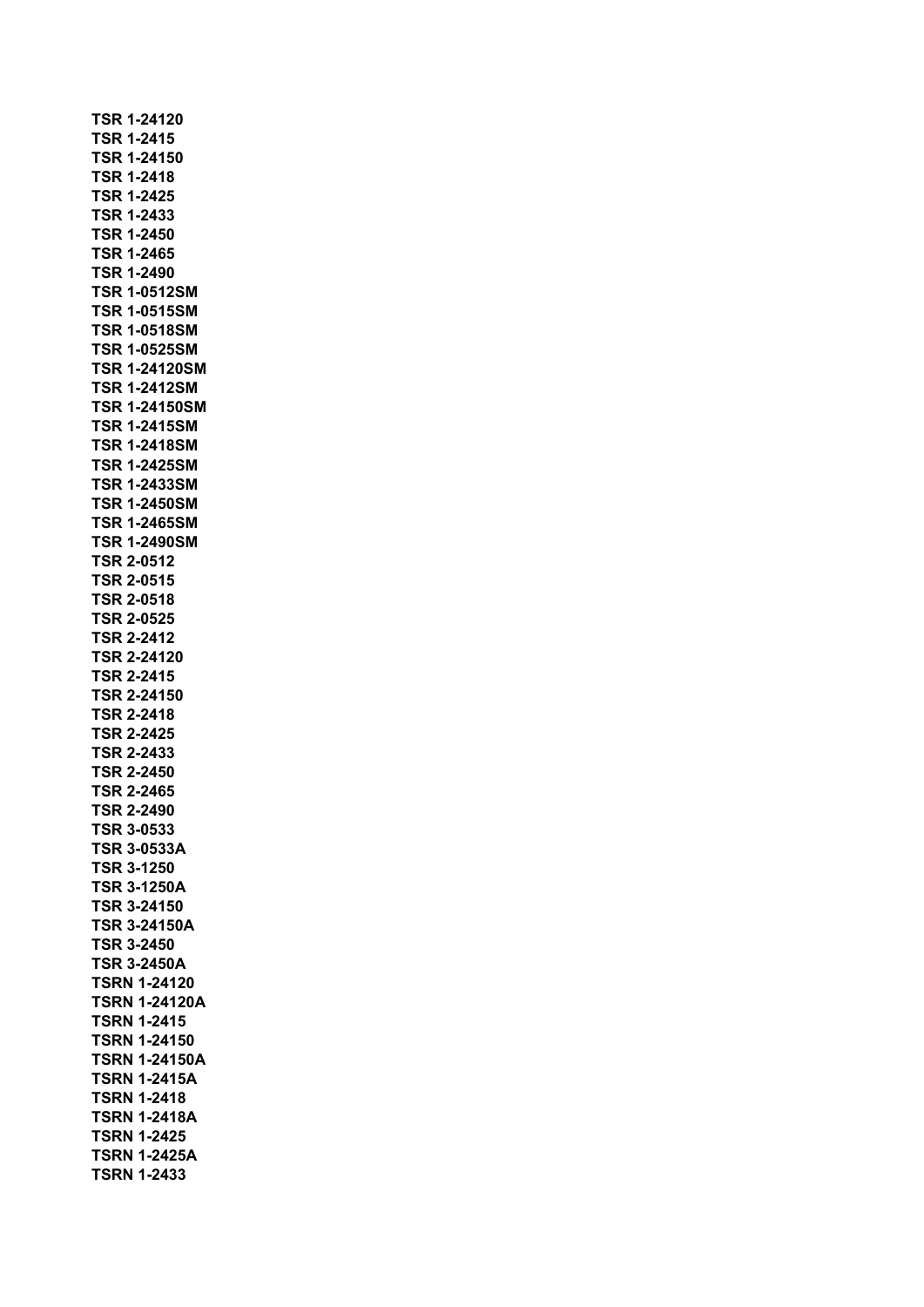**TSR 1-24120**
**TSR 1-2415**
**TSR 1-24150**
**TSR 1-2418**
**TSR 1-2425**
**TSR 1-2433**
**TSR 1-2450**
**TSR 1-2465**
**TSR 1-2490**
**TSR 1-0512SM**
**TSR 1-0515SM**
**TSR 1-0518SM**
**TSR 1-0525SM**
**TSR 1-24120SM**
**TSR 1-2412SM**
**TSR 1-24150SM**
**TSR 1-2415SM**
**TSR 1-2418SM**
**TSR 1-2425SM**
**TSR 1-2433SM**
**TSR 1-2450SM**
**TSR 1-2465SM**
**TSR 1-2490SM**
**TSR 2-0512**
**TSR 2-0515**
**TSR 2-0518**
**TSR 2-0525**
**TSR 2-2412**
**TSR 2-24120**
**TSR 2-2415**
**TSR 2-24150**
**TSR 2-2418**
**TSR 2-2425**
**TSR 2-2433**
**TSR 2-2450**
**TSR 2-2465**
**TSR 2-2490**
**TSR 3-0533**
**TSR 3-0533A**
**TSR 3-1250**
**TSR 3-1250A**
**TSR 3-24150**
**TSR 3-24150A**
**TSR 3-2450**
**TSR 3-2450A**
**TSRN 1-24120**
**TSRN 1-24120A**
**TSRN 1-2415**
**TSRN 1-24150**
**TSRN 1-24150A**
**TSRN 1-2415A**
**TSRN 1-2418**
**TSRN 1-2418A**
**TSRN 1-2425**
**TSRN 1-2425A**
**TSRN 1-2433**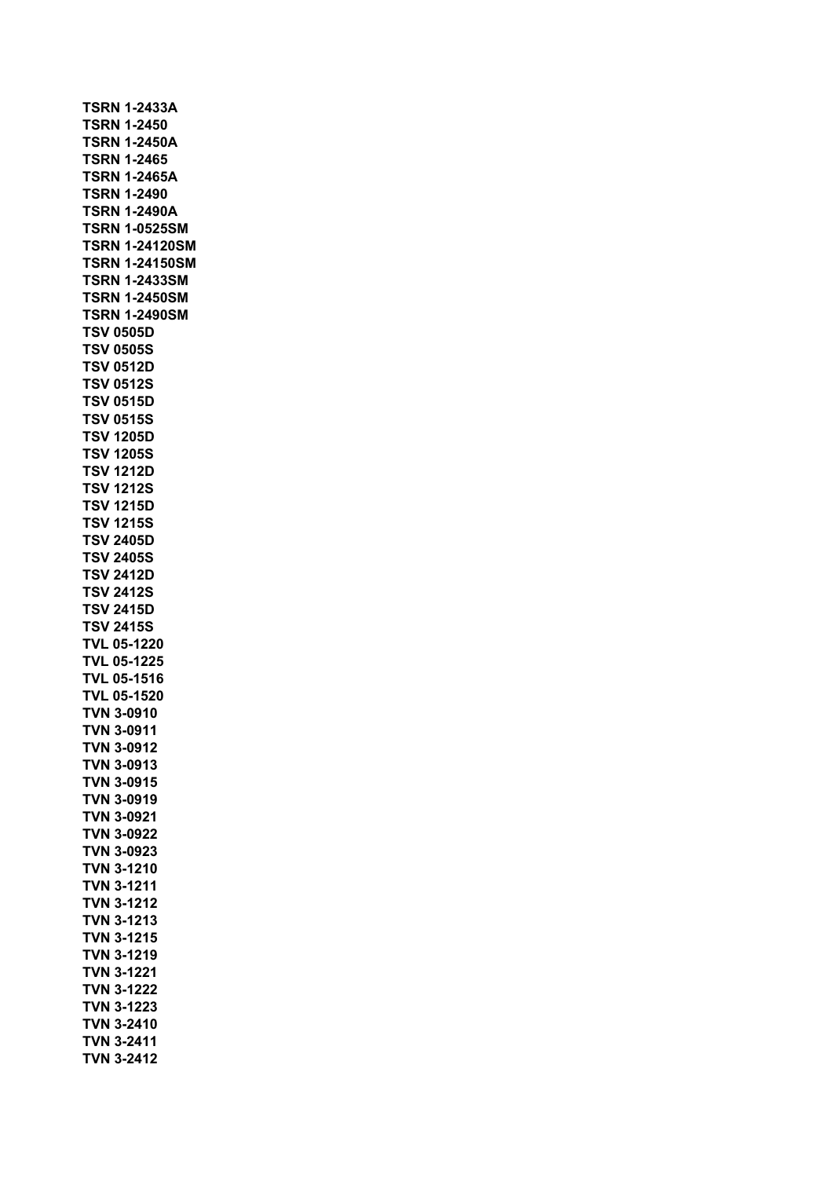**TSRN 1-2433A**
**TSRN 1-2450**
**TSRN 1-2450A**
**TSRN 1-2465**
**TSRN 1-2465A**
**TSRN 1-2490**
**TSRN 1-2490A**
**TSRN 1-0525SM**
**TSRN 1-24120SM**
**TSRN 1-24150SM**
**TSRN 1-2433SM**
**TSRN 1-2450SM**
**TSRN 1-2490SM**
**TSV 0505D**
**TSV 0505S**
**TSV 0512D**
**TSV 0512S**
**TSV 0515D**
**TSV 0515S**
**TSV 1205D**
**TSV 1205S**
**TSV 1212D**
**TSV 1212S**
**TSV 1215D**
**TSV 1215S**
**TSV 2405D**
**TSV 2405S**
**TSV 2412D**
**TSV 2412S**
**TSV 2415D**
**TSV 2415S**
**TVL 05-1220**
**TVL 05-1225**
**TVL 05-1516**
**TVL 05-1520**
**TVN 3-0910**
**TVN 3-0911**
**TVN 3-0912**
**TVN 3-0913**
**TVN 3-0915**
**TVN 3-0919**
**TVN 3-0921**
**TVN 3-0922**
**TVN 3-0923**
**TVN 3-1210**
**TVN 3-1211**
**TVN 3-1212**
**TVN 3-1213**
**TVN 3-1215**
**TVN 3-1219**
**TVN 3-1221**
**TVN 3-1222**
**TVN 3-1223**
**TVN 3-2410**
**TVN 3-2411**
**TVN 3-2412**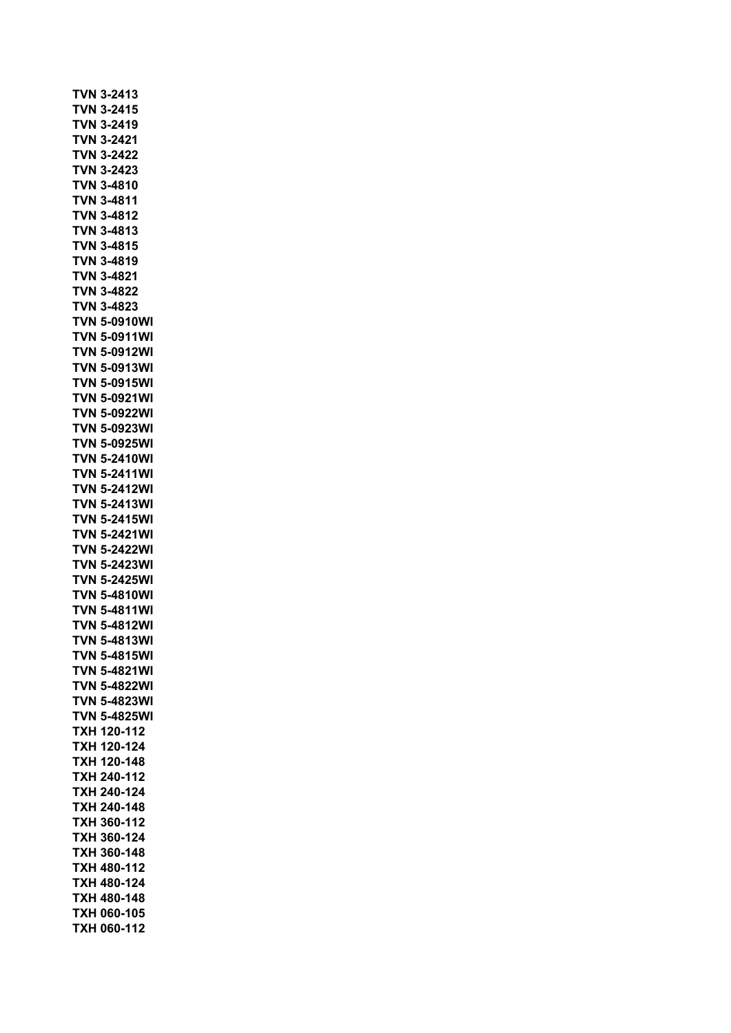**TVN 3-2413**
**TVN 3-2415**
**TVN 3-2419**
**TVN 3-2421**
**TVN 3-2422**
**TVN 3-2423**
**TVN 3-4810**
**TVN 3-4811**
**TVN 3-4812**
**TVN 3-4813**
**TVN 3-4815**
**TVN 3-4819**
**TVN 3-4821**
**TVN 3-4822**
**TVN 3-4823**
**TVN 5-0910WI**
**TVN 5-0911WI**
**TVN 5-0912WI**
**TVN 5-0913WI**
**TVN 5-0915WI**
**TVN 5-0921WI**
**TVN 5-0922WI**
**TVN 5-0923WI**
**TVN 5-0925WI**
**TVN 5-2410WI**
**TVN 5-2411WI**
**TVN 5-2412WI**
**TVN 5-2413WI**
**TVN 5-2415WI**
**TVN 5-2421WI**
**TVN 5-2422WI**
**TVN 5-2423WI**
**TVN 5-2425WI**
**TVN 5-4810WI**
**TVN 5-4811WI**
**TVN 5-4812WI**
**TVN 5-4813WI**
**TVN 5-4815WI**
**TVN 5-4821WI**
**TVN 5-4822WI**
**TVN 5-4823WI**
**TVN 5-4825WI**
**TXH 120-112**
**TXH 120-124**
**TXH 120-148**
**TXH 240-112**
**TXH 240-124**
**TXH 240-148**
**TXH 360-112**
**TXH 360-124**
**TXH 360-148**
**TXH 480-112**
**TXH 480-124**
**TXH 480-148**
**TXH 060-105**
**TXH 060-112**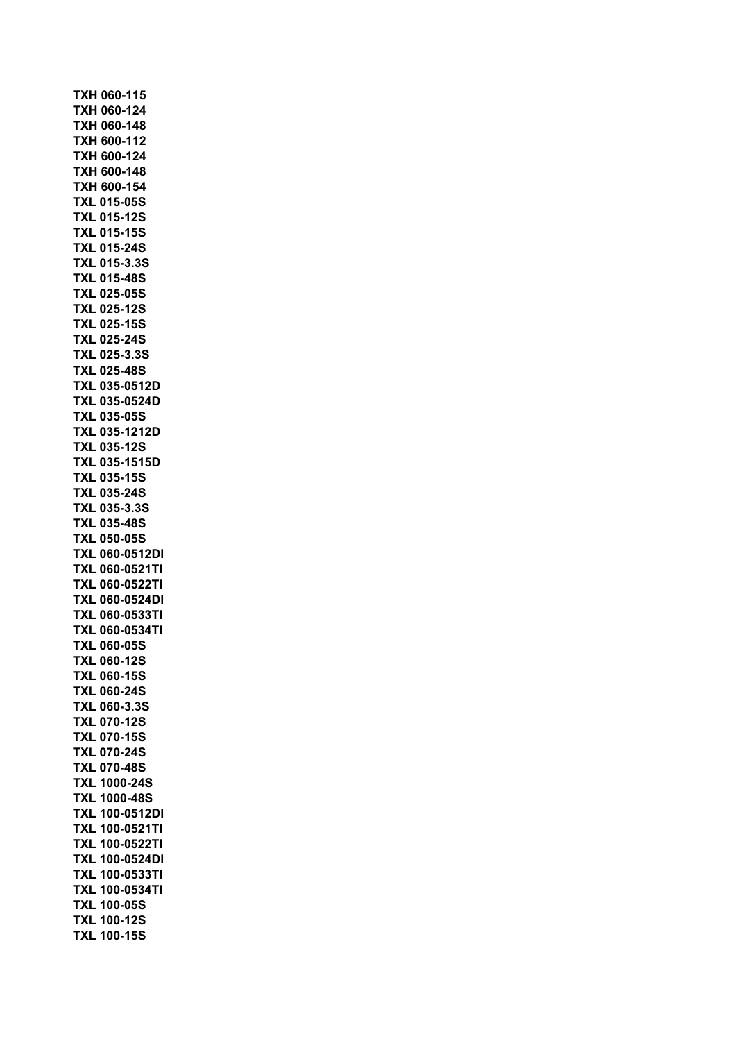**TXH 060-115**
**TXH 060-124**
**TXH 060-148**
**TXH 600-112**
**TXH 600-124**
**TXH 600-148**
**TXH 600-154**
**TXL 015-05S**
**TXL 015-12S**
**TXL 015-15S**
**TXL 015-24S**
**TXL 015-3.3S**
**TXL 015-48S**
**TXL 025-05S**
**TXL 025-12S**
**TXL 025-15S**
**TXL 025-24S**
**TXL 025-3.3S**
**TXL 025-48S**
**TXL 035-0512D**
**TXL 035-0524D**
**TXL 035-05S**
**TXL 035-1212D**
**TXL 035-12S**
**TXL 035-1515D**
**TXL 035-15S**
**TXL 035-24S**
**TXL 035-3.3S**
**TXL 035-48S**
**TXL 050-05S**
**TXL 060-0512DI**
**TXL 060-0521TI**
**TXL 060-0522TI**
**TXL 060-0524DI**
**TXL 060-0533TI**
**TXL 060-0534TI**
**TXL 060-05S**
**TXL 060-12S**
**TXL 060-15S**
**TXL 060-24S**
**TXL 060-3.3S**
**TXL 070-12S**
**TXL 070-15S**
**TXL 070-24S**
**TXL 070-48S**
**TXL 1000-24S**
**TXL 1000-48S**
**TXL 100-0512DI**
**TXL 100-0521TI**
**TXL 100-0522TI**
**TXL 100-0524DI**
**TXL 100-0533TI**
**TXL 100-0534TI**
**TXL 100-05S**
**TXL 100-12S**
**TXL 100-15S**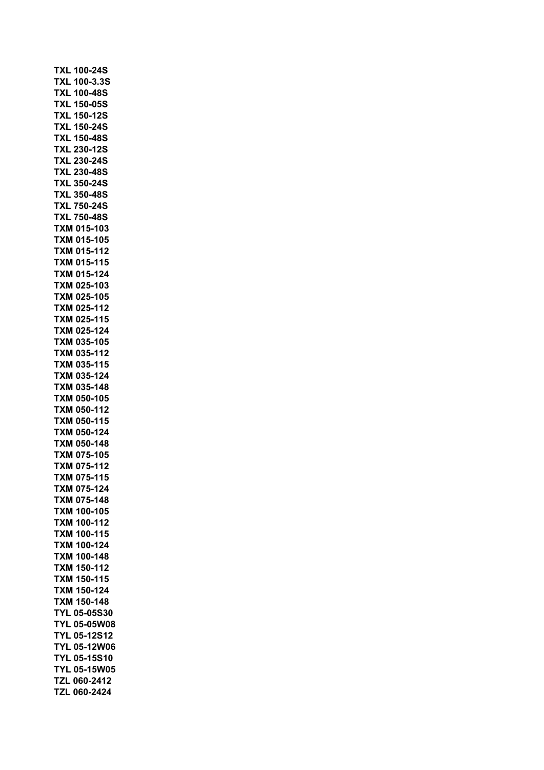**TXL 100-24S**
**TXL 100-3.3S**
**TXL 100-48S**
**TXL 150-05S**
**TXL 150-12S**
**TXL 150-24S**
**TXL 150-48S**
**TXL 230-12S**
**TXL 230-24S**
**TXL 230-48S**
**TXL 350-24S**
**TXL 350-48S**
**TXL 750-24S**
**TXL 750-48S**
**TXM 015-103**
**TXM 015-105**
**TXM 015-112**
**TXM 015-115**
**TXM 015-124**
**TXM 025-103**
**TXM 025-105**
**TXM 025-112**
**TXM 025-115**
**TXM 025-124**
**TXM 035-105**
**TXM 035-112**
**TXM 035-115**
**TXM 035-124**
**TXM 035-148**
**TXM 050-105**
**TXM 050-112**
**TXM 050-115**
**TXM 050-124**
**TXM 050-148**
**TXM 075-105**
**TXM 075-112**
**TXM 075-115**
**TXM 075-124**
**TXM 075-148**
**TXM 100-105**
**TXM 100-112**
**TXM 100-115**
**TXM 100-124**
**TXM 100-148**
**TXM 150-112**
**TXM 150-115**
**TXM 150-124**
**TXM 150-148**
**TYL 05-05S30**
**TYL 05-05W08**
**TYL 05-12S12**
**TYL 05-12W06**
**TYL 05-15S10**
**TYL 05-15W05**
**TZL 060-2412**
**TZL 060-2424**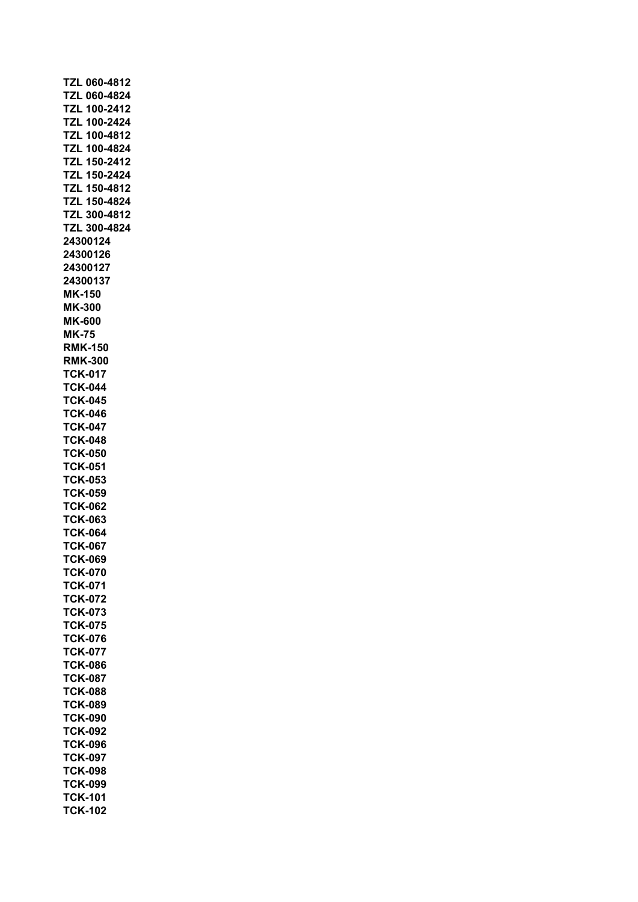**TZL 060-4812**
**TZL 060-4824**
**TZL 100-2412**
**TZL 100-2424**
**TZL 100-4812**
**TZL 100-4824**
**TZL 150-2412**
**TZL 150-2424**
**TZL 150-4812**
**TZL 150-4824**
**TZL 300-4812**
**TZL 300-4824**
**24300124**
**24300126**
**24300127**
**24300137**
**MK-150**
**MK-300**
**MK-600**
**MK-75**
**RMK-150**
**RMK-300**
**TCK-017**
**TCK-044**
**TCK-045**
**TCK-046**
**TCK-047**
**TCK-048**
**TCK-050**
**TCK-051**
**TCK-053**
**TCK-059**
**TCK-062**
**TCK-063**
**TCK-064**
**TCK-067**
**TCK-069**
**TCK-070**
**TCK-071**
**TCK-072**
**TCK-073**
**TCK-075**
**TCK-076**
**TCK-077**
**TCK-086**
**TCK-087**
**TCK-088**
**TCK-089**
**TCK-090**
**TCK-092**
**TCK-096**
**TCK-097**
**TCK-098**
**TCK-099**
**TCK-101**
**TCK-102**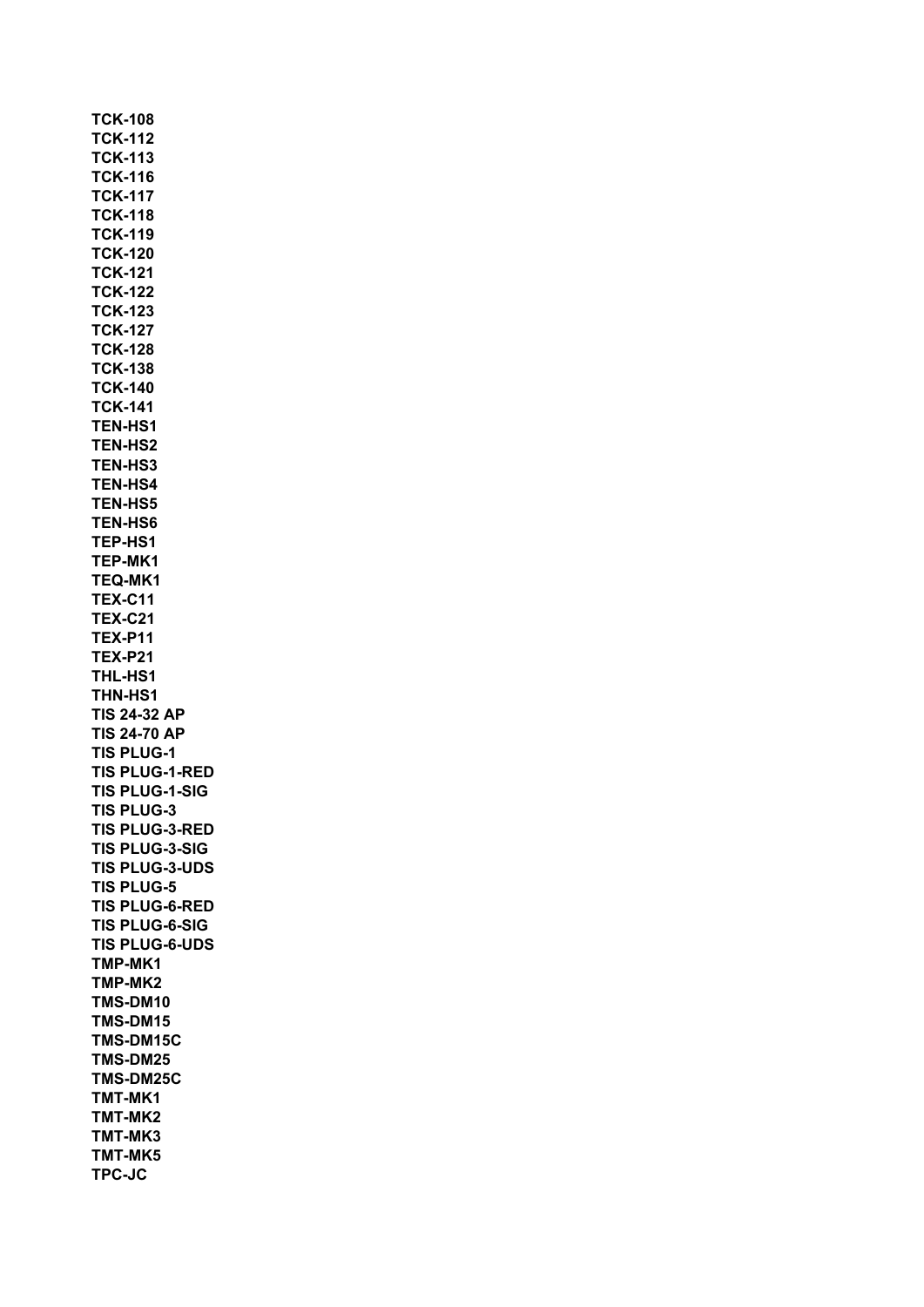**TCK-108**
**TCK-112**
**TCK-113**
**TCK-116**
**TCK-117**
**TCK-118**
**TCK-119**
**TCK-120**
**TCK-121**
**TCK-122**
**TCK-123**
**TCK-127**
**TCK-128**
**TCK-138**
**TCK-140**
**TCK-141**
**TEN-HS1**
**TEN-HS2**
**TEN-HS3**
**TEN-HS4**
**TEN-HS5**
**TEN-HS6**
**TEP-HS1**
**TEP-MK1**
**TEQ-MK1**
**TEX-C11**
**TEX-C21**
**TEX-P11**
**TEX-P21**
**THL-HS1**
**THN-HS1**
**TIS 24-32 AP**
**TIS 24-70 AP**
**TIS PLUG-1**
**TIS PLUG-1-RED**
**TIS PLUG-1-SIG**
**TIS PLUG-3**
**TIS PLUG-3-RED**
**TIS PLUG-3-SIG**
**TIS PLUG-3-UDS**
**TIS PLUG-5**
**TIS PLUG-6-RED**
**TIS PLUG-6-SIG**
**TIS PLUG-6-UDS**
**TMP-MK1**
**TMP-MK2**
**TMS-DM10**
**TMS-DM15**
**TMS-DM15C**
**TMS-DM25**
**TMS-DM25C**
**TMT-MK1**
**TMT-MK2**
**TMT-MK3**
**TMT-MK5**
**TPC-JC**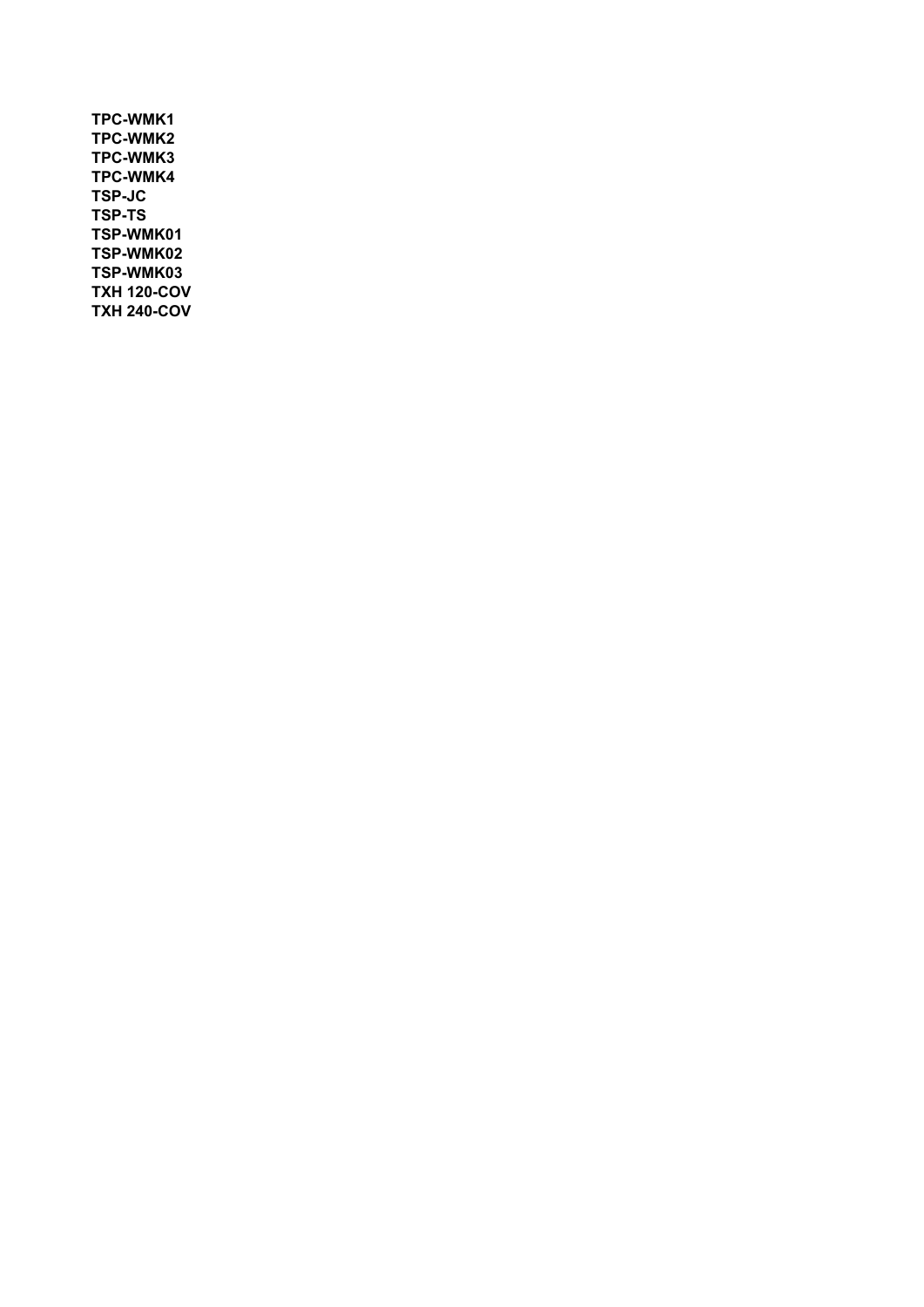**TPC-WMK1**
**TPC-WMK2**
**TPC-WMK3**
**TPC-WMK4**
**TSP-JC**
**TSP-TS**
**TSP-WMK01**
**TSP-WMK02**
**TSP-WMK03**
**TXH 120-COV**
**TXH 240-COV**